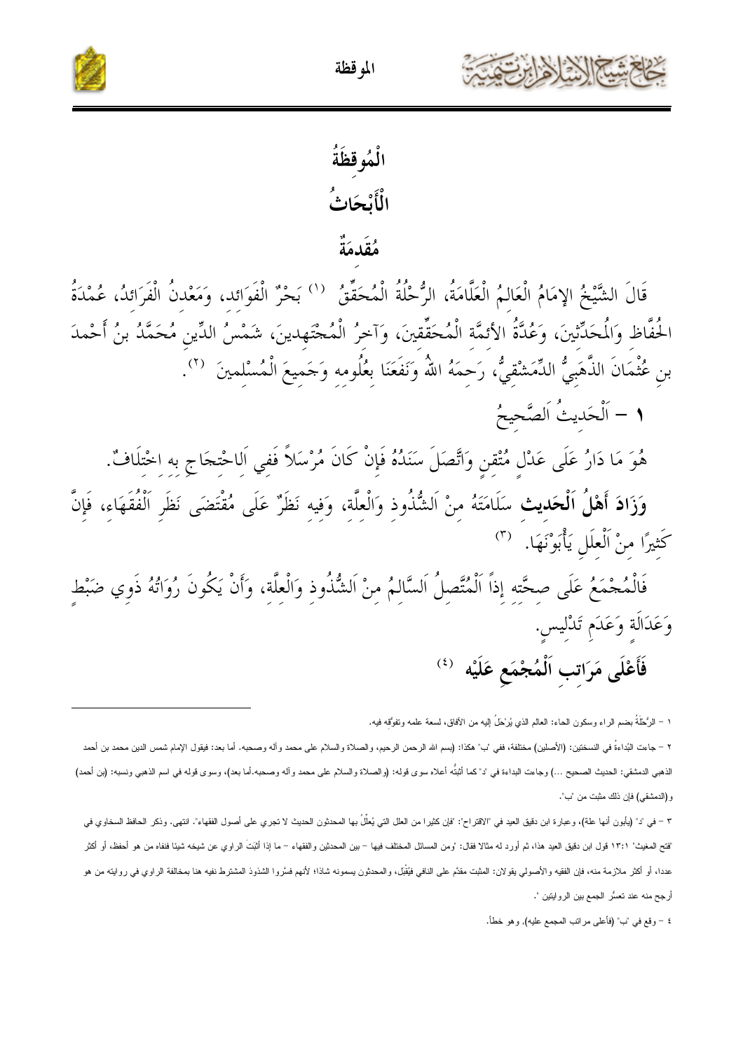# الْمُوقظَةُ

## الْأَبْحَاثُ

### مُقَدمَةٌ

قَالَ الشَّيْخُ الإمَامُ الْعَالِمُ الْعَلَّامَةُ، الرُّحْلَةُ الْمُحَقِّقُ [1] بَحْرُ الْفَوَائِد، وَمَعْدنُ الْفَرَائدُ، عُمْدَةُ الحُفَّاظ وَالْمُحَدِّثينَ، وَعُدَّةُ الأئمَّة الْمُحَقِّقينَ، وَآخرُ الْمُجْتَهدينَ، شَمْسُ الدِّين مُحَمَّدُ بنُ أَحْمَدَ بنِ عُثْمَانَ الذَّهَبِيُّ الدِّمَشْقِيُّ، رَحِمَهُ اللهُ وَنَفَعَنَا بعُلُومِهِ وَجَميعَ الْمُسْلمينَ [2].

**١ – اَلْحَديثُ اَلصَّحيحُ**

هُوَ مَا دَارُ عَلَى عَدْلٍ مُتْقِنٍ وَاتَّصَلَ سَنَدُهُ فَإنْ كَانَ مُرْسَلاً فَفِي اَلاحْتِجَاجِ بِه اخْتِلَافٌ.

**وَزَادَ أَهْلُ اَلْحَديث** سَلَامَتَهُ منْ اَلشُّذُوذ وَالْعلَّة، وَفيه نَظَرٌ عَلَى مُقْتَضَى نَظَرِ اَلْفُقَهَاءِ، فَإنَّ كَثيرًا منْ اَلْعِلَلِ يَأْبَوْنَهَا. [3]

فَالْمُجْمَعُ عَلَى صِحَّته إذاً اَلْمُتَّصِلُ اَلسَّالمُ منْ اَلشُّذُوذ وَالْعلَّة، وَأَنْ يَكُونَ رُوَاتُهُ ذَوِي ضَبْطٍ وَعَدَالَة وَعَدَمِ تَدْليسٍ.

**فَأَعْلَى مَرَاتِبِ اَلْمُجْمَعِ عَلَيْه** [4]

---

١ – الرُّحْلَةُ بضم الراء وسكون الحاء: العالم الذي يُرْحَلُ إليه من الآفاق، لسعة علمه وتفوّقه فيه.

٢ – جاءت البُداءةُ في النسختين: (الأصلين) مختلفة، ففي "ب" هكذا: (بسم الله الرحمن الرحيم، والصلاة والسلام على محمد وآله وصحبه. أما بعد: فيقول الإمام شمس الدين محمد بن أحمد الذهبي الدمشقي: الحديث الصحيح ...) وجاءت البداءة في "د" كما أثبتُّه أعلاه سوى قوله: (والصلاة والسلام على محمد وآله وصحبه.أما بعد)، وسوى قوله في اسم الذهبي ونسبه: (بن أحمد) و(الدمشقي) فإن ذلك مثبت من "ب".

٣ – في "د" (يأبون أنها علة)، وعبارة ابن دقيق العيد في "الاقتراح": "فإن كثيرا من العلل التي يُعلِّلُ بها المحدثون الحديث لا تجري على أصول الفقهاء". انتهى. وذكر الحافظ السخاوي في "فتح المغيث" ١٣:١ قول ابن دقيق العيد هذا، ثم أورد له مثالا فقال: "ومن المسائل المختلف فيها – بين المحدثين والفقهاء – ما إذا أثْبَتَ الراوي عن شيخه شيئا فنفاه من هو أحفظ، أو أكثر عددا، أو أكثر ملازمة منه، فإن الفقيه والأصولي يقولان: المثبت مقدَّم على النافي فيُقْبَل، والمحدثون يسمونه شاذا؛ لأنهم فسَّروا الشذوذ المشترط نفيه هنا بمخالفة الراوي في روايته من هو أرجح منه عند تعسُّر الجمع بين الروايتين ".

٤ – وقع في "ب" (فأعلى مراتب المجمع عليه)، وهو خطأ.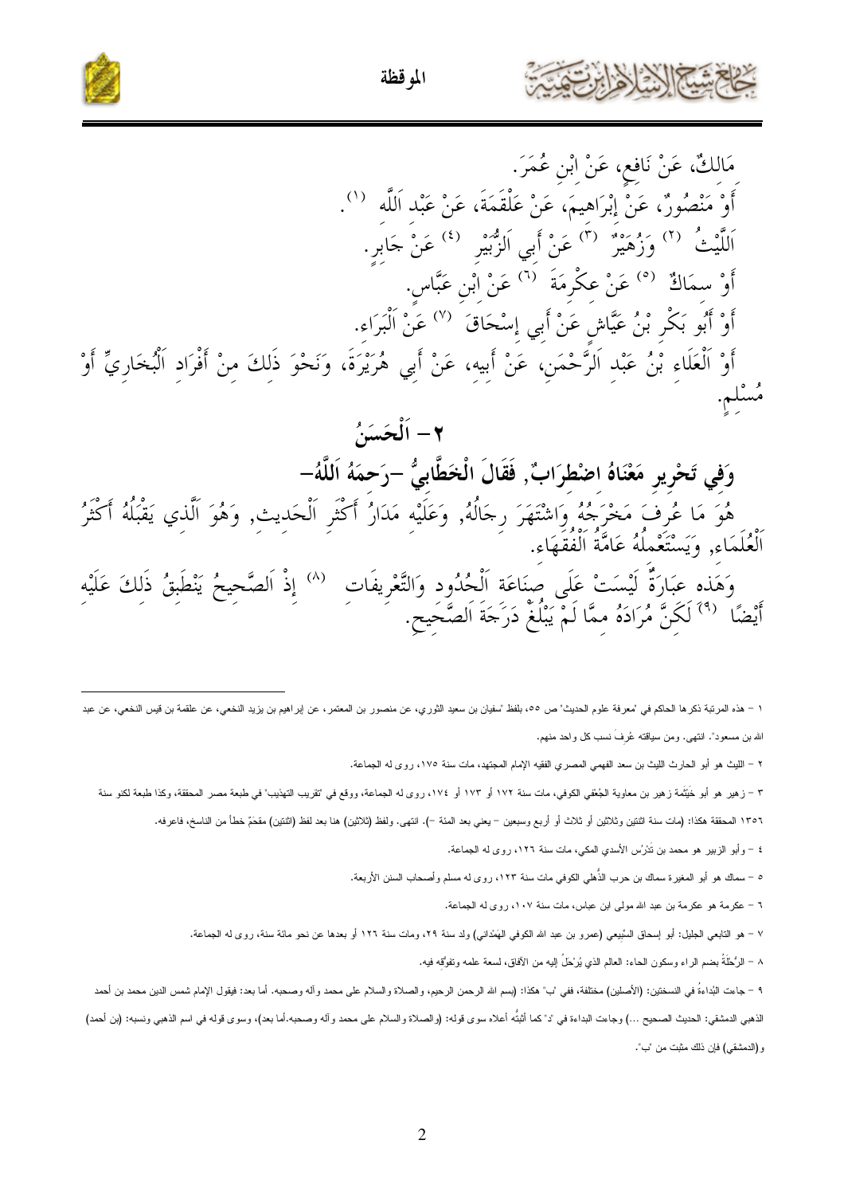مَالِكٌ، عَنْ نَافِعٍ، عَنْ اِبْنِ عُمَرَ.

أَوْ مَنْصُورٌ، عَنْ إِبْرَاهِيمَ، عَنْ عَلْقَمَةَ، عَنْ عَبْدِ اَللَّهِ [1].

اَللَّيْثُ [2] وَزُهَيْرٌ [3] عَنْ أَبِي اَلزُّبَيْرِ [4] عَنْ جَابِرٍ.

أَوْ سِمَاكٌ [5] عَنْ عِكْرِمَةَ [6] عَنْ اِبْنِ عَبَّاسٍ.

أَوْ أَبُو بَكْرِ بْنُ عَيَّاشٍ عَنْ أَبِي إِسْحَاقَ [7] عَنْ اَلْبَرَاءِ.

أَوْ اَلْعَلَاءِ بْنُ عَبْدِ اَلرَّحْمَنِ، عَنْ أَبِيهِ، عَنْ أَبِي هُرَيْرَةَ، وَنَحْوَ ذَلِكَ مِنْ أَفْرَادِ اَلْبُخَارِيِّ أَوْ مُسْلِمٍ.

## ٢ – اَلْحَسَنُ

### وَفِي تَحْرِيرِ مَعْنَاهُ اضْطِرَابٌ, فَقَالَ اَلْخَطَّابِيُّ –رَحِمَهُ اَللَّهُ–

هُوَ مَا عُرِفَ مَخْرَجُهُ وَاشْتَهَرَ رِجَالُهُ, وَعَلَيْهِ مَدَارُ أَكْثَرِ اَلْحَدِيثِ, وَهُوَ اَلَّذِي يَقْبَلُهُ أَكْثَرُ اَلْعُلَمَاءِ, وَيَسْتَعْمِلُهُ عَامَّةُ اَلْفُقَهَاءِ.

وَهَذِهِ عِبَارَةٌ لَيْسَتْ عَلَى صِنَاعَةِ اَلْحُدُودِ وَالتَّعْرِيفَاتِ [8] إِذْ اَلصَّحِيحُ يَنْطَبِقُ ذَلِكَ عَلَيْهِ أَيْضًا [9] لَكِنَّ مُرَادَهُ مِمَّا لَمْ يَبْلُغْ دَرَجَةَ اَلصَّحِيحِ.

---

١ – هذه المرتبة ذكرها الحاكم في 'معرفة علوم الحديث' ص ٥٥، بلفظ 'سفيان بن سعيد الثوري، عن منصور بن المعتمر، عن إبراهيم بن يزيد النخعي، عن علقمة بن قيس النخعي، عن عبد الله بن مسعود'. انتهى. ومن سياقته عُرِفَ نسب كل واحد منهم.

٢ – الليث هو أبو الحارث الليث بن سعد الفهمي المصري الفقيه الإمام المجتهد، مات سنة ١٧٥، روى له الجماعة.

٣ – زهير هو أبو خَيْثَمة زهير بن معاوية الجُعْفي الكوفي، مات سنة ١٧٢ أو ١٧٣ أو ١٧٤، روى له الجماعة، ووقع في 'تقريب التهذيب' في طبعة مصر المحققة، وكذا طبعة لكنو سنة ١٣٥٦ المحققة هكذا: (مات سنة اثنتين وثلاثين أو ثلاث أو أربع وسبعين – يعني بعد المئة –). انتهى. ولفظ (ثلاثين) هنا بعد لفظ (اثنتين) مقحَمٌ خطأ من الناسخ، فاعرفه.

٤ – وأبو الزبير هو محمد بن تَدْرُس الأسدي المكي، مات سنة ١٢٦، روى له الجماعة.

٥ – سماك هو أبو المغيرة سماك بن حرب الذُّهلي الكوفي مات سنة ١٢٣، روى له مسلم وأصحاب السنن الأربعة.

٦ – عكرمة هو عكرمة بن عبد الله مولى ابن عباس، مات سنة ١٠٧، روى له الجماعة.

٧ – هو التابعي الجليل: أبو إسحاق السَّبِيعي (عمرو بن عبد الله الكوفي الهَمْداني) ولد سنة ٢٩، ومات سنة ١٢٦ أو بعدها عن نحو مائة سنة، روى له الجماعة.

٨ – الرُّحْلَةُ بضم الراء وسكون الحاء: العالم الذي يُرْحَلُ إليه من الآفاق، لسعة علمه وتفوُّقه فيه.

٩ – جاءت البُداءةُ في النسختين: (الأصلين) مختلفة، ففي 'ب' هكذا: (بسم الله الرحمن الرحيم، والصلاة والسلام على محمد وآله وصحبه. أما بعد: فيقول الإمام شمس الدين محمد بن أحمد الذهبي الدمشقي: الحديث الصحيح ...) وجاءت البداءة في 'د' كما أثبتُّه أعلاه سوى قوله: (والصلاة والسلام على محمد وآله وصحبه.أما بعد)، وسوى قوله في اسم الذهبي ونسبه: (بن أحمد) و(الدمشقي) فإن ذلك مثبت من 'ب'.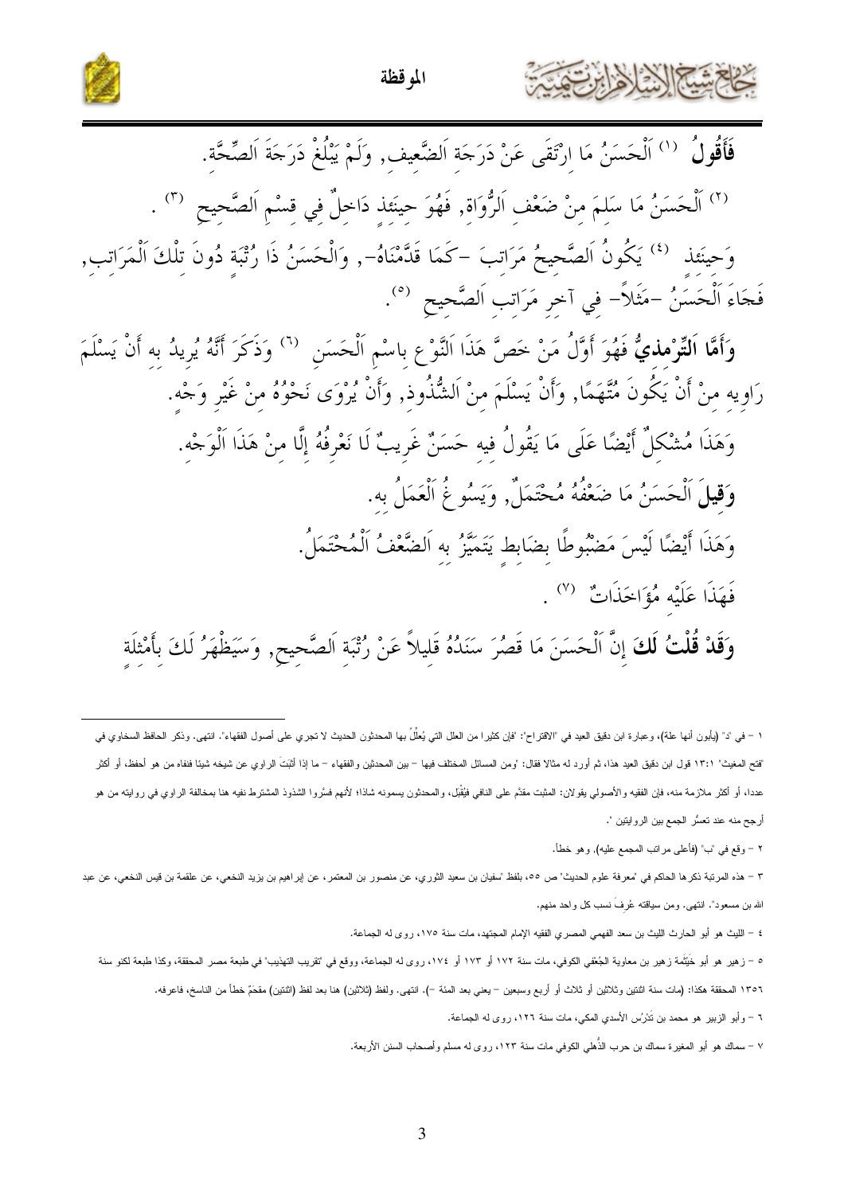**فَأَقُولُ** [1] اَلْحَسَنُ مَا اِرْتَقَى عَنْ دَرَجَةِ اَلضَّعِيفِ, وَلَمْ يَبْلُغْ دَرَجَةَ اَلصِّحَّةِ.

[2] اَلْحَسَنُ مَا سَلِمَ مِنْ ضَعْفِ اَلرُّوَاةِ, فَهُوَ حِينَئِذٍ دَاخِلٌ فِي قِسْمِ اَلصَّحِيحِ [3] .

وَحِينَئِذٍ [4] يَكُونُ اَلصَّحِيحُ مَرَاتِبَ -كَمَا قَدَّمْنَاهُ-, وَالْحَسَنُ ذَا رُتْبَةٍ دُونَ تِلْكَ اَلْمَرَاتِبِ, فَجَاءَ اَلْحَسَنُ -مَثَلاً- فِي آخِرِ مَرَاتِبِ اَلصَّحِيحِ [5].

**وَأَمَّا اَلتِّرْمِذِيُّ** فَهُوَ أَوَّلُ مَنْ خَصَّ هَذَا اَلنَّوْعَ بِاسْمِ اَلْحَسَنِ [6] وَذَكَرَ أَنَّهُ يُرِيدُ بِهِ أَنْ يَسْلَمَ رَاوِيهِ مِنْ أَنْ يَكُونَ مُتَّهَمًا, وَأَنْ يَسْلَمَ مِنَ اَلشُّذُوذِ, وَأَنْ يُرْوَى نَحْوُهُ مِنْ غَيْرِ وَجْهٍ.

وَهَذَا مُشْكِلٌ أَيْضًا عَلَى مَا يَقُولُ فِيهِ حَسَنٌ غَرِيبٌ لَا نَعْرِفُهُ إِلَّا مِنْ هَذَا اَلْوَجْهِ.

**وَقِيلَ** اَلْحَسَنُ مَا ضَعْفُهُ مُحْتَمَلٌ, وَيَسُوغُ اَلْعَمَلُ بِهِ.

وَهَذَا أَيْضًا لَيْسَ مَضْبُوطًا بِضَابِطٍ يَتَمَيَّزُ بِهِ اَلضَّعْفُ اَلْمُحْتَمَلُ.

فَهَذَا عَلَيْهِ مُؤَاخَذَاتٌ [7] .

**وَقَدْ قُلْتُ لَكَ** إِنَّ اَلْحَسَنَ مَا قَصُرَ سَنَدُهُ قَلِيلاً عَنْ رُتْبَةِ اَلصَّحِيحِ, وَسَيَظْهَرُ لَكَ بِأَمْثِلَةٍ

---

١ – في "د" (بأبون أنها علة)، وعبارة ابن دقيق العيد في "الاقتراح": "فإن كثيرا من العلل التي يُعلِّلُ بها المحدثون الحديث لا تجري على أصول الفقهاء". انتهى. وذكر الحافظ السخاوي في "فتح المغيث" ١: ١٣ قول ابن دقيق العيد هذا، ثم أورد له مثالا فقال: "ومن المسائل المختلف فيها – بين المحدثين والفقهاء – ما إذا أثْبَتَ الراوي عن شيخه شيئا فنفاه من هو أحفظ، أو أكثر عددا، أو أكثر ملازمة منه، فإن الفقيه والأصولي يقولان: المثبت مقدَّم على النافي فيُقْبَل، والمحدثون يسمونه شاذا؛ لأنهم فسَّروا الشذوذ المشترط نفيه هنا بمخالفة الراوي في روايته من هو أرجح منه عند تعسُّر الجمع بين الروايتين ".

٢ – وقع في "ب" (فأعلى مراتب المجمع عليه)، وهو خطأ.

٣ – هذه المرتبة ذكرها الحاكم في "معرفة علوم الحديث" ص ٥٥، بلفظ "سفيان بن سعيد الثوري، عن منصور بن المعتمر، عن إبراهيم بن يزيد النخعي، عن علقمة بن قيس النخعي، عن عبد الله بن مسعود". انتهى. ومن سياقته عُرِفَ نسب كل واحد منهم.

٤ – الليث هو أبو الحارث الليث بن سعد الفهمي المصري الفقيه الإمام المجتهد، مات سنة ١٧٥، روى له الجماعة.

٥ – زهير هو أبو خَيْثَمة زهير بن معاوية الجُعْفي الكوفي، مات سنة ١٧٢ أو ١٧٣ أو ١٧٤، روى له الجماعة، ووقع في "تقريب التهذيب" في طبعة مصر المحققة، وكذا طبعة لكنو سنة ١٣٥٦ المحققة هكذا: (مات سنة اثنتين وثلاثين أو ثلاث أو أربع وسبعين – يعني بعد المئة –). انتهى. ولفظ (ثلاثين) هنا بعد لفظ (اثنتين) مقحَمٌ خطأ من الناسخ، فاعرفه.

٦ – وأبو الزبير هو محمد بن تَدْرُس الأسدي المكي، مات سنة ١٢٦، روى له الجماعة.

٧ – سماك هو أبو المغيرة سماك بن حرب الذُّهلي الكوفي مات سنة ١٢٣، روى له مسلم وأصحاب السنن الأربعة.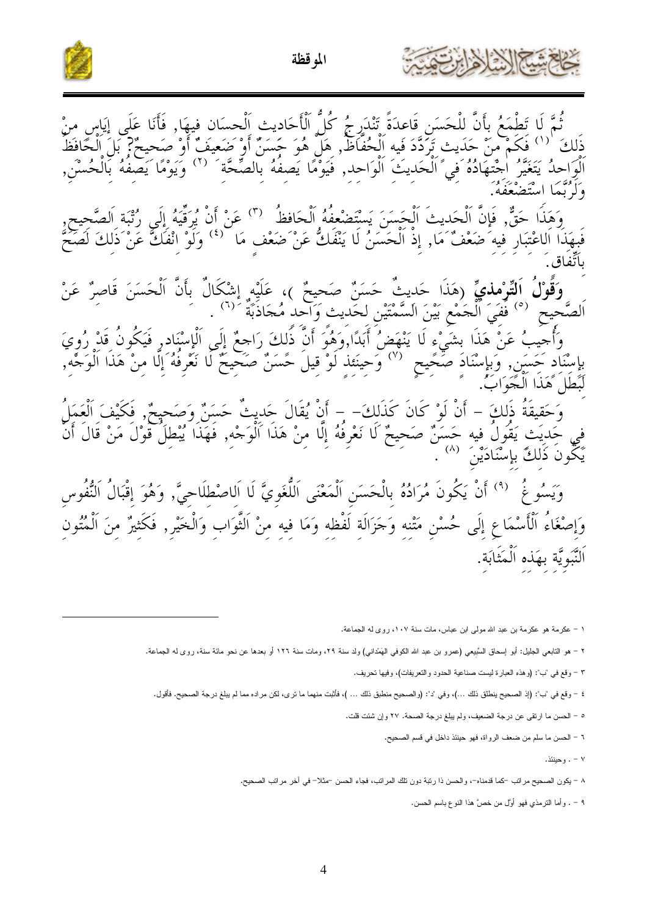ثُمَّ لَا تَطْمَعُ بِأَنَّ لِلْحَسَنِ قَاعِدَةً تَنْدَرِجُ كُلُّ اَلْأَحَادِيث اَلْحِسَان فِيهَا, فَأَنَا عَلَى إِيَاسٍ مِنْ ذَلِكَ [1] فَكَمْ مِنْ حَدِيث تَرَدَّدَ فِيه اَلْحُفَّاظُ, هَلْ هُوَ حَسَنٌ أَوْ ضَعِيفٌ أَوْ صَحِيحٌ؟ بَلِ اَلْحَافِظُ اَلْوَاحِدُ يَتَغَيَّرُ اجْتِهَادُهُ فِي اَلْحَدِيثَ اَلْوَاحِد, فَيَوْمًا يَصِفُهُ بِالصِّحَّةَ [2] وَيَوْمًا يَصِفُهُ بِالْحُسْنِ, وَلَرُبَّمَا اسْتَضْعَفَهُ.

وَهَذَا حَقٌّ, فَإِنَّ اَلْحَدِيثَ اَلْحَسَنَ يَسْتَضْعِفُهُ اَلْحَافِظُ [3] عَنْ أَنْ يُرَقِّيَهُ إِلَى رُتْبَة اَلصَّحِيح, فَبِهَذَا اَلاعْتِبَار فِيهِ ضَعْفٌ مَا, إِذْ اَلْحَسَنُ لَا يَنْفَكُّ عَنْ ضَعْفٍ مَا [4] وَلَوْ انْفَكَّ عَنْ ذَلِكَ لَصَحَّ بِاتِّفَاق.

**وَقَوْلُ اَلتِّرْمِذِيِّ** (هَذَا حَدِيثٌ حَسَنٌ صَحِيحٌ)، عَلَيْهِ إِشْكَالٌ بِأَنَّ اَلْحَسَنَ قَاصِرٌ عَنْ اَلصَّحِيح [5] فَفِي اَلْجَمْعِ بَيْنَ اَلسِّمَتَيْنِ لِحَدِيث وَاحِد مُجَاذَبَةٌ [6] .

وَأُجِيبُ عَنْ هَذَا بِشَيْءٍ لَا يَنْهَضُ أَبَدًا,وَهُوَ أَنَّ ذَلِكَ رَاجِعٌ إِلَى اَلْإِسْنَاد, فَيَكُونُ قَدْ رُوِيَ بِإِسْنَاد حَسَنٍ, وَبِإِسْنَادٍ صَحِيحٍ [7] وَحِينَئِذ لَوْ قِيلَ حَسَنٌ صَحِيحٌ لَا نَعْرِفُهُ إِلَّا مِنْ هَذَا اَلْوَجْه, لَبَطَلَ هَذَا اَلْجَوَابُ.

وَحَقِيقَةُ ذَلِكَ – أَنْ لَوْ كَانَ كَذَلِكَ – أَنْ يُقَالَ حَدِيثٌ حَسَنٌ وَصَحِيحٌ, فَكَيْفَ اَلْعَمَلُ فِي حَدِيث يَقُولُ فِيه حَسَنٌ صَحِيحٌ لَا نَعْرِفُهُ إِلَّا مِنْ هَذَا اَلْوَجْه, فَهَذَا يُبْطِلُ قَوْلَ مَنْ قَالَ أَنْ يَكُونَ ذَلِكَ بِإِسْنَادَيْنِ [8] .

وَيَسُوغُ [9] أَنْ يَكُونَ مُرَادُهُ بِالْحَسَنِ اَلْمَعْنَى اَللُّغَوِيَّ لَا اَلاصْطِلَاحِيَّ, وَهُوَ إِقْبَالُ اَلنُّفُوسِ وَإِصْغَاءُ اَلْأَسْمَاعِ إِلَى حُسْنِ مَتْنِه وَجَزَالَة لَفْظِه وَمَا فِيه مِنَ اَلثَّوَابِ وَالْخَيْرِ, فَكَثِيرٌ مِنَ اَلْمُتُونِ اَلنَّبَوِيَّة بِهَذِه اَلْمَثَابَة.

---

١ – عكرمة هو عكرمة بن عبد الله مولى ابن عباس، مات سنة ١٠٧، روى له الجماعة.

٢ – هو التابعي الجليل: أبو إسحاق السَّبِيعي (عمرو بن عبد الله الكوفي الهَمْداني) ولد سنة ٢٩، ومات سنة ١٢٦ أو بعدها عن نحو مائة سنة، روى له الجماعة.

٣ – وقع في 'ب': (وهذه العبارة ليست صناعية الحدود والتعريفات)، وفيها تحريف.

٤ – وقع في 'ب': (إذ الصحيح ينطلق ذلك ... )، وفي 'د': (والصحيح منطبق ذلك ... )، فأثبت منهما ما ترى، لكن مراده مما لم يبلغ درجة الصحيح. فأقول.

٥ – الحسن ما ارتقى عن درجة الضعيف، ولم يبلغ درجة الصحة. ٢٧ وإن شئت قلت.

٦ – الحسن ما سلم من ضعف الرواة، فهو حينئذ داخل في قسم الصحيح.

٧ – . وحينئذ.

٨ – يكون الصحيح مراتب –كما قدمناه–، والحسن ذا رتبة دون تلك المراتب، فجاء الحسن –مثلا– في آخر مراتب الصحيح.

٩ – . وأما الترمذي فهو أوّل من خصَّ هذا النوع باسم الحسن.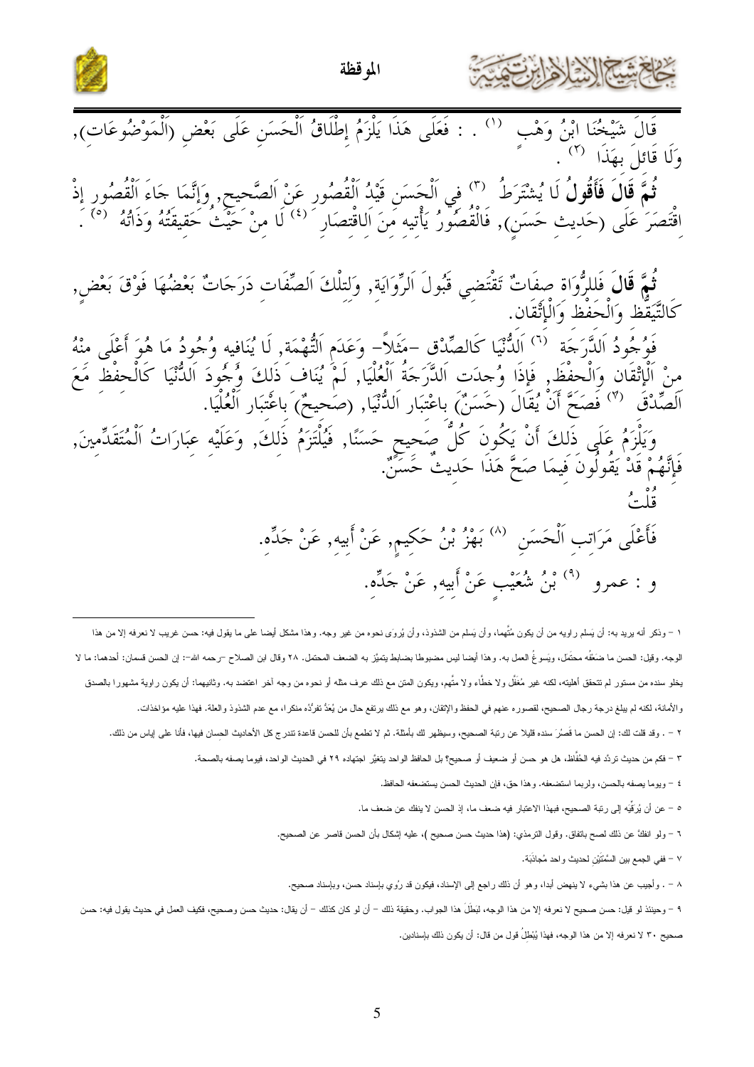قَالَ شَيْخُنَا ابْنُ وَهْبٍ [1] . : فَعَلَى هَذَا يَلْزَمُ إِطْلَاقُ اَلْحَسَنِ عَلَى بَعْضِ (اَلْمَوْضُوعَات), وَلَا قَائِلَ بِهَذَا [2] .

**ثُمَّ قَالَ فَأَقُولُ** لَا يُشْتَرَطُ [3] فِي اَلْحَسَنِ قَيْدُ اَلْقُصُورِ عَنْ اَلصَّحِيحِ, وَإِنَّمَا جَاءَ اَلْقُصُورِ إِذْ اِقْتَصَرَ عَلَى (حَدِيث حَسَنٍ), فَالْقُصُورُ يَأْتِيه مِنَ اَلِاقْتِصَارِ [4] لَا مِنْ حَيْثُ حَقِيقَتُهُ وَذَاتُهُ [5] .

**ثُمَّ قَالَ** فَلِلرُّوَاة صِفَاتٌ تَقْتَضِي قَبُولَ اَلرِّوَايَة, وَلِتِلْكَ اَلصِّفَات دَرَجَاتٌ بَعْضُهَا فَوْقَ بَعْضٍ, كَالتَّيَقُّظِ وَالْحِفْظِ وَالْإِتْقَان.

فَوُجُودُ اَلدَّرَجَة [6] اَلدُّنْيَا كَالصِّدْق -مَثَلاً- وَعَدَم اَلتُّهْمَة, لَا يُنَافِيه وُجُودُ مَا هُوَ أَعْلَى مِنْهُ مِنْ اَلْإِتْقَان وَالْحِفْظ, فَإِذَا وُجِدت اَلدَّرَجَةُ اَلْعُلْيَا, لَمْ يُنَافِ ذَلِكَ وُجُودَ اَلدُّنْيَا كَالْحِفْظِ مَعَ اَلصِّدْقَ [7] فَصَحَّ أَنْ يُقَالَ (حَسَنٌ) بِاعْتِبَارِ اَلدُّنْيَا, (صَحِيحٌ) بِاعْتِبَارِ اَلْعُلْيَا.

وَيَلْزَمُ عَلَى ذَلِكَ أَنْ يَكُونَ كُلُّ صَحِيحٍ حَسَنًا, فَيُلْتَزَمُ ذَلِكَ, وَعَلَيْه عِبَارَاتُ اَلْمُتَقَدِّمِينَ, فَإِنَّهُمْ قَدْ يَقُولُونَ فِيمَا صَحَّ هَذَا حَدِيثٌ حَسَنٌ.

قُلْتُ

فَأَعْلَى مَرَاتِبِ اَلْحَسَنِ [8] بَهْزُ بْنُ حَكِيمٍ, عَنْ أَبِيه, عَنْ جَدِّه.

و : عمرو [9] بْنُ شُعَيْبٍ عَنْ أَبِيه, عَنْ جَدِّه.

---

١ – وذكر أنه يريد به: أن يَسلم راويه من أن يكون مُتَّهما، وأن يَسلم من الشذوذ، وأن يُروَى نحوه من غير وجه. وهذا مشكل أيضا على ما يقول فيه: حسن غريب لا نعرفه إلا من هذا الوجه. وقيل: الحسن ما ضَعْفُه محتَمل، ويَسوغُ العمل به. وهذا أيضا ليس مضبوطا بضابط يتميَّز به الضعف المحتمل. ٢٨ وقال ابن الصلاح –رحمه الله–: إن الحسن قسمان: أحدهما: ما لا يخلو سنده من مستور لم تتحقق أهليته، لكنه غير مُغَفَّل ولا خطَّاء ولا متَّهم، ويكون المتن مع ذلك عرف مثله أو نحوه من وجه آخر اعتضد به. وثانيهما: أن يكون راوية مشهورا بالصدق والأمانة، لكنه لم يبلغ درجة رجال الصحيح، لقصوره عنهم في الحفظ والإتقان، وهو مع ذلك يرتفع حال من يُعَدُّ تفرُّده منكرا، مع عدم الشذوذ والعلة. فهذا عليه مؤاخذات.

٢ – . وقد قلت لك: إن الحسن ما قَصُرَ سنده قليلا عن رتبة الصحيح، وسيظهر لك بأمثلة. ثم لا تطمع بأن للحسن قاعدة تندرج كل الأحاديث الحسان فيها، فأنا على إياس من ذلك.

٣ – فكم من حديث تردَّد فيه الحُفَّاظ، هل هو حسن أو ضعيف أو صحيح؟ بل الحافظ الواحد يتغيَّر اجتهاده ٢٩ في الحديث الواحد، فيوما يصفه بالصحة.

٤ – ويوما يصفه بالحسن، ولربما استضعفه. وهذا حق، فإن الحديث الحسن يستضعفه الحافظ.

٥ – عن أن يُرَقِّيه إلى رتبة الصحيح، فبهذا الاعتبار فيه ضعف ما، إذ الحسن لا ينفك عن ضعف ما.

٦ – ولو انفكَّ عن ذلك لصح باتفاق. وقول الترمذي: (هذا حديث حسن صحيح )، عليه إشكال بأن الحسن قاصر عن الصحيح.

٧ – ففي الجمع بين السِّمَتَيْنِ لحديث واحد مُجاذَبَة.

٨ – . وأجيب عن هذا بشيء لا ينهض أبدا، وهو أن ذلك راجع إلى الإسناد، فيكون قد رُوِي بإسناد حسن، وبإسناد صحيح.

٩ – وحينئذ لو قيل: حسن صحيح لا نعرفه إلا من هذا الوجه، لَبَطَلَ هذا الجواب. وحقيقة ذلك – أن لو كان كذلك – أن يقال: حديث حسن وصحيح، فكيف العمل في حديث يقول فيه: حسن صحيح ٣٠ لا نعرفه إلا من هذا الوجه، فهذا يُبْطِلُ قول من قال: أن يكون ذلك بإسنادين.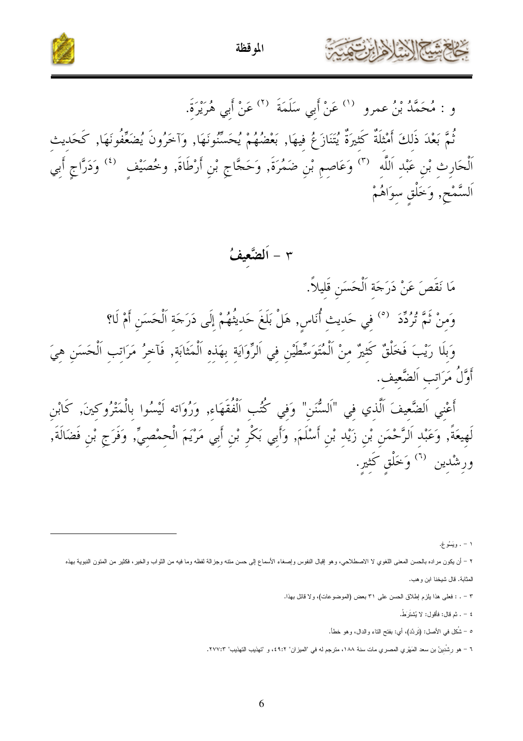و : مُحَمَّدُ بْنُ عمرو [1] عَنْ أَبِي سَلَمَةَ [2] عَنْ أَبِي هُرَيْرَةَ.

ثُمَّ بَعْدَ ذَلِكَ أَمْثِلَةٌ كَثِيرَةٌ يُتَنَازَعُ فِيهَا, بَعْضُهُمْ يُحَسِّنُونَهَا, وَآخَرُونَ يُضَعِّفُونَهَا, كَحَدِيثِ اَلْحَارِثِ بْنِ عَبْدِ اَللَّهِ [3] وَعَاصِمِ بْنِ ضَمْرَةَ, وَحَجَّاجِ بْنِ أَرْطَاةَ, وخُصَيْفٍ [4] وَدَرَّاجٍ أَبِي اَلسَّمْحِ, وَخَلْقٍ سِوَاهُمْ

## ٣ - اَلضَّعِيفُ

مَا نَقَصَ عَنْ دَرَجَةِ اَلْحَسَنِ قَلِيلاً.

وَمِنْ ثَمَّ تُرُدِّدَ [5] فِي حَدِيثِ أُنَاسٍ, هَلْ بَلَغَ حَدِيثُهُمْ إِلَى دَرَجَةِ اَلْحَسَنِ أَمْ لَا؟

وَبِلَا رَيْبَ فَخَلْقٌ كَثِيرٌ مِنْ اَلْمُتَوَسِّطِيْنِ فِي اَلرِّوَايَةِ بِهَذِهِ اَلْمَثَابَةِ, فَآخِرُ مَرَاتِبِ اَلْحَسَنِ هِيَ أَوَّلُ مَرَاتِبِ اَلضَّعِيفِ.

أَعْنِي اَلضَّعِيفَ اَلَّذِي فِي "اَلسُّنَنِ" وَفِي كُتُبِ اَلْفُقَهَاءِ, وَرُوَاتُه لَيْسُوا بِالْمَتْرُوكِينَ, كَابْنِ لَهِيعَةَ, وَعَبْدِ اَلرَّحْمَنِ بْنِ زَيْدِ بْنِ أَسْلَمَ, وَأَبِي بَكْرِ بْنِ أَبِي مَرْيَمَ اَلْحِمْصِيِّ, وَفَرَجِ بْنِ فَضَالَةَ, ورِشْدِين [6] وَخَلْقٍ كَثِيرٍ.

---

١ - . ويَسُوغ.

٢ - أن يكون مراده بالحسن المعنى اللغوي لا الاصطلاحي، وهو إقبال النفوس وإصغاء الأسماع إلى حسن متنه وجزالة لفظه وما فيه من الثواب والخير، فكثير من المتون النبوية بهذه المثابة. قال شيخنا ابن وهب.

٣ - . : فعلى هذا يلزم إطلاق الحسن على ٣١ بعض (الموضوعات)، ولا قائل بهذا.

٤ - . ثم قال: فأقول: لا يُشتَرَطُ.

٥ - شُكل في الأصل: (تَرَدَّد)، أي: بفتح التاء والدال، وهو خطأ.

٦ - هو رِشْدِينُ بن سعد المَهْري المصري مات سنة ١٨٨، مترجم له في "الميزان" ٢:٤٩، و "تهذيب التهذيب" ٣:٢٧٧.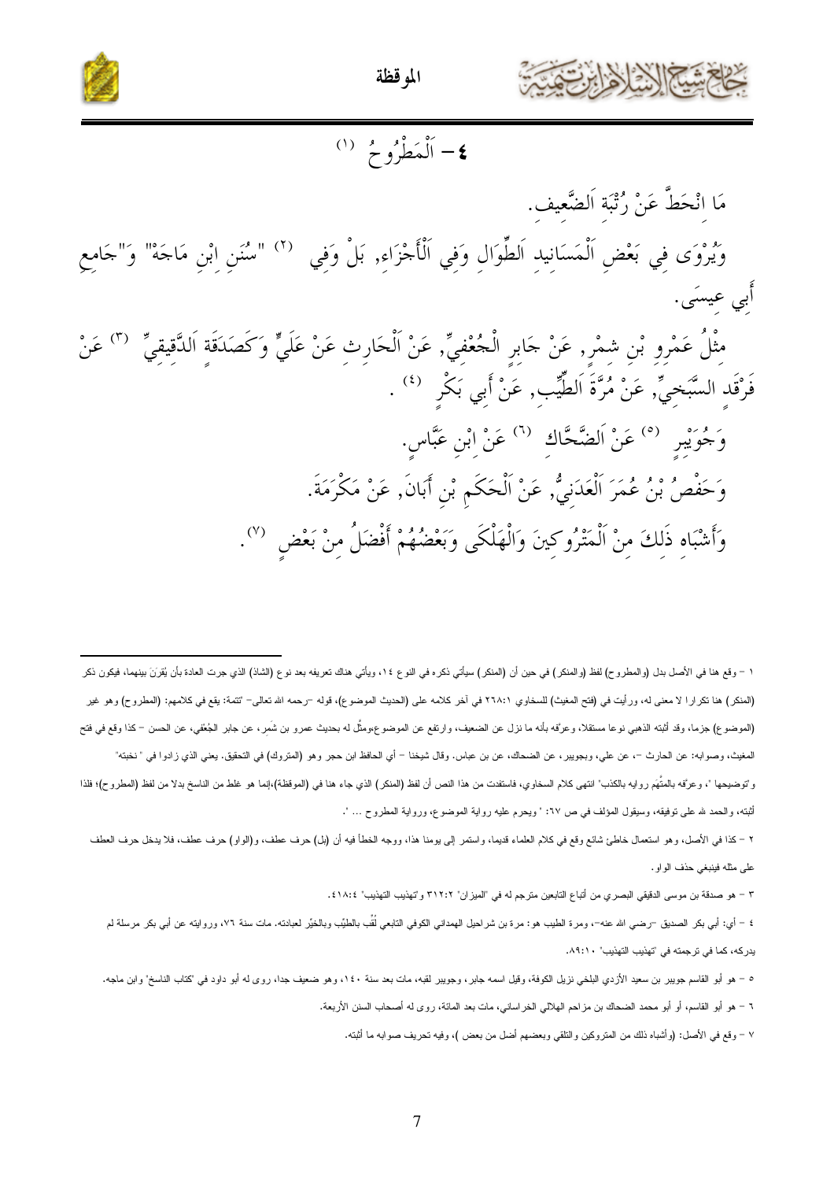## ٤ – اَلْمَطْرُوحُ [١]

مَا انْحَطَّ عَنْ رُتْبَةِ اَلضَّعِيفِ.

وَيُرْوَى فِي بَعْضِ اَلْمَسَانِيدِ اَلطِّوَالِ وَفِي اَلْأَجْزَاءِ, بَلْ وَفِي [٢] "سُنَنِ ابْنِ مَاجَهْ" وَ"جَامِعِ أَبِي عِيسَى.

مِثْلُ عَمْرِو بْنِ شِمْرٍ, عَنْ جَابِرٍ الْجُعْفِيِّ, عَنْ اَلْحَارِثِ عَنْ عَلِيٍّ وَكَصَدَقَةَ اَلدَّقِيقِيِّ [٣] عَنْ فَرْقَدٍ السَّبَخِيِّ, عَنْ مُرَّةَ اَلطَّيِّبِ, عَنْ أَبِي بَكْرٍ [٤].

وَجُوَيْبِرٍ [٥] عَنْ اَلضَّحَّاكِ [٦] عَنْ ابْنِ عَبَّاسٍ.

وَحَفْصُ بْنُ عُمَرَ اَلْعَدَنِيُّ, عَنْ اَلْحَكَمِ بْنِ أَبَانَ, عَنْ عِكْرِمَةَ.

وَأَشْبَاهِ ذَلِكَ مِنْ اَلْمَتْرُوكِينَ وَالْهَلْكَى وَبَعْضُهُمْ أَفْضَلُ مِنْ بَعْضٍ [٧].

---

١ – وقع هنا في الأصل بدل (والمطروح) لفظ (والمنكر) في حين أن (المنكر) سيأتي ذكره في النوع ١٤، ويأتي هناك تعريفه بعد نوع (الشاذ) الذي جرت العادة بأن يُقرَنَ بينهما، فيكون ذكر (المنكر) هنا تكرارا لا معنى له، ورأيت في (فتح المغيث) للسخاوي ٢٦٨:١ في آخر كلامه على (الحديث الموضوع)، قوله –رحمه الله تعالى– 'تتمة: يقع في كلامهم: (المطروح) وهو غير (الموضوع) جزما، وقد أثبته الذهبي نوعا مستقلا، وعرّفه بأنه ما نزل عن الضعيف، وارتفع عن الموضوع،ومثّل له بحديث عمرو بن شَمر، عن جابر الجُعْفي، عن الحسن – كذا وقع في فتح المغيث، وصوابه: عن الحارث –، عن علي، وبجويبر، عن الضحاك، عن بن عباس. وقال شيخنا – أي الحافظ ابن حجر وهو (المتروك) في التحقيق. يعني الذي زادوا في " نخبته" وتوضيحها "، وعرّفه بالمتَّهَم روايه بالكذب' انتهى كلام السخاوي، فاستفدت من هذا النص أن لفظ (المنكر) الذي جاء هنا في (الموقظة)،إنما هو غلط من الناسخ بدلا من لفظ (المطروح)؛ فلذا أثبته، والحمد لله على توفيقه، وسيقول المؤلف في ص ٦٧: ' ويحرم عليه رواية الموضوع، ورواية المطروح ... '.

٢ – كذا في الأصل، وهو استعمال خاطئ شائع وقع في كلام العلماء قديما، واستمر إلى يومنا هذا، ووجه الخطأ فيه أن (بل) حرف عطف، و(الواو) حرف عطف، فلا يدخل حرف العطف على مثله فينبغي حذف الواو.

٣ – هو صدقة بن موسى الدقيقي البصري من أتباع التابعين مترجم له في "الميزان" ٣١٢:٢ و"تهذيب التهذيب" ٤١٨:٤.

٤ – أي: أبي بكر الصديق –رضي الله عنه–، ومرة الطيب هو: مرة بن شراحيل الهمداني الكوفي التابعي لُقِّب بالطيِّب وبالخيِّر لعبادته. مات سنة ٧٦، وروايته عن أبي بكر مرسلة لم يدركه، كما في ترجمته في "تهذيب التهذيب" ٨٩:١٠.

٥ – هو أبو القاسم جويبر بن سعيد الأزدي البلخي نزيل الكوفة، وقيل اسمه جابر، وجويبر لقبه، مات بعد سنة ١٤٠، وهو ضعيف جدا، روى له أبو داود في 'كتاب الناسخ' وابن ماجه.

٦ – هو أبو القاسم، أو أبو محمد الضحاك بن مزاحم الهلالي الخراساني، مات بعد المائة، روى له أصحاب السنن الأربعة.

٧ – وقع في الأصل: (وأشباه ذلك من المتروكين والتلقي وبعضهم أضل من بعض )، وفيه تحريف صوابه ما أثبته.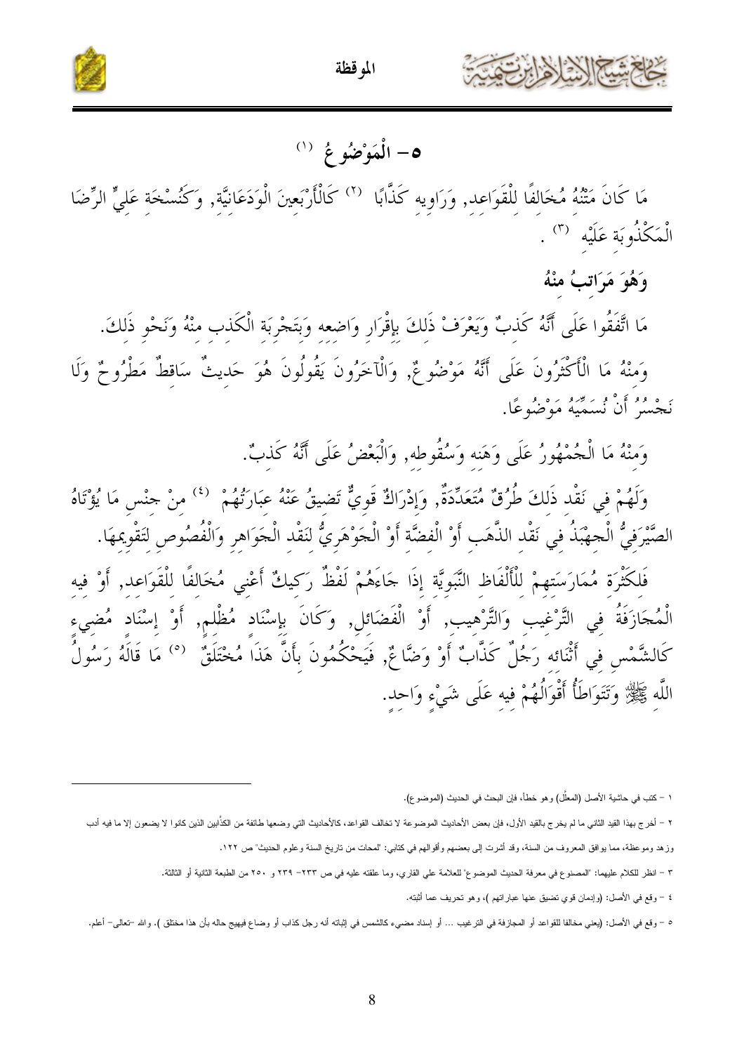## ٥- الْمَوْضُوعُ [1]

مَا كَانَ مَتْنُهُ مُخَالِفًا لِلْقَوَاعِدِ, وَرَاوِيهِ كَذَّابًا [2] كَالْأَرْبَعِينَ الْوَدَعَانِيَّةِ, وَكَنُسْخَةِ عَلِيٍّ الرِّضَا الْمَكْذُوبَةِ عَلَيْهِ [3] .

### وَهُوَ مَرَاتِبُ مِنْهُ

مَا اتَّفَقُوا عَلَى أَنَّهُ كَذِبٌ وَيُعْرَفُ ذَلِكَ بِإِقْرَارِ وَاضِعِهِ وَبِتَجْرِبَةِ الْكَذِبِ مِنْهُ وَنَحْوِ ذَلِكَ.

وَمِنْهُ مَا الْأَكْثَرُونَ عَلَى أَنَّهُ مَوْضُوعٌ, وَالْآخَرُونَ يَقُولُونَ هُوَ حَدِيثٌ سَاقِطٌ مَطْرُوحٌ وَلَا نَجْسُرُ أَنْ نُسَمِّيَهُ مَوْضُوعًا.

وَمِنْهُ مَا الْجُمْهُورُ عَلَى وَهَنِهِ وَسُقُوطِهِ, وَالْبَعْضُ عَلَى أَنَّهُ كَذِبٌ.

وَلَهُمْ فِي نَقْدِ ذَلِكَ طُرُقٌ مُتَعَدِّدَةٌ, وَإِدْرَاكٌ قَوِيٌّ تَضِيقُ عَنْهُ عِبَارَتُهُمْ [4] مِنْ جِنْسِ مَا يُؤْتَاهُ الصَّيْرَفِيُّ الْجِهْبَذُ فِي نَقْدِ الذَّهَبِ أَوْ الْفِضَّةِ أَوْ الْجَوْهَرِيُّ لِنَقْدِ الْجَوَاهِرِ وَالْفُصُوصِ لِتَقْوِيمِهَا.

فَلِكَثْرَةِ مُمَارَسَتِهِمْ لِلْأَلْفَاظِ النَّبَوِيَّةِ إِذَا جَاءَهُمْ لَفْظٌ رَكِيكٌ أَعْنِي مُخَالِفًا لِلْقَوَاعِدِ, أَوْ فِيهِ الْمُجَازَفَةُ فِي التَّرْغِيبِ وَالتَّرْهِيبِ, أَوْ الْفَضَائِلِ, وَكَانَ بِإِسْنَادٍ مُظْلِمٍ, أَوْ إِسْنَادٍ مُضِيءٍ كَالشَّمْسِ فِي أَثْنَائِهِ رَجُلٌ كَذَّابٌ أَوْ وَضَّاعٌ, فَيَحْكُمُونَ بِأَنَّ هَذَا مُخْتَلَقٌ [5] مَا قَالَهُ رَسُولُ اللَّهِ ﷺ وَتَتَوَاطَأُ أَقْوَالُهُمْ فِيهِ عَلَى شَيْءٍ وَاحِدٍ.

---

١ – كتب في حاشية الأصل (المعلّل) وهو خطأ، فإن البحث في الحديث (الموضوع).

٢ – أخرج بهذا القيد الثاني ما لم يخرج بالقيد الأول، فإن بعض الأحاديث الموضوعة لا تخالف القواعد، كالأحاديث التي وضعها طائفة من الكذّابين الذين كانوا لا يضعون إلا ما فيه أدب وزهد وموعظة، مما يوافق المعروف من السنة، وقد أشرت إلى بعضهم وأقوالهم في كتابي: "لمحات من تاريخ السنة وعلوم الحديث" ص ١٢٢.

٣ – انظر للكلام عليهما: "المصنوع في معرفة الحديث الموضوع" للعلامة علي القاري، وما علقته عليه في ص ٢٣٣– ٢٣٩ و ٢٥٠ من الطبعة الثانية أو الثالثة.

٤ – وقع في الأصل: (وإدمان قوي تضيق عنها عباراتهم)، وهو تحريف عما أثبته.

٥ – وقع في الأصل: (يعني مخالفا للقواعد أو المجازفة في الترغيب ... أو إسناد مضيء كالشمس في إثباته أنه رجل كذاب أو وضاع فيهيج حاله بأن هذا مختلق ). والله –تعالى– أعلم.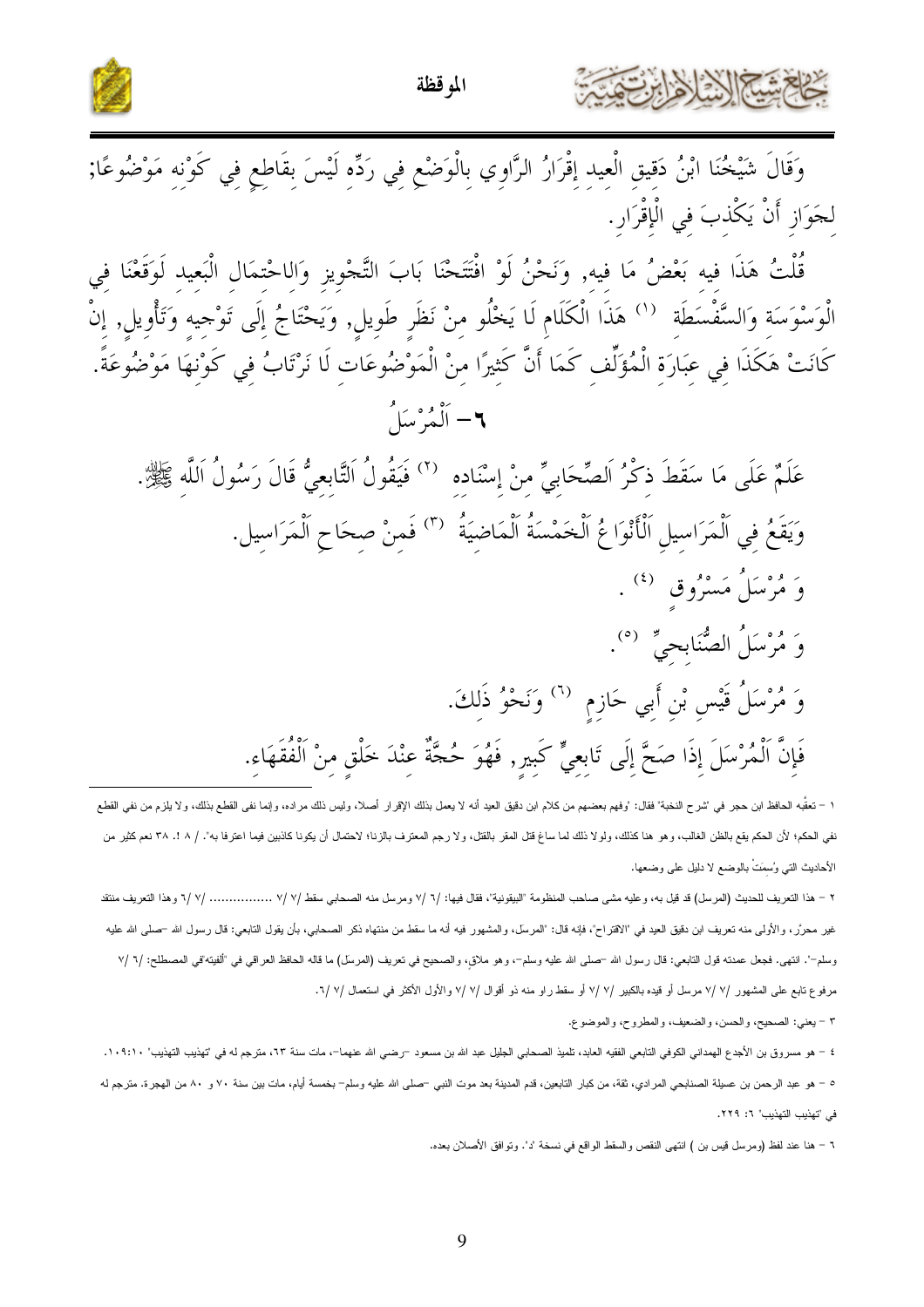وَقَالَ شَيْخُنَا ابْنُ دَقِيقِ الْعِيدِ إِقْرَارُ الرَّاوِي بِالْوَضْعِ فِي رَدِّهِ لَيْسَ بِقَاطِعٍ فِي كَوْنِهِ مَوْضُوعًا; لِجَوَازِ أَنْ يَكْذِبَ فِي الْإِقْرَارِ.

قُلْتُ هَذَا فِيهِ بَعْضُ مَا فِيهِ, وَنَحْنُ لَوْ افْتَتَحْنَا بَابَ التَّجْوِيزِ وَالِاحْتِمَالِ الْبَعِيدِ لَوَقَعْنَا فِي الْوَسْوَسَةِ وَالسَّفْسَطَةِ [1] هَذَا الْكَلَامَ لَا يَخْلُو مِنْ نَظَرٍ طَوِيلٍ, وَيَحْتَاجُ إِلَى تَوْجِيهٍ وَتَأْوِيلٍ, إِنْ كَانَتْ هَكَذَا فِي عِبَارَةِ الْمُؤَلِّفِ كَمَا أَنَّ كَثِيرًا مِنْ الْمَوْضُوعَاتِ لَا نَرْتَابُ فِي كَوْنِهَا مَوْضُوعَةً.

## ٦- اَلْمُرْسَلُ

عَلَمٌ عَلَى مَا سَقَطَ ذِكْرُ اَلصَّحَابِيِّ مِنْ إِسْنَادِهِ [2] فَيَقُولُ اَلتَّابِعِيُّ قَالَ رَسُولُ اَللَّهِ ﷺ.

وَيَقَعُ فِي اَلْمَرَاسِيلِ اَلْأَنْوَاعُ اَلْخَمْسَةُ اَلْمَاضِيَةُ [3] فَمِنْ صِحَاحِ اَلْمَرَاسِيلِ.

وَ مُرْسَلُ مَسْرُوقٍ [4].

وَ مُرْسَلُ الصُّنَابِحِيِّ [5].

وَ مُرْسَلُ قَيْسِ بْنِ أَبِي حَازِمٍ [6] وَنَحْوُ ذَلِكَ.

فَإِنَّ اَلْمُرْسَلَ إِذَا صَحَّ إِلَى تَابِعِيٍّ كَبِيرٍ, فَهُوَ حُجَّةٌ عِنْدَ خَلْقٍ مِنْ اَلْفُقَهَاءِ.

---

١ – تعقّبه الحافظ ابن حجر في "شرح النخبة" فقال: "وفهم بعضهم من كلام ابن دقيق العيد أنه لا يعمل بذلك الإقرار أصلا، وليس ذلك مراده، وإنما نفى القطع بذلك، ولا يلزم من نفي القطع نفي الحكم؛ لأن الحكم يقع بالظن الغالب، وهو هنا كذلك، ولولا ذلك لما ساغ قتل المقر بالقتل، ولا رجم المعترف بالزنا؛ لاحتمال أن يكونا كاذبين فيما اعترفا به". / ٨ !. ٣٨ نعم كثير من الأحاديث التي وُسِمَتْ بالوضع لا دليل على وضعها.

٢ – هذا التعريف للحديث (المرسل) قد قيل به، وعليه مشى صاحب المنظومة "البيقونية"، فقال فيها: /٦ /٧ ومرسل منه الصحابي سقط /٧ /٧ ................ /٧ /٦ وهذا التعريف منتقد غير محرَّر، والأولى منه تعريف ابن دقيق العيد في "الاقتراح"، فإنه قال: "المرسل، والمشهور فيه أنه ما سقط من منتهاه ذكر الصحابي، بأن يقول التابعي: قال رسول الله –صلى الله عليه وسلم–". انتهى. فجعل عمدته قول التابعي: قال رسول الله –صلى الله عليه وسلم–، وهو ملاق، والصحيح في تعريف (المرسَل) ما قاله الحافظ العراقي في "ألفيته"في المصطلح: /٦ /٧ مرفوع تابع على المشهور /٧ /٧ مرسل أو قيده بالكبير /٧ /٧ أو سقط راو منه ذو أقوال /٧ /٧ والأول الأكثر في استعمال /٧ /٦.

٣ – يعني: الصحيح، والحسن، والضعيف، والمطروح، والموضوع.

٤ – هو مسروق بن الأجدع الهمداني الكوفي التابعي الفقيه العابد، تلميذ الصحابي الجليل عبد الله بن مسعود –رضي الله عنهما–، مات سنة ٦٣، مترجم له في "تهذيب التهذيب" ١٠:١٠٩.

٥ – هو عبد الرحمن بن عسيلة الصنابحي المرادي، ثقة، من كبار التابعين، قدم المدينة بعد موت النبي –صلى الله عليه وسلم– بخمسة أيام، مات بين سنة ٧٠ و ٨٠ من الهجرة. مترجم له في "تهذيب التهذيب" ٦: ٢٢٩.

٦ – هنا عند لفظ (ومرسل قيس بن ) انتهى النقص والسقط الواقع في نسخة 'د'. وتوافق الأصلان بعده.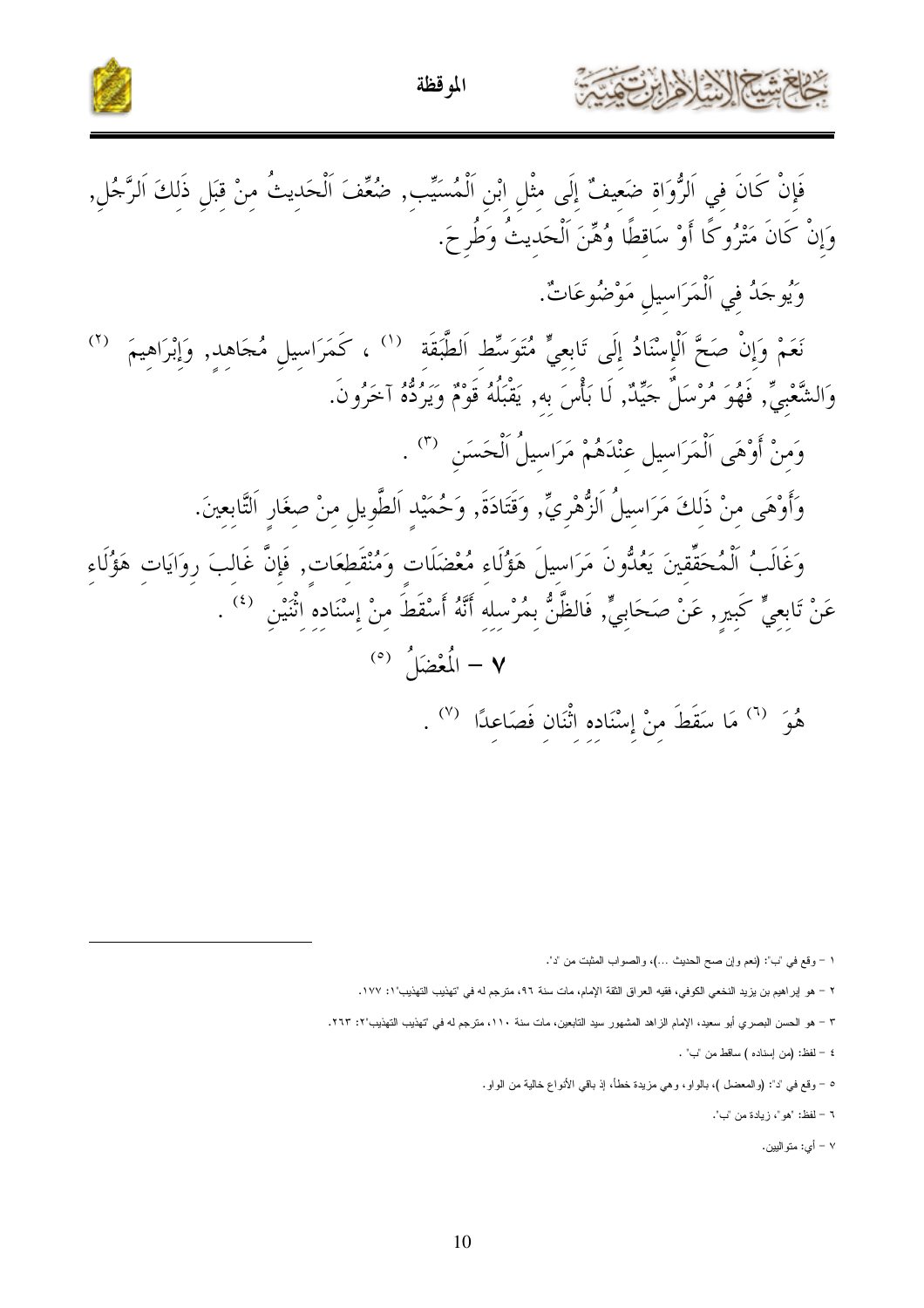فَإِنْ كَانَ فِي اَلرُّوَاةِ ضَعِيفٌ إِلَى مِثْلِ ابْنِ اَلْمُسَيِّبِ, ضُعِّفَ اَلْحَدِيثُ مِنْ قِبَلِ ذَلِكَ اَلرَّجُلِ, وَإِنْ كَانَ مَتْرُوكًا أَوْ سَاقِطًا وُهِّنَ اَلْحَدِيثُ وَطُرِحَ.

وَيُوجَدُ فِي اَلْمَرَاسِيلِ مَوْضُوعَاتٌ.

نَعَمْ وَإِنْ صَحَّ اَلْإِسْنَادُ إِلَى تَابِعِيٍّ مُتَوَسِّطِ اَلطَّبَقَةِ [1] ، كَمَرَاسِيلِ مُجَاهِدٍ, وَإِبْرَاهِيمَ [2] وَالشَّعْبِيِّ, فَهُوَ مُرْسَلٌ جَيِّدٌ, لَا بَأْسَ بِهِ, يَقْبَلُهُ قَوْمٌ وَيَرُدُّهُ آخَرُونَ.

وَمِنْ أَوْهَى اَلْمَرَاسِيلِ عِنْدَهُمْ مَرَاسِيلُ اَلْحَسَنِ [3] .

وَأَوْهَى مِنْ ذَلِكَ مَرَاسِيلُ اَلزُّهْرِيِّ, وَقَتَادَةَ, وَحُمَيْدٍ اَلطَّوِيلِ مِنْ صِغَارِ اَلتَّابِعِينَ.

وَغَالَبُ اَلْمُحَقِّقِينَ يَعُدُّونَ مَرَاسِيلَ هَؤُلَاءِ مُعْضَلَاتٍ وَمُنْقَطِعَاتٍ, فَإِنَّ غَالِبَ رِوَايَاتِ هَؤُلَاءِ عَنْ تَابِعِيٍّ كَبِيرٍ, عَنْ صَحَابِيٍّ, فَالظَّنُّ بِمُرْسِلِهِ أَنَّهُ أَسْقَطَ مِنْ إِسْنَادِهِ اثْنَيْنِ [4] .

## ٧ – الْمُعْضَلُ [5]

هُوَ [6] مَا سَقَطَ مِنْ إِسْنَادِهِ اثْنَانِ فَصَاعِدًا [7] .

---

١ – وقع في 'ب': (نعم وإن صح الحديث ...)، والصواب المثبت من 'د'.

٢ – هو إبراهيم بن يزيد النخعي الكوفي، فقيه العراق الثقة الإمام، مات سنة ٩٦، مترجم له في 'تهذيب التهذيب'١: ١٧٧.

٣ – هو الحسن البصري أبو سعيد، الإمام الزاهد المشهور سيد التابعين، مات سنة ١١٠، مترجم له في 'تهذيب التهذيب'٢: ٢٦٣.

٤ – لفظ: (من إسناده ) ساقط من 'ب' .

٥ – وقع في 'د': (والمعضل )، بالواو، وهي مزيدة خطأ، إذ باقي الأنواع خالية من الواو.

٦ – لفظ: 'هو'، زيادة من 'ب'.

٧ – أي: متواليين.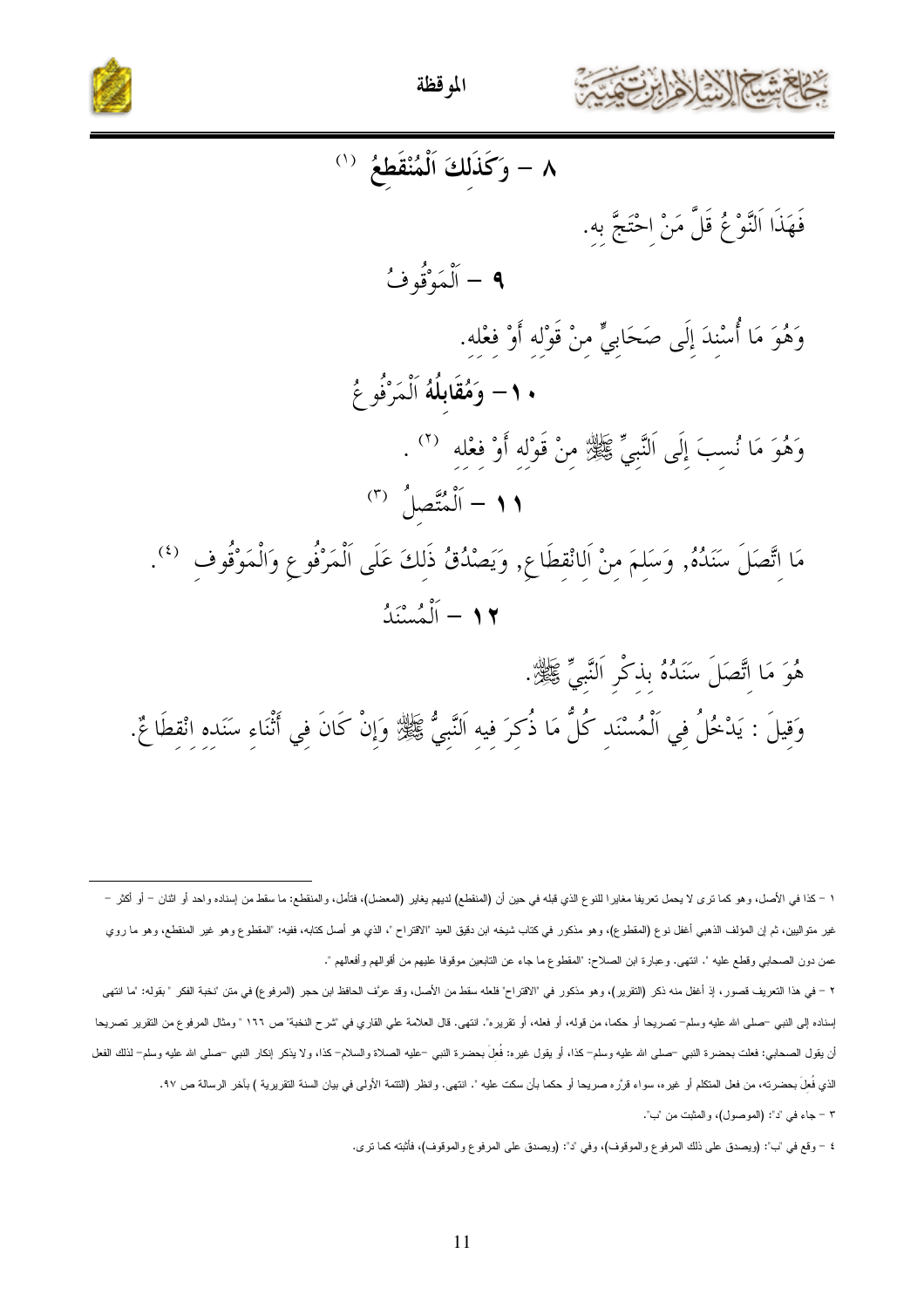## ٨ – وَكَذَلِكَ اَلْمُنْقَطِعُ [1]

فَهَذَا اَلنَّوْعُ قَلَّ مَنْ اِحْتَجَّ بِهِ.

## ٩ – اَلْمَوْقُوفُ

وَهُوَ مَا أُسْنِدَ إِلَى صَحَابِيٍّ مِنْ قَوْلِهِ أَوْ فِعْلِهِ.

## ١٠ – وَمُقَابِلُهُ اَلْمَرْفُوعُ

وَهُوَ مَا نُسِبَ إِلَى اَلنَّبِيِّ ﷺ مِنْ قَوْلِهِ أَوْ فِعْلِهِ [2] .

## ١١ – اَلْمُتَّصِلُ [3]

مَا اِتَّصَلَ سَنَدُهُ, وَسَلِمَ مِنْ اَلِانْقِطَاعِ, وَيَصْدُقُ ذَلِكَ عَلَى اَلْمَرْفُوعِ وَالْمَوْقُوفِ [4].

## ١٢ – اَلْمُسْنَدُ

هُوَ مَا اِتَّصَلَ سَنَدُهُ بِذِكْرِ اَلنَّبِيِّ ﷺ.

وَقِيلَ : يَدْخُلُ فِي اَلْمُسْنَدِ كُلُّ مَا ذُكِرَ فِيهِ اَلنَّبِيُّ ﷺ وَإِنْ كَانَ فِي أَثْنَاءِ سَنَدِهِ اِنْقِطَاعٌ.

---

١ – كذا في الأصل، وهو كما ترى لا يحمل تعريفا مغايرا للنوع الذي قبله في حين أن (المنقطع) لديهم يغاير (المعضل)، فتأمل، والمنقطع: ما سقط من إسناده واحد أو اثنان – أو أكثر – غير متواليين، ثم إن المؤلف الذهبي أغفل نوع (المقطوع)، وهو مذكور في كتاب شيخه ابن دقيق العيد "الاقتراح "، الذي هو أصل كتابه، ففيه: "المقطوع وهو غير المنقطع، وهو ما روي عمن دون الصحابي وقطع عليه ". انتهى. وعبارة ابن الصلاح: "المقطوع ما جاء عن التابعين موقوفا عليهم من أقوالهم وأفعالهم ".

٢ – في هذا التعريف قصور، إذ أغفل منه ذكر (التقرير)، وهو مذكور في "الاقتراح" فلعله سقط من الأصل، وقد عرّف الحافظ ابن حجر (المرفوع) في متن "نخبة الفكر " بقوله: "ما انتهى إسناده إلى النبي –صلى الله عليه وسلم– تصريحا أو حكما، من قوله، أو فعله، أو تقريره". انتهى. قال العلامة علي القاري في "شرح النخبة" ص ١٦٦ " ومثال المرفوع من التقرير تصريحا أن يقول الصحابي: فعلت بحضرة النبي –صلى الله عليه وسلم– كذا، أو يقول غيره: فُعِلَ بحضرة النبي –عليه الصلاة والسلام– كذا، ولا يذكر إنكار النبي –صلى الله عليه وسلم– لذلك الفعل الذي فُعِلَ بحضرته، من فعل المتكلم أو غيره، سواء قرَّره صريحا أو حكما بأن سكت عليه ". انتهى. وانظر (التتمة الأولى في بيان السنة التقريرية ) بآخر الرسالة ص ٩٧.

٣ – جاء في "د": (الموصول)، والمثبت من "ب".

٤ – وقع في "ب": (ويصدق على ذلك المرفوع والموقوف)، وفي "د": (ويصدق على المرفوع والموقوف)، فأثبته كما ترى.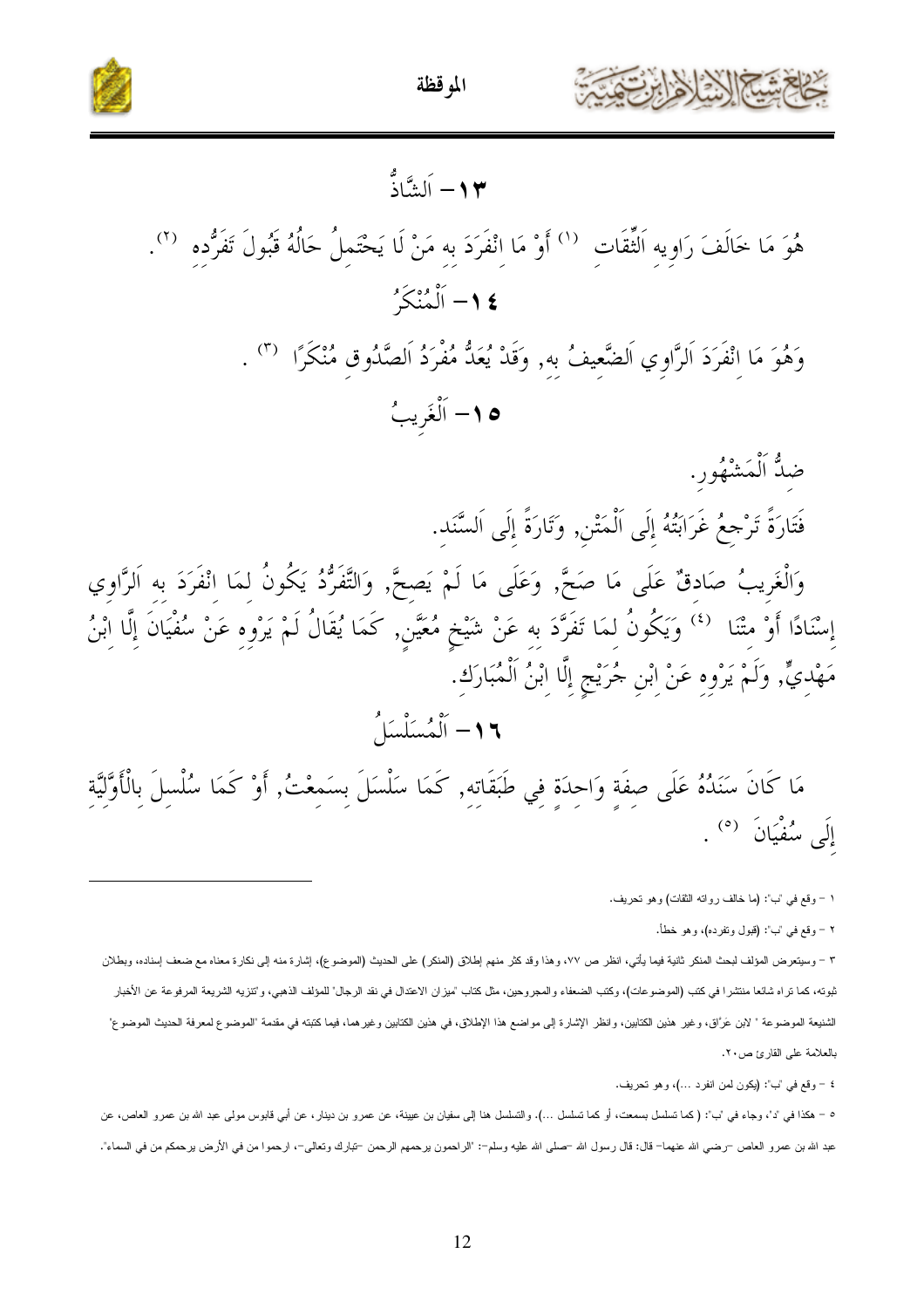## ١٣- اَلشَّاذُّ

هُوَ مَا خَالَفَ رَاوِيهِ اَلثِّقَاتِ [١] أَوْ مَا انْفَرَدَ بِهِ مَنْ لَا يَحْتَمِلُ حَالُهُ قَبُولَ تَفَرُّدِهِ [٢].

## ١٤- اَلْمُنْكَرُ

وَهُوَ مَا انْفَرَدَ اَلرَّاوِي اَلضَّعِيفُ بِهِ, وَقَدْ يُعَدُّ مُفْرَدُ اَلصَّدُوقِ مُنْكَرًا [٣].

## ١٥- اَلْغَرِيبُ

ضِدُّ اَلْمَشْهُورِ.

فَتَارَةً تَرْجِعُ غَرَابَتُهُ إِلَى اَلْمَتْنِ, وَتَارَةً إِلَى اَلسَّنَدِ.

وَالْغَرِيبُ صَادِقٌ عَلَى مَا صَحَّ, وَعَلَى مَا لَمْ يَصِحَّ, وَالتَّفَرُّدُ يَكُونُ لِمَا انْفَرَدَ بِهِ اَلرَّاوِي إِسْنَادًا أَوْ مَتْنًا [٤] وَيَكُونُ لِمَا تَفَرَّدَ بِهِ عَنْ شَيْخٍ مُعَيَّنٍ, كَمَا يُقَالُ لَمْ يَرْوِهِ عَنْ سُفْيَانَ إِلَّا ابْنُ مَهْدِيٍّ, وَلَمْ يَرْوِهِ عَنِ ابْنِ جُرَيْجٍ إِلَّا ابْنُ اَلْمُبَارَكِ.

## ١٦- اَلْمُسَلْسَلُ

مَا كَانَ سَنَدُهُ عَلَى صِفَةٍ وَاحِدَةٍ فِي طَبَقَاتِهِ, كَمَا سُلْسِلَ بِسَمِعْتُ, أَوْ كَمَا سُلْسِلَ بِالْأَوَّلِيَّةِ إِلَى سُفْيَانَ [٥].

---

١ - وقع في "ب": (ما خالف رواته الثقات) وهو تحريف.

٢ - وقع في "ب": (قبول وتفرده)، وهو خطأ.

٣ - وسيتعرض المؤلف لبحث المنكر ثانية فيما يأتي، انظر ص ٧٧، وهذا وقد كثر منهم إطلاق (المنكر) على الحديث (الموضوع)، إشارة منه إلى نكارة معناه مع ضعف إسناده، وبطلان ثبوته، كما تراه شائعا منتشرا في كتب (الموضوعات)، وكتب الضعفاء والمجروحين، مثل كتاب "ميزان الاعتدال في نقد الرجال" للمؤلف الذهبي، و"تنزيه الشريعة المرفوعة عن الأخبار الشنيعة الموضوعة " لابن عَرّاق، وغير هذين الكتابين، وانظر الإشارة إلى مواضع هذا الإطلاق، في هذين الكتابين وغيرهما، فيما كتبته في مقدمة "الموضوع لمعرفة الحديث الموضوع" بالعلامة على القارئ ص٢٠.

٤ - وقع في "ب": (يكون لمن انفرد ...)، وهو تحريف.

٥ - هكذا في "د"، وجاء في "ب": ( كما تسلسل بسمعت، أو كما تسلسل ...). والتسلسل هنا إلى سفيان بن عيينة، عن عمرو بن دينار، عن أبي قابوس مولى عبد الله بن عمرو العاص، عن عبد الله بن عمرو العاص -رضي الله عنهما- قال: قال رسول الله -صلى الله عليه وسلم-: "الراحمون يرحمهم الرحمن -تبارك وتعالى-، ارحموا من في الأرض يرحمكم من في السماء".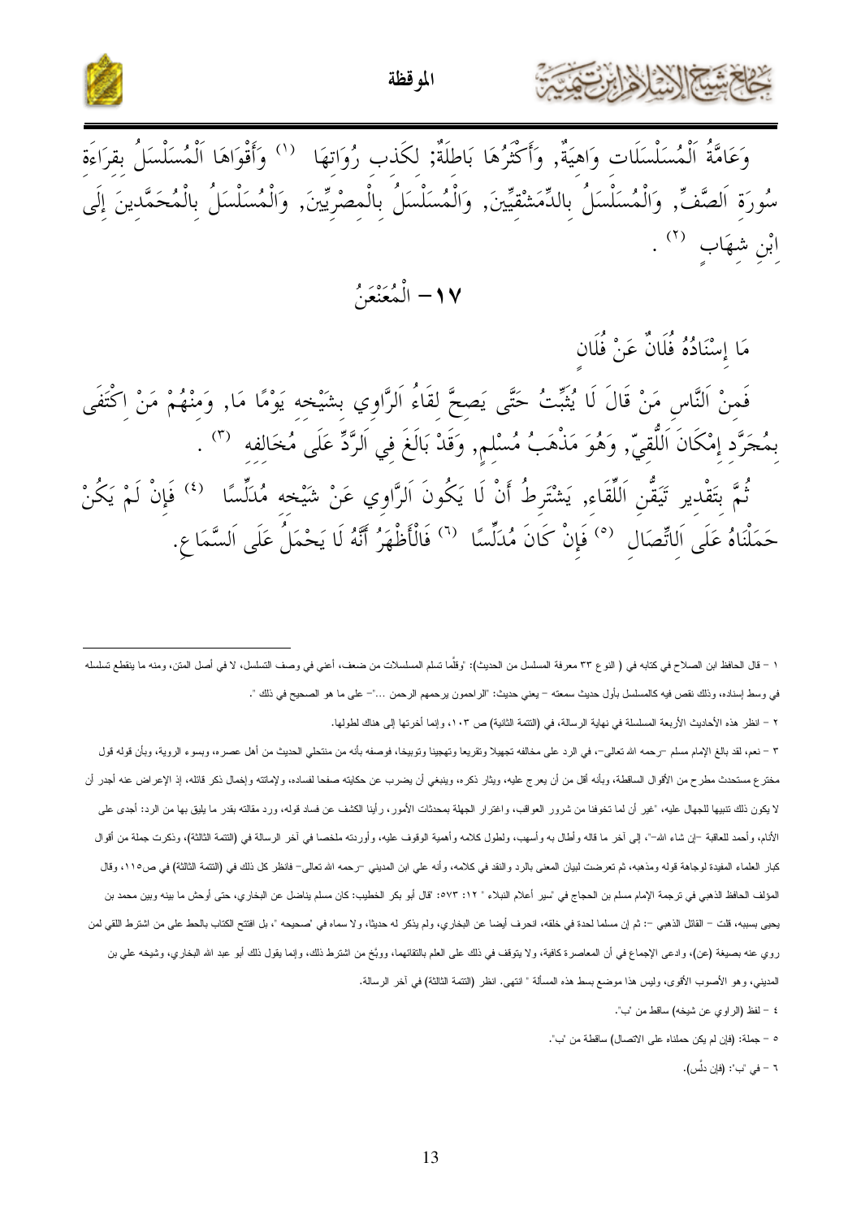وَعَامَّةُ اَلْمُسَلْسَلَات وَاهِيَةٌ, وَأَكْثَرُهَا بَاطِلَةٌ; لِكَذِب رُوَاتِهَا [1] وَأَقْوَاهَا اَلْمُسَلْسَلُ بِقِرَاءَةِ سُورَةِ اَلصَّفِّ, وَالْمُسَلْسَلُ بِالدِّمَشْقِيِّينَ, وَالْمُسَلْسَلُ بِالْمِصْرِيِّينَ, وَالْمُسَلْسَلُ بِالْمُحَمَّدِينَ إِلَى اِبْنِ شِهَابٍ [2] .

## ١٧- الْمُعَنْعَنُ

مَا إِسْنَادُهُ فُلَانٌ عَنْ فُلَانٍ

فَمِنْ اَلنَّاسِ مَنْ قَالَ لَا يُثْبِتُ حَتَّى يَصِحَّ لِقَاءُ اَلرَّاوِي بِشَيْخِه يَوْمًا مَا, وَمِنْهُمْ مَنْ اِكْتَفَى بِمُجَرَّدِ إِمْكَانِ اَللُّقِيِّ, وَهُوَ مَذْهَبُ مُسْلِمٍ, وَقَدْ بَالَغَ فِي اَلرَّدِّ عَلَى مُخَالِفِه [3] .

ثُمَّ بِتَقْدِيرِ تَيَقُّنِ اَللِّقَاءِ, يَشْتَرِطُ أَنْ لَا يَكُونَ اَلرَّاوِي عَنْ شَيْخِه مُدَلِّسًا [4] فَإِنْ لَمْ يَكُنْ حَمَلْنَاهُ عَلَى اَلِاتِّصَالِ [5] فَإِنْ كَانَ مُدَلِّسًا [6] فَالْأَظْهَرُ أَنَّهُ لَا يَحْمِلُ عَلَى اَلسَّمَاعِ.

---

١ – قال الحافظ ابن الصلاح في كتابه في ( النوع ٣٣ معرفة المسلسل من الحديث): "وقلَّما تسلم المسلسلات من ضعف، أعني في وصف التسلسل، لا في أصل المتن، ومنه ما ينقطع تسلسله في وسط إسناده، وذلك نقص فيه كالمسلسل بأول حديث سمعته – يعني حديث: "الراحمون يرحمهم الرحمن ..."– على ما هو الصحيح في ذلك ".

٢ – انظر هذه الأحاديث الأربعة المسلسلة في نهاية الرسالة، في (التتمة الثانية) ص ١٠٣، وإنما أخرتها إلى هناك لطولها.

٣ – نعم، لقد بالغ الإمام مسلم –رحمه الله تعالى–، في الرد على مخالفه تجهيلا وتقريعا وتهجينا وتوبيخا، فوصفه بأنه من منتحلي الحديث من أهل عصره، وبسوء الروية، وبأن قوله قول مخترع مستحدث مطرح من الأقوال الساقطة، وبأنه أقل من أن يعرج عليه، ويثار ذكره، وينبغي أن يضرب عن حكايته صفحا لفساده، ولإماتته وإخمال ذكر قائله، إذ الإعراض عنه أجدر أن لا يكون ذلك تنبيها للجهال عليه، "غير أن لما تخوفنا من شرور العواقب، واغترار الجهلة بمحدثات الأمور، رأينا الكشف عن فساد قوله، ورد مقالته بقدر ما يليق بها من الرد: أجدى على الأنام، وأحمد للعاقبة –إن شاء الله–"، إلى آخر ما قاله وأطال به وأسهب، ولطول كلامه وأهمية الوقوف عليه، وأوردته ملخصا في آخر الرسالة في (التتمة الثالثة)، وذكرت جملة من أقوال كبار العلماء المفيدة لوجاهة قوله ومذهبه، ثم تعرضت لبيان المعنى بالرد والنقد في كلامه، وأنه علي ابن المديني –رحمه الله تعالى– فانظر كل ذلك في (التتمة الثالثة) في ص١١٥، وقال المؤلف الحافظ الذهبي في ترجمة الإمام مسلم بن الحجاج في "سير أعلام النبلاء " ١٢: ٥٧٣: "قال أبو بكر الخطيب: كان مسلم يناضل عن البخاري، حتى أوحش ما بينه وبين محمد بن يحيى بسببه، قلت – القائل الذهبي –: ثم إن مسلما لحدة في خلقه، انحرف أيضا عن البخاري، ولم يذكر له حديثا، ولا سماه في "صحيحه "، بل افتتح الكتاب بالحط على من اشترط اللقي لمن روي عنه بصيغة (عن)، وادعى الإجماع في أن المعاصرة كافية، ولا يتوقف في ذلك على العلم بالتقائهما، ووبَّخ من اشترط ذلك، وإنما يقول ذلك أبو عبد الله البخاري، وشيخه علي بن المديني، وهو الأصوب الأقوى، وليس هذا موضع بسط هذه المسألة " انتهى. انظر (التتمة الثالثة) في آخر الرسالة.

٤ – لفظ (الراوي عن شيخه) ساقط من "ب".

٥ – جملة: (فإن لم يكن حملناه على الاتصال) ساقطة من "ب".

٦ – في "ب": (فإن دلَّس).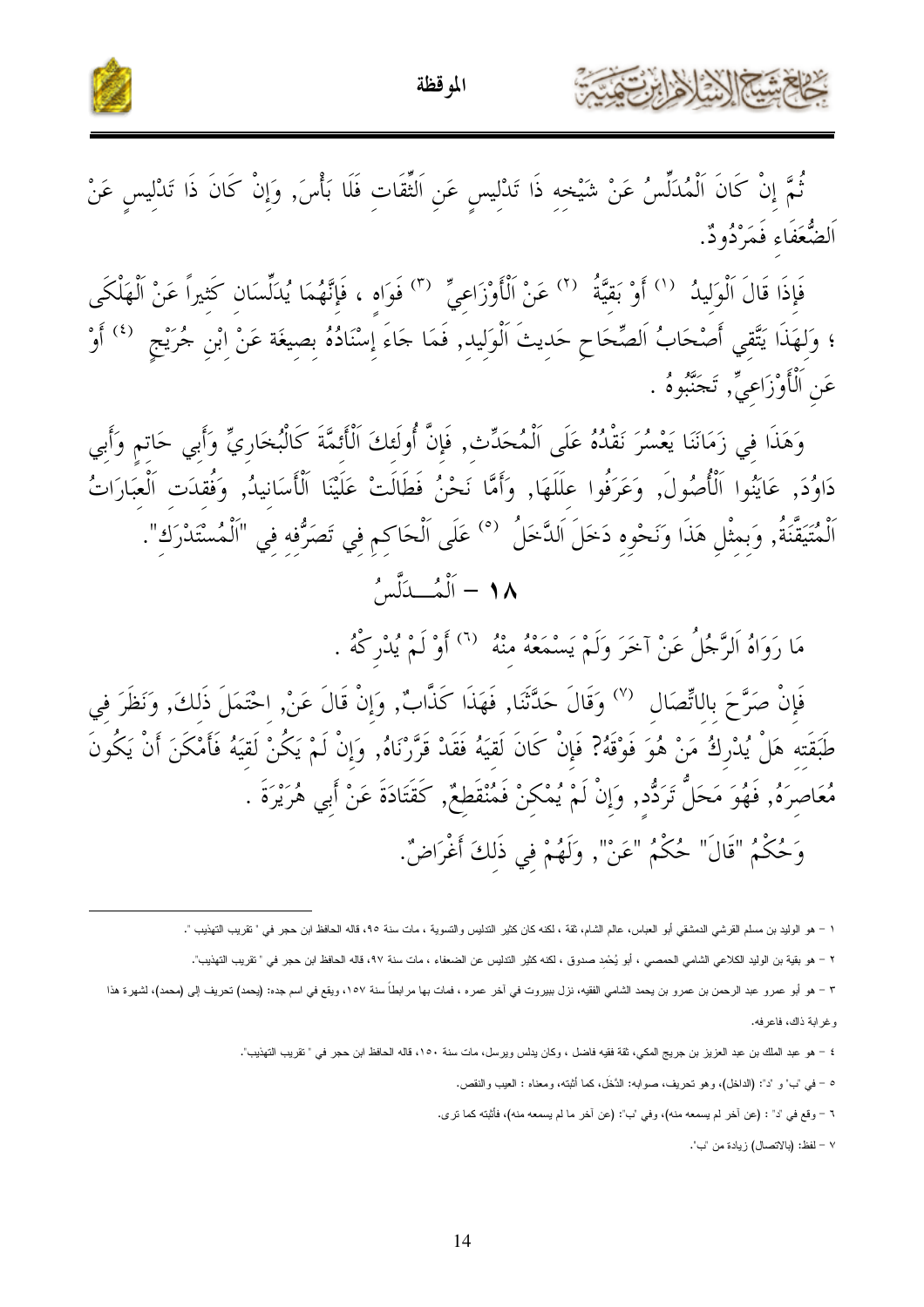ثُمَّ إِنْ كَانَ اَلْمُدَلِّسُ عَنْ شَيْخِهِ ذَا تَدْلِيسٍ عَنِ اَلثِّقَاتِ فَلَا بَأْسَ, وَإِنْ كَانَ ذَا تَدْلِيسٍ عَنْ اَلضُّعَفَاءِ فَمَرْدُودٌ.

فَإِذَا قَالَ اَلْوَلِيدُ [1] أَوْ بَقِيَّةُ [2] عَنْ اَلْأَوْزَاعِيِّ [3] فَوَاهٍ ، فَإِنَّهُمَا يُدَلِّسَانِ كَثِيراً عَنْ اَلْهَلْكَى ؛ وَلِهَذَا يَتَّقِي أَصْحَابُ اَلصِّحَاحِ حَدِيثَ اَلْوَلِيدِ, فَمَا جَاءَ إِسْنَادُهُ بِصِيغَةِ عَنْ اِبْنِ جُرَيْجٍ [4] أَوْ عَنِ اَلْأَوْزَاعِيِّ, تَجَنَّبُوهُ .

وَهَذَا فِي زَمَانِنَا يَعْسُرُ نَقْدُهُ عَلَى اَلْمُحَدِّثِ, فَإِنَّ أُولَئِكَ اَلْأَئِمَّةَ كَالْبُخَارِيِّ وَأَبِي حَاتِمٍ وَأَبِي دَاوُدَ, عَايَنُوا اَلْأُصُولَ, وَعَرَفُوا عِلَلَهَا, وَأَمَّا نَحْنُ فَطَالَتْ عَلَيْنَا اَلْأَسَانِيدُ, وَفُقِدَتِ اَلْعِبَارَاتُ اَلْمُتَيَقَّنَةُ, وَبِمِثْلِ هَذَا وَنَحْوِهِ دَخَلَ اَلدَّخَلُ [5] عَلَى اَلْحَاكِمِ فِي تَصَرُّفِهِ فِي "اَلْمُسْتَدْرَكِ".

## ١٨ – اَلْمُـــدَلَّسُ

مَا رَوَاهُ اَلرَّجُلُ عَنْ آخَرَ وَلَمْ يَسْمَعْهُ مِنْهُ [6] أَوْ لَمْ يُدْرِكْهُ .

فَإِنْ صَرَّحَ بِالاتِّصَالِ [7] وَقَالَ حَدَّثَنَا, فَهَذَا كَذَّابٌ, وَإِنْ قَالَ عَنْ, اِحْتَمَلَ ذَلِكَ, وَنَظَرَ فِي طَبَقَتِهِ هَلْ يُدْرِكُ مَنْ هُوَ فَوْقَهُ؟ فَإِنْ كَانَ لَقِيَهُ فَقَدْ قَرَّرْنَاهُ, وَإِنْ لَمْ يَكُنْ لَقِيَهُ فَأَمْكَنَ أَنْ يَكُونَ مُعَاصِرَهُ, فَهُوَ مَحَلُّ تَرَدُّدٍ, وَإِنْ لَمْ يُمْكِنْ فَمُنْقَطِعٌ, كَقَتَادَةَ عَنْ أَبِي هُرَيْرَةَ .

وَحُكْمُ "قَالَ" حُكْمُ "عَنْ", وَلَهُمْ فِي ذَلِكَ أَغْرَاضٌ.

---

١ – هو الوليد بن مسلم القرشي الدمشقي أبو العباس، عالم الشام، ثقة ، لكنه كان كثير التدليس والتسوية ، مات سنة ٩٥، قاله الحافظ ابن حجر في " تقريب التهذيب ".

٢ – هو بقية بن الوليد الكلاعي الشامي الحمصي ، أبو يُحْمِد صدوق ، لكنه كثير التدليس عن الضعفاء ، مات سنة ٩٧، قاله الحافظ ابن حجر في " تقريب التهذيب".

٣ – هو أبو عمرو عبد الرحمن بن عمرو بن يحمد الشامي الفقيه، نزل ببيروت في آخر عمره ، فمات بها مرابطاً سنة ١٥٧، ويقع في اسم جده: (يحمد) تحريف إلى (محمد)، لشهرة هذا وغرابة ذاك، فاعرفه.

٤ – هو عبد الملك بن عبد العزيز بن جريج المكي، ثقة فقيه فاضل ، وكان يدلس ويرسل، مات سنة ١٥٠، قاله الحافظ ابن حجر في " تقريب التهذيب".

٥ – في 'ب' و 'د': (الداخل)، وهو تحريف، صوابه: الدَّخَل، كما أثبته، ومعناه : العيب والنقص.

٦ – وقع في 'د' : (عن آخر لم يسمعه منه)، وفي 'ب': (عن آخر ما لم يسمعه منه)، فأثبته كما ترى.

٧ – لفظ: (بالاتصال) زيادة من 'ب'.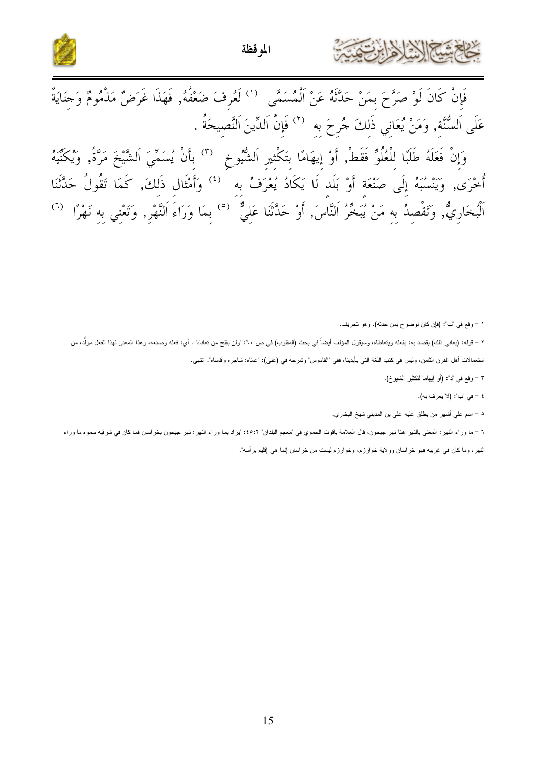فَإِنْ كَانَ لَوْ صَرَّحَ بِمَنْ حَدَّثَهُ عَنْ اَلْمُسَمَّى [١] لَعُرِفَ ضَعْفُهُ, فَهَذَا غَرَضٌ مَذْمُومٌ وَجِنَايَةٌ عَلَى اَلسُّنَّةِ, وَمَنْ يُعَانِي ذَلِكَ جُرِحَ بِهِ [٢] فَإِنَّ اَلدِّينَ اَلنَّصِيحَةُ .

وَإِنْ فَعَلَهُ طَلَبًا لِلْعُلُوِّ فَقَطْ, أَوْ إِيهَامًا بِتَكْثِيرِ اَلشُّيُوخِ [٣] بِأَنْ يُسَمِّيَ اَلشَّيْخَ مَرَّةً, وَيُكَنِّيهُ أُخْرَى, وَيَنْسُبُهُ إِلَى صَنْعَةٍ أَوْ بَلَدٍ لَا يَكَادُ يُعْرَفُ بِهِ [٤] وَأَمْثَالِ ذَلِكَ, كَمَا تَقُولُ حَدَّثَنَا اَلْبُخَارِيُّ, وَتَقْصِدُ بِهِ مَنْ يُبَخِّرُ اَلنَّاسَ, أَوْ حَدَّثَنَا عَلِيٌّ [٥] بِمَا وَرَاءَ اَلنَّهْرِ, وَتَعْنِي بِهِ نَهْرًا [٦]

---

١ – وقع في "ب": (فإن كان لوضوح بمن حدثه)، وهو تحريف.

٢ – قوله: (يعاني ذلك) يقصد به: يفعله ويتعاطاه، وسيقول المؤلف أيضاً في بحث (المقلوب) في ص ٦٠: "ولن يفلح من تعاناه". أي: فعله وصنعه، وهذا المعنى لهذا الفعل مولَّد، من استعمالات أهل القرن الثامن، وليس في كتب اللغة التي بأيدينا، ففي "القاموس" وشرحه في (عنى): "عاناه: شاجره وقاساه". انتهى.

٣ – وقع في "د": (أو إيهاما لتكثير الشيوخ).

٤ – في "ب": (لا يعرف به).

٥ – اسم علي أشهر من يطلق عليه علي بن المديني شيخ البخاري.

٦ – ما وراء النهر: المعني بالنهر هنا نهر جيحون، قال العلامة ياقوت الحموي في "معجم البلدان" ٤٥:٢: "يراد بما وراء النهر: نهر جيحون بخراسان فما كان في شرقيه سموه ما وراء النهر، وما كان في غربيه فهو خراسان وولاية خوارزم، وخوارزم ليست من خراسان إنما هي إقليم برأسه".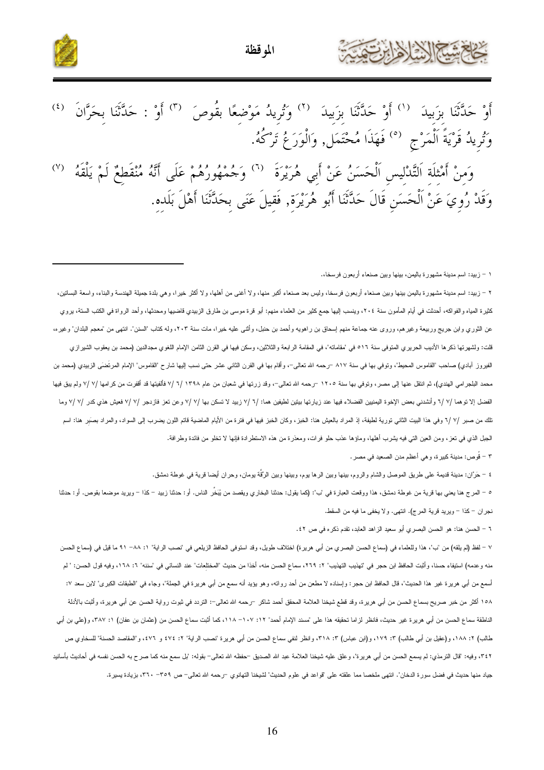أَوْ حَدَّثَنَا بِزَبِيدَ [(١)] أَوْ حَدَّثَنَا بِزَبِيدَ [(٢)] وَتُرِيدُ مَوْضِعًا بِقُوصَ [(٣)] أَوْ : حَدَّثَنَا بِحَرَّانَ [(٤)] وَتُرِيدُ قَرْيَةَ اَلْمَرْجِ [(٥)] فَهَذَا مُحْتَمَل, وَالْوَرَعُ تَرْكُهُ.

وَمِنْ أَمْثِلَةِ اَلتَّدْلِيسِ اَلْحَسَنُ عَنْ أَبِي هُرَيْرَةَ [(٦)] وَجُمْهُورُهُمْ عَلَى أَنَّهُ مُنْقَطِعٌ لَمْ يَلْقَهُ [(٧)] وَقَدْ رُوِيَ عَنْ اَلْحَسَنِ قَالَ حَدَّثَنَا أَبُو هُرَيْرَة, فَقِيلَ عَنَى بِحَدَّثَنَا أَهْلَ بَلَدِه.

---

١ – زبيد: اسم مدينة مشهورة باليمن، بينها وبين صنعاء أربعون فرسخا.

٢ – زبيد: اسم مدينة مشهورة باليمن بينها وبين صنعاء أربعون فرسخا، وليس بعد صنعاء أكبر منها، ولا أغنى من أهلها، ولا أكثر خيرا، وهي بلدة جميلة الهندسة والبناء، واسعة البساتين، كثيرة المياه والفواكه، أحدثت في أيام المأمون سنة ٢٠٤، وينسب إليها جمع كثير من العلماء منهم: أبو قرة موسى بن طارق الزبيدي قاضيها ومحدثها، وأحد الرواة في الكتب الستة، يروي عن الثوري وابن جريج وربيعة وغيرهم، وروى عنه جماعة منهم إسحاق بن راهويه وأحمد بن حنبل، وأثنى عليه خيرا، مات سنة ٢٠٣، وله كتاب "السنن". انتهى من "معجم البلدان" وغيره، قلت: ولشهرتها ذكرها الأديب الحريري المتوفى سنة ٥١٦ في "مقاماته"، في المقامة الرابعة والثلاثين، وسكن فيها في القرن الثامن الإمام اللغوي مجدالدين (محمد بن يعقوب الشيرازي الفيروز آبادي) صاحب "القاموس المحيط"، وتوفي بها في سنة ٨١٧ –رحمه الله تعالى–، وأقام بها في القرن الثاني عشر حتى نسب إليها شارح "القاموس" الإمام المرتَضى الزبيدي (محمد بن محمد البلجرامي الهندي)، ثم انتقل عنها إلى مصر، وتوفي بها سنة ١٢٠٥ –رحمه الله تعالى–، وقد زرتها في شعبان من عام ١٣٩٨ /٦ /٧ فألفيتها قد أقفرت من كرامها /٧ /٧ ولم يبق فيها الفضل إلا توهما /٧ /٦ وأنشدني بعض الإخوة اليمنيين الفضلاء فيها عند زيارتها بيتين لطيفين هما: /٦ /٧ زبيد لا تسكن بها /٧ /٧ وعن تعز فازدجر /٧ /٧ فعيش هذي كدر /٧ /٧ وما تلك من صبر /٧ /٦ وفي هذا البيت الثاني تورية لطيفة، إذ المراد بالعيش هنا: الخبز، وكان الخبز فيها في فترة من الأيام الماضية قاتم اللون يضرب إلى السواد، والمراد بصبِر هنا: اسم الجبل الذي في تعز، ومن العين التي فيه يشرب أهلها، وماؤها عذب حلو فرات، ومعذرة من هذه الاستطرادة فإنها لا تخلو من فائدة وطرافة.

٣ – قُوص: مدينة كبيرة، وهي أعظم مدن الصعيد في مصر.

٤ – حَرّان: مدينة قديمة على طريق الموصل والشام والروم، بينها وبين الرها يوم، وبينها وبين الرَّقَّة يومان، وحران أيضا قرية في غوطة دمشق.

٥ – المرج هنا يعني بها قرية من غوطة دمشق، هذا ووقعت العبارة في "ب": (كما يقول: حدثنا البخاري ويقصد من يُبَخِّر الناس. أو: حدثنا زبيد – كذا – ويريد موضعا بقوص. أو: حدثنا نجران – كذا – ويريد قرية المرج). انتهى. ولا يخفى ما فيه من السقط.

٦ – الحسن هنا: هو الحسن البصري أبو سعيد الزاهد العابد، تقدم ذكره في ص ٤٢.

٧ – لفظ (لم يلقه) من "ب"، هذا وللعلماء في (سماع الحسن البصري من أبي هريرة) اختلاف طويل، وقد استوفى الحافظ الزيلعي في "نصب الراية" ١: ٨٨– ٩١ ما قيل في (سماع الحسن منه وعدمه) استيفاء حسنا، وأثبت الحافظ ابن حجر في "تهذيب التهذيب" ٢: ٢٦٩، سماع الحسن منه، أخذا من حديث "المختلعات" عند النسائي في "سننه" ٦: ١٦٨، وفيه قول الحسن: " لم أسمع من أبي هريرة غير هذا الحديث"، قال الحافظ ابن حجر: وإسناده لا مطعن من أحد رواته، وهو يؤيد أنه سمع من أبي هريرة في الجملة"، وجاء في "الطبقات الكبرى" لابن سعد ٧: ١٥٨ أكثر من خبر صريح بسماع الحسن من أبي هريرة، وقد قطع شيخنا العلامة المحقق أحمد شاكر –رحمه الله تعالى–: التردد في ثبوت رواية الحسن عن أبي هريرة، وأثبت بالأدلة الناطقة سماع الحسن من أبي هريرة غير حديث، فانظر لزاما تحقيقه هذا على "مسند الإمام أحمد" ١٢: ١٠٧– ١١٨، كما أثبت سماع الحسن من (عثمان بن عفان) ١: ٣٨٧، و(علي بن أبي طالب) ٢: ١٨٨، و(عقيل بن أبي طالب) ٣: ١٧٩، و(ابن عباس) ٣: ٣١٨، وانظر لنفي سماع الحسن من أبي هريرة "نصب الراية" ٢: ٤٧٤ و ٤٧٦، و"المقاصد الحسنة" للسخاوي ص ٣٤٢، وفيه: "قال الترمذي: لم يسمع الحسن من أبي هريرة"، وعلق عليه شيخنا العلامة عبد الله الصديق –حفظه الله تعالى– بقوله: "بل سمع منه كما صرح به الحسن نفسه في أحاديث بأسانيد جياد منها حديث في فضل سورة الدخان". انتهى ملخصا مما علقته على "قواعد في علوم الحديث" لشيخنا التهانوي –رحمه الله تعالى– ص ٣٥٩– ٣٦٠، بزيادة يسيرة.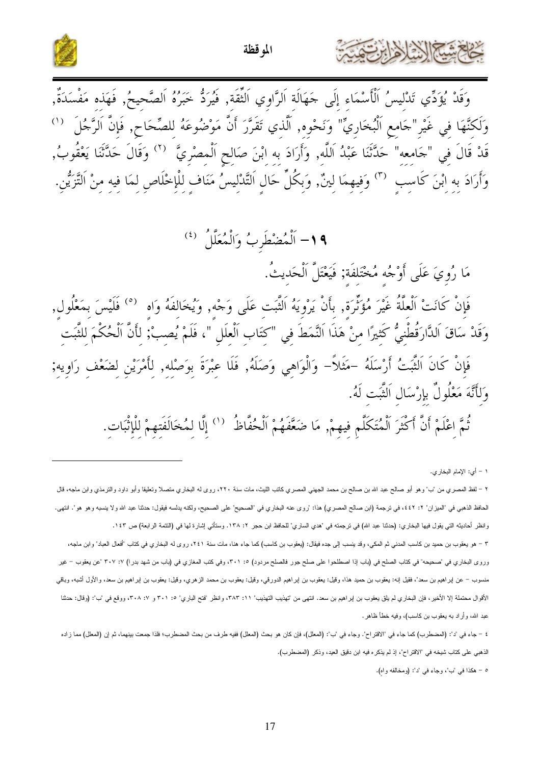وَقَدْ يُؤَدِّي تَدْلِيسُ اَلْأَسْمَاءِ إِلَى جَهَالَةِ اَلرَّاوِي اَلثِّقَة, فَيُرَدُّ خَبَرُهُ اَلصَّحِيحُ, فَهَذِه مَفْسَدَةٌ, وَلَكِنَّهَا فِي غَيْرِ "جَامِعِ اَلْبُخَارِيِّ" وَنَحْوِه, اَلَّذِي تَقَرَّرَ أَنَّ مَوْضُوعَهُ لِلصِّحَاحِ, فَإِنَّ اَلرَّجُلَ [1] قَدْ قَالَ فِي "جَامِعه" حَدَّثَنَا عَبْدُ اَللَّه, وَأَرَادَ بِه اِبْنَ صَالِحٍ اَلْمِصْرِيَّ [2] وَقَالَ حَدَّثَنَا يَعْقُوبُ, وَأَرَادَ بِه اِبْنَ كَاسِبٍ [3] وَفِيهِمَا لِينٌ, وَبِكُلِّ حَالٍ اَلتَّدْلِيسُ مُنَافٍ لِلْإِخْلَاصِ لِمَا فِيه مِنْ اَلتَّزَيُّنِ.

## ١٩- اَلْمُضْطَرِبُ وَالْمُعَلَّلُ [4]

مَا رُوِيَ عَلَى أَوْجُه مُخْتَلِفَةٍ; فَيَعْتَلُّ اَلْحَدِيثُ.

فَإِنْ كَانَتْ اَلْعِلَّةُ غَيْرَ مُؤَثِّرَةٍ, بِأَنْ يَرْوِيَهُ اَلثَّبَت عَلَى وَجْه, وَيُخَالِفَهُ وَاه [5] فَلَيْسَ بِمَعْلُولٍ, وَقَدْ سَاقَ اَلدَّارَقُطْنِيُّ كَثِيرًا مِنْ هَذَا اَلنَّمَطِ فِي "كِتَابِ اَلْعِلَلِ", فَلَمْ يُصِبْ; لِأَنَّ اَلْحُكْمَ لِلثَّبَتِ

فَإِنْ كَانَ اَلثَّبَتُ أَرْسَلَهُ -مَثَلاً- وَالْوَاهِي وَصَلَهُ, فَلَا عِبْرَةَ بِوَصْلِه, لِأَمْرَيْنِ لِضَعْفِ رَاوِيه; وَلِأَنَّهُ مَعْلُولٌ بِإِرْسَالِ اَلثَّبَت لَهُ.

ثُمَّ اِعْلَمْ أَنَّ أَكْثَرَ اَلْمُتَكَلَّمِ فِيهِمْ, مَا ضَعَّفَهُمْ اَلْحُفَّاظُ [1] إِلَّا لِمُخَالَفَتِهِمْ لِلْأَثْبَاتِ.

---

١ – أي: الإمام البخاري.

٢ – لفظ المصري من 'ب' وهو أبو صالح عبد الله بن صالح بن محمد الجهني المصري كاتب الليث، مات سنة ٢٢٠، روى له البخاري متصلا وتعليقا وأبو داود والترمذي وابن ماجه، قال الحافظ الذهبي في "الميزان" ٢: ٤٤٢، في ترجمة (ابن صالح المصري) هذا: 'روى عنه البخاري في "الصحيح" على الصحيح، ولكنه يدلسه فيقول: حدثنا عبد الله ولا ينسبه وهو هو'. انتهى. وانظر أحاديثه التي يقول فيها البخاري: (حدثنا عبد الله) في ترجمته في "هدي الساري" للحافظ ابن حجر ٢: ١٣٨. وستأتي إشارة لها في (التتمة الرابعة) ص ١٤٣.

٣ – هو يعقوب بن حميد بن كاسب المدني ثم المكي، وقد ينسب إلى جده فيقال: (يعقوب بن كاسب) كما جاء هنا، مات سنة ٢٤١، روى له البخاري في كتاب "أفعال العباد" وابن ماجه، وروى البخاري في "صحيحه" في كتاب الصلح في (باب إذا اصطلحوا على صلح جور فالصلح مردود) ٥: ٣٠١، وفي كتب المغازي في (باب من شهد بدرا) ٧: ٣٠٧ "عن يعقوب – غير منسوب – عن إبراهيم بن سعد"، فقيل إنه: يعقوب بن حميد هذا، وقيل: يعقوب بن إبراهيم الدورقي، وقيل: يعقوب بن محمد الزهري، وقيل: يعقوب بن إبراهيم بن سعد، والأول أشبه، وباقي الأقوال محتملة إلا الأخير، فإن البخاري لم يلق يعقوب بن إبراهيم بن سعد. انتهى من "تهذيب التهذيب" ١١: ٣٨٣، وانظر "فتح الباري" ٥: ٣٠١ و ٧: ٣٠٨، ووقع في 'ب': (وقال: حدثنا عبد الله، وأراد به يعقوب بن كاسب)، وفيه خطأ ظاهر.

٤ – جاء في 'د': (المضطرب) كما جاء في "الاقتراح". وجاء في 'ب': (المعلل)، فإن كان هو بحث (المعلل) ففيه طرف من بحث المضطرب؛ فلذا جمعت بينهما، ثم إن (المعلل) مما زاده الذهبي على كتاب شيخه في "الاقتراح"، إذ لم يذكره فيه ابن دقيق العيد، وذكر (المضطرب).

٥ – هكذا في 'ب'، وجاء في 'د': (ومخالفه واه).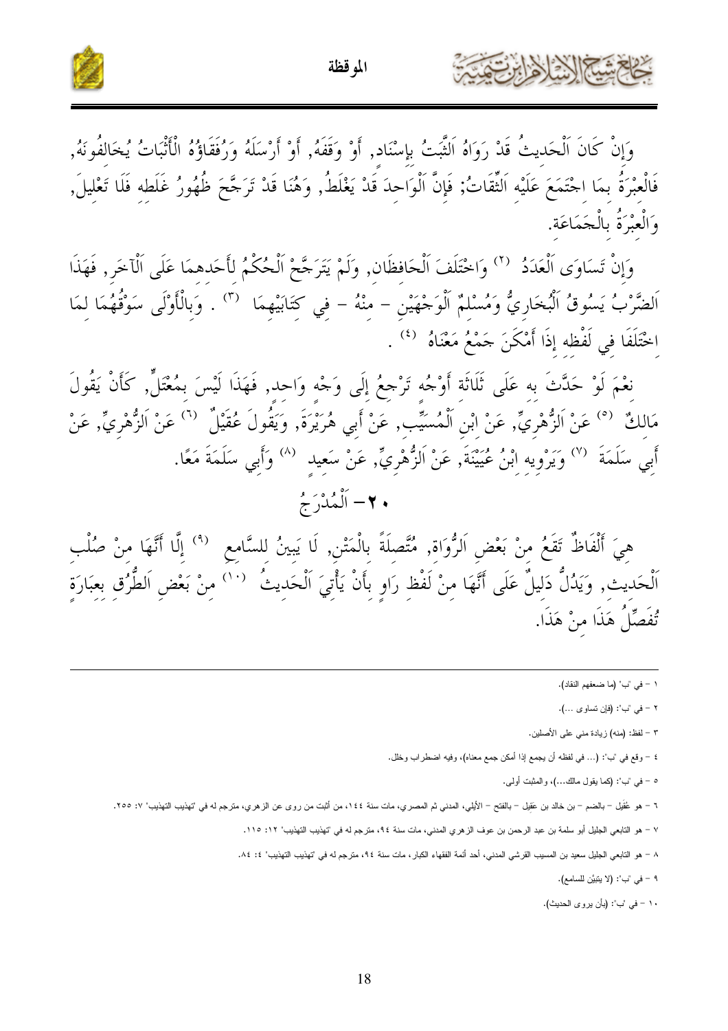وَإِنْ كَانَ اَلْحَدِيثُ قَدْ رَوَاهُ اَلثَّبتُ بِإِسْنَاد, أَوْ وَقَفَهُ, أَوْ أَرْسَلَهُ وَرُفَقَاؤُهُ الْأَثْبَاتُ يُخَالِفُونَهُ, فَالْعِبْرَةُ بِمَا اجْتَمَعَ عَلَيْهِ اَلثِّقَاتُ; فَإِنَّ اَلْوَاحِدَ قَدْ يَغْلَطُ, وَهُنَا قَدْ تَرَجَّحَ ظُهُورُ غَلَطِه فَلَا تَعْلِيلَ, وَالْعِبْرَةُ بِالْجَمَاعَة.

وَإِنْ تَسَاوَى اَلْعَدَدُ [2] وَاخْتَلَفَ اَلْحَافِظَان, وَلَمْ يَتَرَجَّحْ اَلْحُكْمُ لِأَحَدهِمَا عَلَى اَلْآخَر, فَهَذَا اَلضَّرْبُ يَسُوقُ اَلْبُخَارِيُّ وَمُسْلِمٌ اَلْوَجْهَيْنِ – مِنْهُ – فِي كِتَابَيْهِمَا [3] . وَبِالْأَوْلَى سَوْقُهُمَا لِمَا اخْتَلَفَا فِي لَفْظِه إِذَا أَمْكَنَ جَمْعُ مَعْنَاهُ [4] .

نَعَمْ لَوْ حَدَّثَ بِه عَلَى ثَلَاثَة أَوْجُه تَرْجِعُ إِلَى وَجْه وَاحِد, فَهَذَا لَيْسَ بِمُعْتَلٍّ, كَأَنْ يَقُولَ مَالِكٌ [5] عَنْ اَلزُّهْرِيِّ, عَنْ ابْنِ اَلْمُسَيِّب, عَنْ أَبِي هُرَيْرَةَ, وَيَقُولَ عُقَيْلٌ [6] عَنْ اَلزُّهْرِيِّ, عَنْ أَبِي سَلَمَةَ [7] وَيَرْوِيه ابْنُ عُيَيْنَةَ, عَنْ اَلزُّهْرِيِّ, عَنْ سَعِيد [8] وَأَبِي سَلَمَةَ مَعًا.

## ٢٠– اَلْمُدْرَجُ

هِيَ أَلْفَاظٌ تَقَعُ مِنْ بَعْضِ اَلرُّوَاة, مُتَّصِلَةً بِالْمَتْن, لَا يَبِينُ لِلسَّامِعِ [9] إِلَّا أَنَّهَا مِنْ صُلْبِ اَلْحَدِيث, وَيَدُلُّ دَلِيلٌ عَلَى أَنَّهَا مِنْ لَفْظ رَاوٍ بِأَنْ يَأْتِيَ اَلْحَدِيثُ [10] مِنْ بَعْضِ اَلطُّرُق بِعِبَارَةٍ تُفَصِّلُ هَذَا مِنْ هَذَا.

---

١ – في "ب" (ما ضعفهم النقاد).

٢ – في "ب": (فإن تساوى ...).

٣ – لفظ: (منه) زيادة مني على الأصلين.

٤ – وقع في "ب": (... في لفظه أن يجمع إذا أمكن جمع معناه)، وفيه اضطراب وخلل.

٥ – في "ب": (كما يقول مالك...)، والمثبت أولى.

٦ – هو عُقَيل – بالضم – بن خالد بن عقيل – بالفتح – الأيلي، المدني ثم المصري، مات سنة ١٤٤، من أثبت من روى عن الزهري، مترجم له في "تهذيب التهذيب" ٧: ٢٥٥.

٧ – هو التابعي الجليل أبو سلمة بن عبد الرحمن بن عوف الزهري المدني، مات سنة ٩٤، مترجم له في "تهذيب التهذيب" ١٢: ١١٥.

٨ – هو التابعي الجليل سعيد بن المسيب القرشي المدني، أحد أئمة الفقهاء الكبار، مات سنة ٩٤، مترجم له في "تهذيب التهذيب" ٤: ٨٤.

٩ – في "ب": (لا يتبيَّن للسامع).

١٠ – في "ب": (بأن يروى الحديث).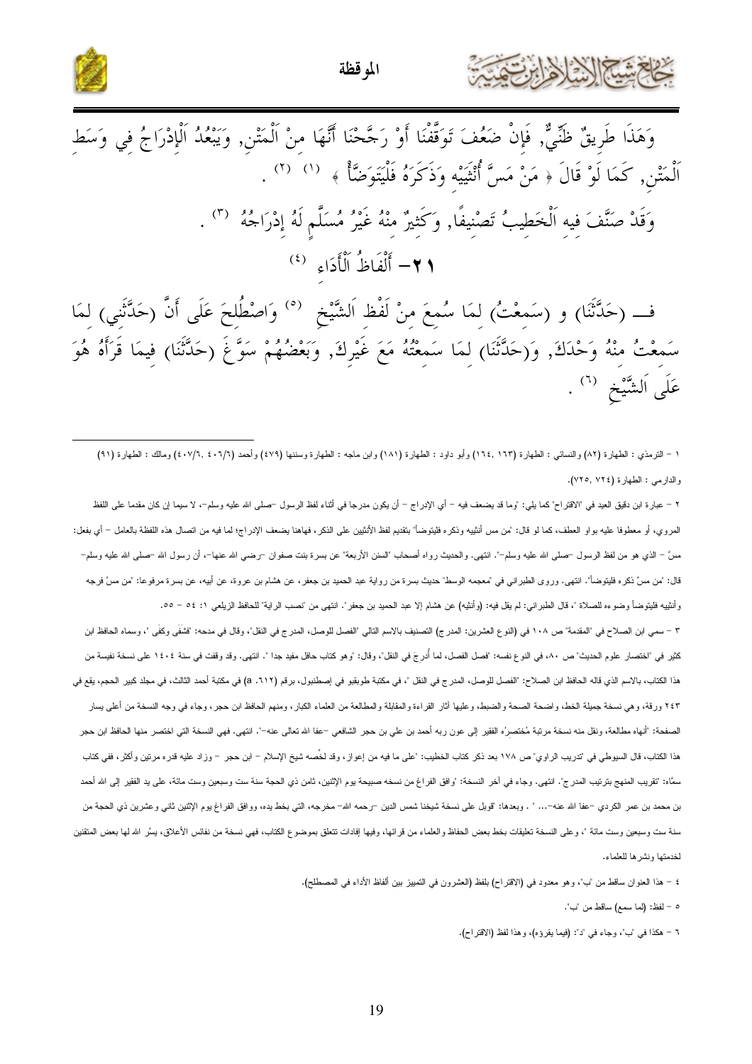وَهَذَا طَرِيقٌ ظَنِّيٌّ, فَإِنْ ضَعُفَ تَوَقَّفْنَا أَوْ رَجَّحْنَا أَنَّهَا مِنْ اَلْمَتْنِ, وَيَبْعُدُ اَلْإِدْرَاجُ فِي وَسَطِ اَلْمَتْنِ, كَمَا لَوْ قَالَ ﴿ مَنْ مَسَّ أُنْثَيَيْهِ وَذَكَرَهُ فَلْيَتَوَضَّأْ ﴾ [1] [2] .

وَقَدْ صَنَّفَ فِيهِ اَلْخَطِيبُ تَصْنِيفًا, وَكَثِيرٌ مِنْهُ غَيْرُ مُسَلَّمٍ لَهُ إِدْرَاجُهُ [3] .

## ٢١- أَلْفَاظُ اَلْأَدَاءِ [4]

فـــ (حَدَّثَنَا) و (سَمِعْتُ) لِمَا سُمِعَ مِنْ لَفْظِ اَلشَّيْخِ [5] وَاصْطُلِحَ عَلَى أَنَّ (حَدَّثَنِي) لِمَا سَمِعْتُ مِنْهُ وَحْدَكَ, وَ(حَدَّثَنَا) لِمَا سَمِعْتُهُ مَعَ غَيْرِكَ, وَبَعْضُهُمْ سَوَّغَ (حَدَّثَنَا) فِيمَا قَرَأَهُ هُوَ عَلَى اَلشَّيْخِ [6] .

---

١ – الترمذي : الطهارة (٨٢) والنسائي : الطهارة (١٦٣, ١٦٤) وأبو داود : الطهارة (١٨١) وابن ماجه : الطهارة وسننها (٤٧٩) وأحمد (٦/٤٠٦, ٤٠٧/٦) ومالك : الطهارة (٩١) والدارمي : الطهارة (٧٢٤, ٧٢٥).

٢ – عبارة ابن دقيق العيد في "الاقتراح" كما يلي: "وما قد يضعف فيه – أي الإدراج – أن يكون مدرجا في أثناء لفظ الرسول –صلى الله عليه وسلم–، لا سيما إن كان مقدما على اللفظ المروي، أو معطوفا عليه بواو العطف، كما لو قال: "من مس أنثييه وذكره فليتوضأ" بتقديم لفظ الأنثيين على الذكر، فهاهنا يضعف الإدراج؛ لما فيه من اتصال هذه اللفظة بالعامل – أي بفعل: مسَّ – الذي هو من لفظ الرسول –صلى الله عليه وسلم–". انتهى. والحديث رواه أصحاب "السنن الأربعة" عن بسرة بنت صفوان –رضي الله عنها–، أن رسول الله –صلى الله عليه وسلم– قال: "من مسَّ ذكره فليتوضأ". انتهى. وروى الطبراني في "معجمه الوسط" حديث بسرة من رواية عبد الحميد بن جعفر، عن هشام بن عروة، عن أبيه، عن بسرة مرفوعا: "من مسَّ فرجه وأنثييه فليتوضأ وضوءه للصلاة "، قال الطبراني: لم يقل فيه: (وأنثيه) عن هشام إلا عبد الحميد بن جعفر". انتهى من "نصب الراية" للحافظ الزيلعي ١: ٥٤ – ٥٥.

٣ – سمي ابن الصلاح في "المقدمة" ص ١٠٨ في (النوع العشرين: المدرج) التصنيف بالاسم التالي "الفصل للوصل، المدرج في النقل"، وقال في مدحه: "فشَفَى وكَفَى "، وسماه الحافظ ابن كثير في "اختصار علوم الحديث" ص ٨٠، في النوع نفسه: "فصل الفصل، لما أُدرج في النقل"، وقال: "وهو كتاب حافل مفيد جدا ". انتهى. وقد وقفت في سنة ١٤٠٤ على نسخة نفيسة من هذا الكتاب، بالاسم الذي قاله الحافظ ابن الصلاح: "الفصل للوصل، المدرج في النقل "، في مكتبة طوبقبو في إصطنبول، برقم (٦١٢. a) في مكتبة أحمد الثالث، في مجلد كبير الحجم، يقع في ٢٤٣ ورقة، وهي نسخة جميلة الخط، واضحة الصحة والضبط، وعليها آثار القراءة والمقابلة والمطالعة من العلماء الكبار، ومنهم الحافظ ابن حجر، وجاء في وجه النسخة من أعلى يسار الصفحة: "أنهاه مطالعة، ونقل منه نسخة مرتبة مُختصرُه الفقير إلى عون ربه أحمد بن علي بن حجر الشافعي –عفا الله تعالى عنه–". انتهى. فهي النسخة التي اختصر منها الحافظ ابن حجر هذا الكتاب، قال السيوطي في "تدريب الراوي" ص ١٧٨ بعد ذكر كتاب الخطيب: "على ما فيه من إعواز، وقد لخَّصه شيخ الإسلام – ابن حجر – وزاد عليه قدره مرتين وأكثر، ففي كتاب سمَّاه: "تقريب المنهج بترتيب المدرج". انتهى. وجاء في آخر النسخة: "وافق الفراغ من نسخه صبيحة يوم الإثنين، ثامن ذي الحجة سنة ست وسبعين وست مائة، على يد الفقير إلى الله أحمد بن محمد بن عمر الكردي –عفا الله عنه–... ". وبعدها: "قوبل على نسخة شيخنا شمس الدين –رحمه الله– مخرجه، التي بخط يده، ووافق الفراغ يوم الإثنين ثاني وعشرين ذي الحجة من سنة ست وسبعين وست مائة "، وعلى النسخة تعليقات بخط بعض الحفاظ والعلماء من قرائها، وفيها إفادات تتعلق بموضوع الكتاب، فهي نسخة من نفائس الأعلاق، يسَّر الله لها بعض المتقنين لخدمتها ونشرها للعلماء.

٤ – هذا العنوان ساقط من "ب"، وهو معدود في (الاقتراح) بلفظ (العشرون في التمييز بين ألفاظ الأداء في المصطلح).

٥ – لفظ: (لما سمع) ساقط من "ب".

٦ – هكذا في "ب"، وجاء في "د": (فيما يقرؤه)، وهذا لفظ (الاقتراح).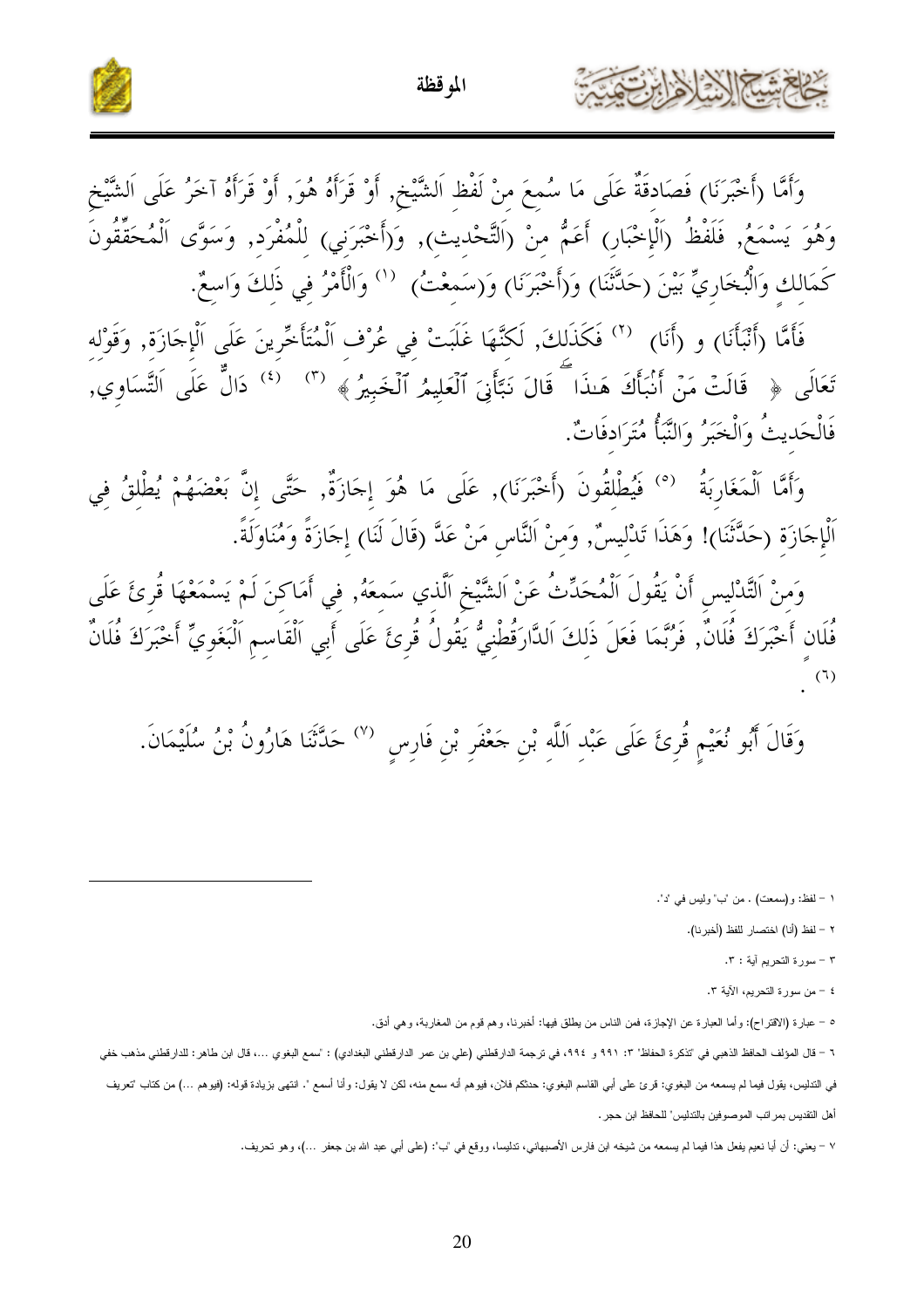وَأَمَّا (أَخْبَرَنَا) فَصَادِقَةٌ عَلَى مَا سُمِعَ مِنْ لَفْظِ اَلشَّيْخِ, أَوْ قَرَأَهُ هُوَ, أَوْ قَرَأَهُ آخَرُ عَلَى اَلشَّيْخِ وَهُوَ يَسْمَعُ, فَلَفْظُ (اَلْإِخْبَارِ) أَعَمُّ مِنْ (اَلتَّحْدِيثِ), وَ(أَخْبَرَنِي) لِلْمُفْرَدِ, وَسَوَّى اَلْمُحَقِّقُونَ كَمَالِكٍ وَالْبُخَارِيِّ بَيْنَ (حَدَّثَنَا) وَ(أَخْبَرَنَا) وَ(سَمِعْتُ) [1] وَالْأَمْرُ فِي ذَلِكَ وَاسِعٌ.

فَأَمَّا (أَنْبَأَنَا) و (أَنَا) [2] فَكَذَلِكَ, لَكِنَّهَا غَلَبَتْ فِي عُرْفِ اَلْمُتَأَخِّرِينَ عَلَى اَلْإِجَازَةِ, وَقَوْلِهِ تَعَالَى ﴿ قَالَتْ مَنْ أَنْبَأَكَ هَـٰذَا ۖ قَالَ نَبَّأَنِيَ ٱلْعَلِيمُ ٱلْخَبِيرُ ﴾ [3] [4] دَالٌّ عَلَى اَلتَّسَاوِي, فَالْحَدِيثُ وَالْخَبَرُ وَالنَّبَأُ مُتَرَادِفَاتٌ.

وَأَمَّا اَلْمَغَارِبَةُ [5] فَيُطْلِقُونَ (أَخْبَرَنَا), عَلَى مَا هُوَ إِجَازَةٌ, حَتَّى إِنَّ بَعْضَهُمْ يُطْلِقُ فِي اَلْإِجَازَةِ (حَدَّثَنَا)! وَهَذَا تَدْلِيسٌ, وَمِنْ اَلنَّاسِ مَنْ عَدَّ (قَالَ لَنَا) إِجَازَةً وَمُنَاوَلَةً.

وَمِنْ اَلتَّدْلِيسِ أَنْ يَقُولَ اَلْمُحَدِّثُ عَنْ اَلشَّيْخِ اَلَّذِي سَمِعَهُ, فِي أَمَاكِنَ لَمْ يَسْمَعْهَا قُرِئَ عَلَى فُلَانٍ أَخْبَرَكَ فُلَانٌ, فَرُبَّمَا فَعَلَ ذَلِكَ اَلدَّارَقُطْنِيُّ يَقُولُ قُرِئَ عَلَى أَبِي اَلْقَاسِمِ اَلْبَغَوِيِّ أَخْبَرَكَ فُلَانٌ [6].

وَقَالَ أَبُو نُعَيْمٍ قُرِئَ عَلَى عَبْدِ اَللَّهِ بْنِ جَعْفَرِ بْنِ فَارِسٍ [7] حَدَّثَنَا هَارُونُ بْنُ سُلَيْمَانَ.

---

١ – لفظ: و(سمعت) . من "ب" وليس في "د".

٢ – لفظ (أنا) اختصار للفظ (أخبرنا).

٣ – سورة التحريم آية : ٣.

٤ – من سورة التحريم، الآية ٣.

٥ – عبارة (الاقتراح): وأما العبارة عن الإجازة، فمن الناس من يطلق فيها: أخبرنا، وهم قوم من المغاربة، وهي أدق.

٦ – قال المؤلف الحافظ الذهبي في "تذكرة الحفاظ" ٣: ٩٩١ و ٩٩٤، في ترجمة الدارقطني (علي بن عمر الدارقطني البغدادي) : "سمع البغوي ...، قال ابن طاهر: للدارقطني مذهب خفي في التدليس، يقول فيما لم يسمعه من البغوي: قرئ على أبي القاسم البغوي: حدثكم فلان، فيوهم أنه سمع منه، لكن لا يقول: وأنا أسمع ". انتهى بزيادة قوله: (فيوهم ...) من كتاب "تعريف أهل التقديس بمراتب الموصوفين بالتدليس" للحافظ ابن حجر.

٧ – يعني: أن أبا نعيم يفعل هذا فيما لم يسمعه من شيخه ابن فارس الأصبهاني، تدليسا، ووقع في "ب": (على أبي عبد الله بن جعفر ...)، وهو تحريف.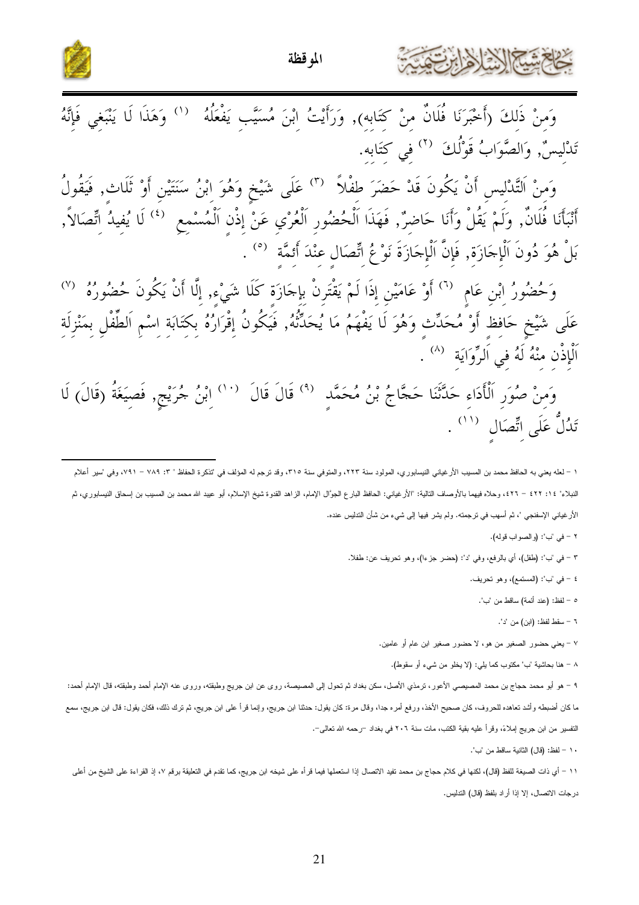وَمِنْ ذَلِكَ (أَخْبَرَنَا فُلَانٌ مِنْ كِتَابِهِ), وَرَأَيْتُ ابْنَ مُسَيَّبٍ يَفْعَلُهُ [1] وَهَذَا لَا يَنْبَغِي فَإِنَّهُ تَدْلِيسٌ, وَالصَّوَابُ قَوْلُكَ [2] فِي كِتَابِهِ.

وَمِنْ اَلتَّدْلِيسِ أَنْ يَكُونَ قَدْ حَضَرَ طِفْلاً [3] عَلَى شَيْخٍ وَهُوَ ابْنُ سَنَتَيْنِ أَوْ ثَلَاثٍ, فَيَقُولُ أَنْبَأَنَا فُلَانٌ, وَلَمْ يَقُلْ وَأَنَا حَاضِرٌ, فَهَذَا اَلْحُضُورِ اَلْعُرْيِ عَنْ إِذْنِ اَلْمُسْمِعِ [4] لَا يُفِيدُ اتِّصَالاً, بَلْ هُوَ دُونَ اَلْإِجَازَةِ, فَإِنَّ اَلْإِجَازَةَ نَوْعُ اتِّصَالٍ عِنْدَ أَئِمَّةٍ [5] .

وَحُضُورُ ابْنِ عَامٍ [6] أَوْ عَامَيْنِ إِذَا لَمْ يَقْتَرِنْ بِإِجَازَةٍ كَلَا شَيْءٍ, إِلَّا أَنْ يَكُونَ حُضُورُهُ [7] عَلَى شَيْخٍ حَافِظٍ أَوْ مُحَدِّثٍ وَهُوَ لَا يَفْهَمُ مَا يُحَدِّثُهُ, فَيَكُونُ إِقْرَارُهُ بِكِتَابَةِ اسْمِ اَلطِّفْلِ بِمَنْزِلَةِ اَلْإِذْنِ مِنْهُ لَهُ فِي اَلرِّوَايَةِ [8] .

وَمِنْ صُوَرِ اَلْأَدَاءِ حَدَّثَنَا حَجَّاجُ بْنُ مُحَمَّدٍ [9] قَالَ قَالَ [10] ابْنُ جُرَيْجٍ, فَصِيغَةُ (قَالَ) لَا تَدُلُّ عَلَى اتِّصَالٍ [11] .

---

١ – لعله يعني به الحافظ محمد بن المسيب الأرغياني النيسابوري، المولود سنة ٢٢٣، والمتوفي سنة ٣١٥، وقد ترجم له المؤلف في 'تذكرة الحفاظ " ٣: ٧٨٩ – ٧٩١، وفي 'سير أعلام النبلاء' ١٤: ٤٢٢ – ٤٢٦، وحلاه فيهما بالأوصاف التالية: "الأرغياني: الحافظ البارع الجوّال الإمام، الزاهد القدوة شيخ الإسلام، أبو عبيد الله محمد بن المسيب بن إسحاق النيسابوري، ثم الأرغياني الإسفنجي '، ثم أسهب في ترجمته. ولم يشر فيها إلى شيء من شأن التدليس عنده.

٢ – في 'ب': (والصواب قوله).

٣ – في 'ب': (طفل)، أي بالرفع، وفي 'د': (حضر جزءا)، وهو تحريف عن: طفلا.

٤ – في 'ب': (المستمع)، وهو تحريف.

٥ – لفظ: (عند أئمة) ساقط من 'ب'.

٦ – سقط لفظ: (ابن) من 'د'.

٧ – يعني حضور الصغير من هو، لا حضور صغير ابن عام أو عامين.

٨ – هنا بحاشية 'ب' مكتوب كما يلي: (لا يخلو من شيء أو سقوط).

٩ – هو أبو محمد حجاج بن محمد المصيصي الأعور، ترمذي الأصل، سكن بغداد ثم تحول إلى المصيصة، روى عن ابن جريج وطبقته، وروى عنه الإمام أحمد وطبقته، قال الإمام أحمد: ما كان أضبطه وأشد تعاهده للحروف، كان صحيح الأخذ، ورفع أمره جدا، وقال مرة: كان يقول: حدثنا ابن جريج، وإنما قرأ على ابن جريج، ثم ترك ذلك، فكان يقول: قال ابن جريج، سمع التفسير من ابن جريج إملاءً، وقرأ عليه بقية الكتب، مات سنة ٢٠٦ في بغداد –رحمه الله تعالى–.

١٠ – لفظ: (قال) الثانية ساقط من 'ب'.

١١ – أي ذات الصيغة للفظ (قال)، لكنها في كلام حجاج بن محمد تفيد الاتصال إذا استعملها فيما قرأه على شيخه ابن جريج، كما تقدم في التعليقة برقم ٧، إذ القراءة على الشيخ من أعلى درجات الاتصال، إلا إذا أراد بلفظ (قال) التدليس.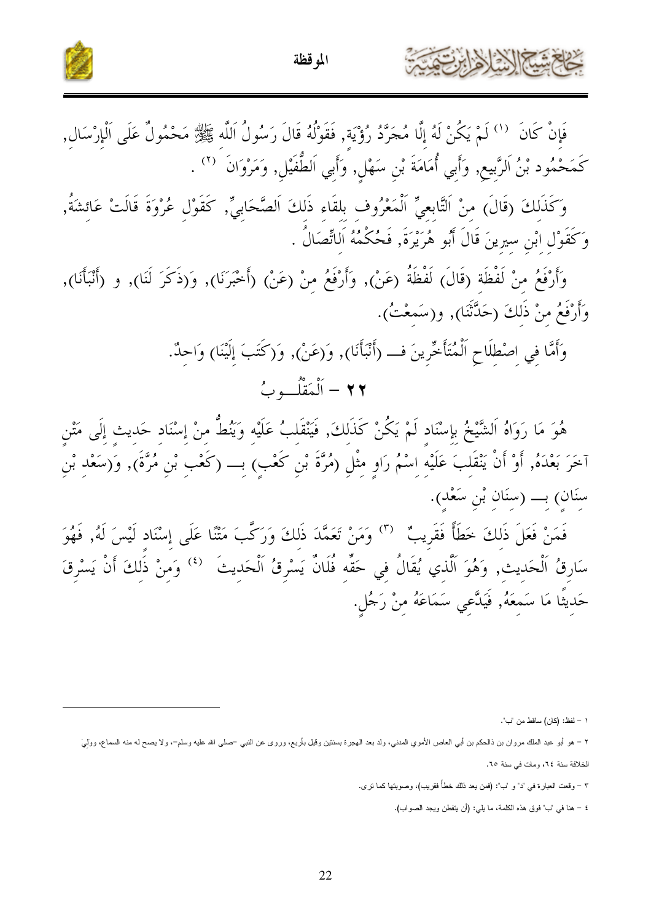فَإِنْ كَانَ [1] لَمْ يَكُنْ لَهُ إِلَّا مُجَرَّدُ رُؤْيَةٍ, فَقَوْلُهُ قَالَ رَسُولُ اَللَّهِ ﷺ مَحْمُولٌ عَلَى اَلْإِرْسَالِ, كَمَحْمُود بْنُ اَلرَّبِيعِ, وَأَبِي أُمَامَةَ بْنِ سَهْلٍ, وَأَبِي اَلطُّفَيْلِ, وَمَرْوَانَ [2] .

وَكَذَلِكَ (قَالَ) مِنْ اَلتَّابِعِيِّ اَلْمَعْرُوف بلقَاء ذَلِكَ اَلصَّحَابِيِّ, كَقَوْلِ عُرْوَةَ قَالَتْ عَائِشَةُ, وَكَقَوْلِ ابْنِ سِيرِينَ قَالَ أَبُو هُرَيْرَةَ, فَحُكْمُهُ اَلاتِّصَالُ .

وَأَرْفَعُ مِنْ لَفْظَة (قَالَ) لَفْظَةُ (عَنْ), وَأَرْفَعُ مِنْ (عَنْ) (أَخْبَرَنَا), وَ(ذَكَرَ لَنَا), و (أَنْبَأَنَا), وَأَرْفَعُ مِنْ ذَلِكَ (حَدَّثَنَا), و(سَمِعْتُ).

وَأَمَّا فِي اِصْطِلَاحِ اَلْمُتَأَخِّرِينَ فـــ (أَنْبَأَنَا), وَ(عَنْ), وَ(كَتَبَ إِلَيْنَا) وَاحِدٌ.

## ٢٢ - اَلْمَقْلُــوبُ

هُوَ مَا رَوَاهُ اَلشَّيْخُ بِإِسْنَاد لَمْ يَكُنْ كَذَلِكَ, فَيَنْقَلِبُ عَلَيْهِ وَيَنُطُّ مِنْ إِسْنَاد حَدِيث إِلَى مَتْنٍ آخَرَ بَعْدَهُ, أَوْ أَنْ يَنْقَلِبَ عَلَيْهِ اِسْمُ رَاوٍ مِثْل (مُرَّةَ بْنِ كَعْبٍ) بِـــ (كَعْب بْنِ مُرَّةَ), وَ(سَعْد بْنِ سِنَان) بِـــ (سِنَان بْنِ سَعْد).

فَمَنْ فَعَلَ ذَلِكَ خَطَأً فَقَرِيبٌ [3] وَمَنْ تَعَمَّدَ ذَلِكَ وَرَكَّبَ مَتْنًا عَلَى إِسْنَاد لَيْسَ لَهُ, فَهُوَ سَارِقُ اَلْحَدِيث, وَهُوَ اَلَّذِي يُقَالُ فِي حَقِّهِ فُلَانٌ يَسْرِقُ اَلْحَدِيثَ [4] وَمِنْ ذَلِكَ أَنْ يَسْرِقَ حَدِيثًا مَا سَمِعَهُ, فَيَدَّعِي سَمَاعَهُ مِنْ رَجُلٍ.

---

١ - لفظ: (كان) ساقط من "ب".

٢ - هو أبو عبد الملك مروان بن الحكم بن أبي العاص الأموي المدني، ولد بعد الهجرة بسنتين وقيل بأربع، وروى عن النبي -صلى الله عليه وسلم-، ولا يصح له منه السماع، وولِيَ الخلافة سنة ٦٤، ومات في سنة ٦٥.

٣ - وقعت العبارة في "د" و "ب": (فمن يعد ذلك خطأ فقريب)، وصوبتها كما ترى.

٤ - هنا في "ب" فوق هذه الكلمة، ما يلي: (أن يتفطن ويجد الصواب).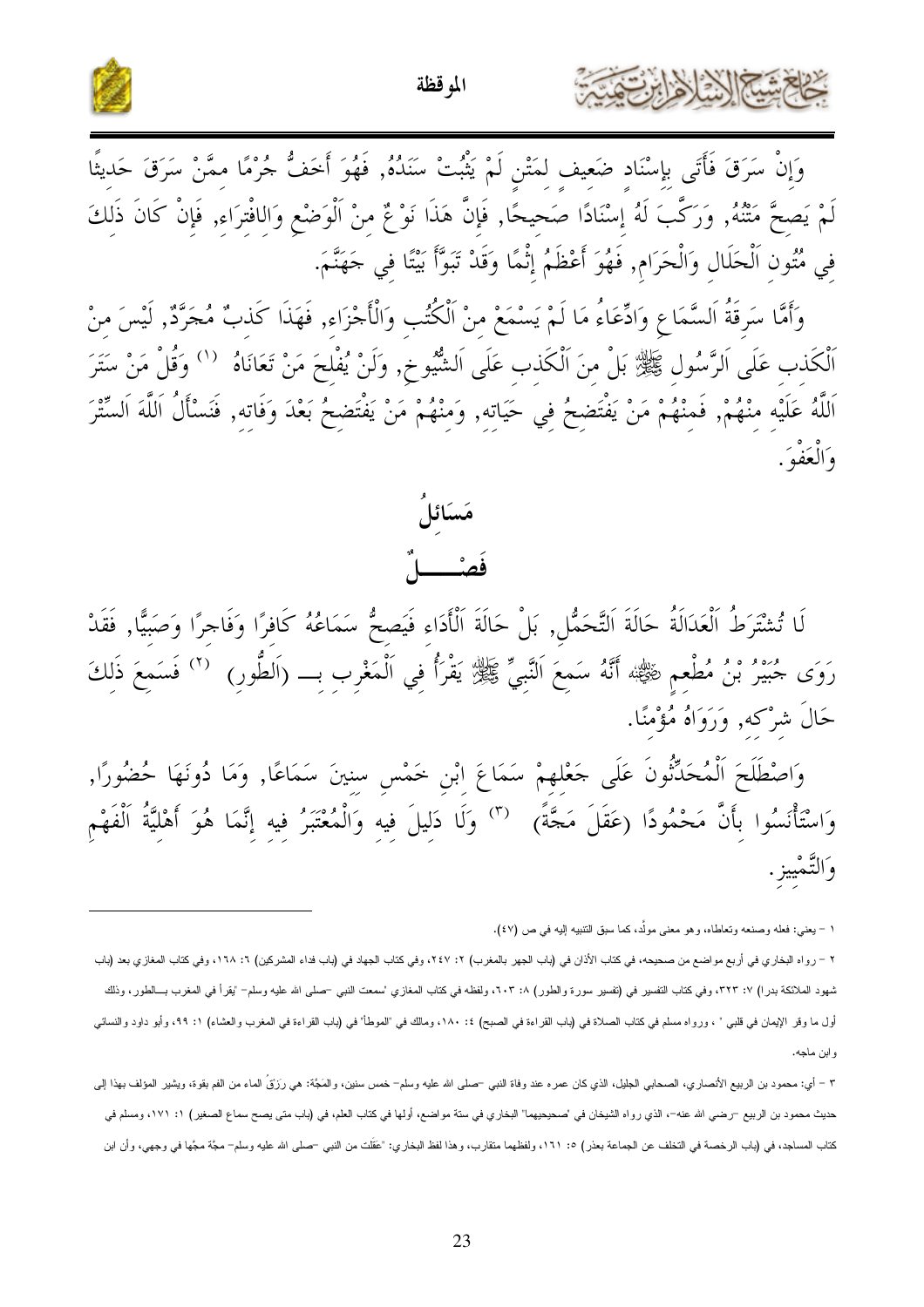وَإِنْ سَرَقَ فَأَتَى بِإِسْنَادٍ ضَعِيفٍ لِمَتْنٍ لَمْ يَثْبُتْ سَنَدُهُ, فَهُوَ أَخَفُّ جُرْمًا مِمَّنْ سَرَقَ حَدِيثًا لَمْ يَصِحَّ مَتْنُهُ, وَرَكَّبَ لَهُ إِسْنَادًا صَحِيحًا, فَإِنَّ هَذَا نَوْعٌ مِنْ اَلْوَضْعِ وَالافْتِرَاءِ, فَإِنْ كَانَ ذَلِكَ فِي مُتُونِ اَلْحَلَالِ وَالْحَرَامِ, فَهُوَ أَعْظَمُ إِثْمًا وَقَدْ تَبَوَّأَ بَيْتًا فِي جَهَنَّمَ.

وَأَمَّا سَرِقَةُ اَلسَّمَاعِ وَادِّعَاءُ مَا لَمْ يَسْمَعْ مِنْ اَلْكُتُبِ وَالْأَجْزَاءِ, فَهَذَا كَذِبٌ مُجَرَّدٌ, لَيْسَ مِنْ اَلْكَذِبِ عَلَى اَلرَّسُولِ ﷺ بَلْ مِنَ اَلْكَذِبِ عَلَى اَلشُّيُوخِ, وَلَنْ يُفْلِحَ مَنْ تَعَانَاهُ [1] وَقُلْ مَنْ سَتَرَ اَللَّهُ عَلَيْهِ مِنْهُمْ, فَمِنْهُمْ مَنْ يَفْتَضِحُ فِي حَيَاتِهِ, وَمِنْهُمْ مَنْ يَفْتَضِحُ بَعْدَ وَفَاتِهِ, فَنَسْأَلُ اَللَّهَ اَلسِّتْرَ وَالْعَفْوَ.

## مَسَائِلُ

### فَصْــــلٌ

لَا تُشْتَرَطُ اَلْعَدَالَةُ حَالَةَ اَلتَّحَمُّلِ, بَلْ حَالَةَ اَلْأَدَاءِ فَيَصِحُّ سَمَاعُهُ كَافِرًا وَفَاجِرًا وَصَبِيًّا, فَقَدْ رَوَى جُبَيْرُ بْنُ مُطْعِمٍ رضي الله عنه أَنَّهُ سَمِعَ اَلنَّبِيَّ ﷺ يَقْرَأُ فِي اَلْمَغْرِبِ بِـ (اَلطُّورِ) [2] فَسَمِعَ ذَلِكَ حَالَ شِرْكِهِ, وَرَوَاهُ مُؤْمِنًا.

وَاصْطَلَحَ اَلْمُحَدِّثُونَ عَلَى جَعْلِهِمْ سَمَاعَ اِبْنِ خَمْسِ سِنِينَ سَمَاعًا, وَمَا دُونَهَا حُضُورًا, وَاسْتَأْنَسُوا بِأَنَّ مَحْمُودًا (عَقَلَ مَجَّةً) [3] وَلَا دَلِيلَ فِيهِ وَالْمُعْتَبَرُ فِيهِ إِنَّمَا هُوَ أَهْلِيَّةُ اَلْفَهْمِ وَالتَّمْيِيزِ.

---

١ – يعني: فعله وصنعه وتعاطاه، وهو معنى مولَّد، كما سبق التنبيه إليه في ص (٤٧).

٢ – رواه البخاري في أربع مواضع من صحيحه، في كتاب الأذان في (باب الجهر بالمغرب) ٢: ٢٤٧، وفي كتاب الجهاد في (باب فداء المشركين) ٦: ١٦٨، وفي كتاب المغازي بعد (باب شهود الملائكة بدرا) ٧: ٣٢٣، وفي كتاب التفسير في (تفسير سورة والطور) ٨: ٦٠٣، ولفظه في كتاب المغازي "سمعت النبي –صلى الله عليه وسلم– يقرأ في المغرب بـــالطور، وذلك أول ما وقر الإيمان في قلبي" ، ورواه مسلم في كتاب الصلاة في (باب القراءة في الصبح) ٤: ١٨٠، ومالك في "الموطأ" في (باب القراءة في المغرب والعشاء) ١: ٩٩، وأبو داود والنسائي وابن ماجه.

٣ – أي: محمود بن الربيع الأنصاري، الصحابي الجليل، الذي كان عمره عند وفاة النبي –صلى الله عليه وسلم– خمس سنين، والمَجَّة: هي رَزْقُ الماء من الفم بقوة، ويشير المؤلف بهذا إلى حديث محمود بن الربيع –رضي الله عنه–، الذي رواه الشيخان في "صحيحيهما" البخاري في ستة مواضع، أولها في كتاب العلم، في (باب متى يصح سماع الصغير) ١: ١٧١، ومسلم في كتاب المساجد، في (باب الرخصة في التخلف عن الجماعة بعذر) ٥: ١٦١، ولفظهما متقارب، وهذا لفظ البخاري: "عقلت من النبي –صلى الله عليه وسلم– مجَّة مجَّها في وجهي، وأن ابن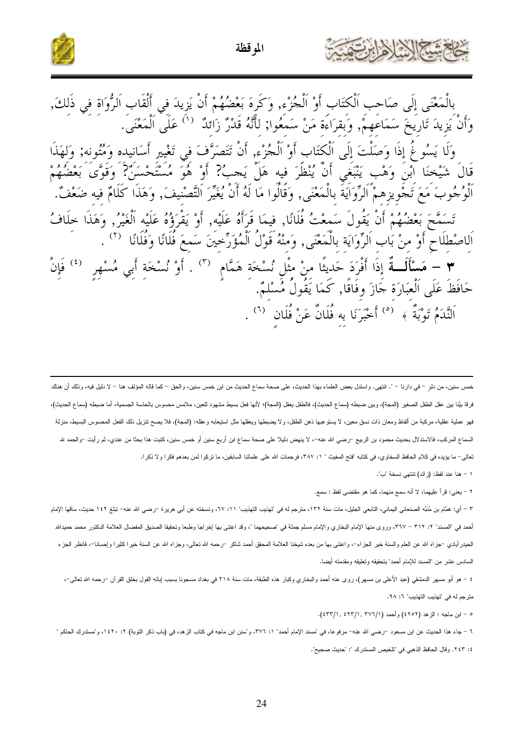بِالْمَعْنَى إِلَى صَاحِب اَلْكِتَاب أَوْ اَلْجُزْء, وَكَرِهَ بَعْضُهُمْ أَنْ يَزِيدَ فِي أَلْقَاب اَلرُّوَاة فِي ذَلِكَ, وَأَنْ يَزِيدَ تَارِيخَ سَمَاعِهِمْ, وَبِقِرَاءَة مَنْ سَمِعُوا; لِأَنَّهُ قَدْرٌ زَائِدٌ [1] عَلَى اَلْمَعْنَى.

وَلَا يَسُوغُ إِذَا وَصَلْتَ إِلَى اَلْكِتَاب أَوْ اَلْجُزْء, أَنْ تَتَصَرَّفَ فِي تَغْيِير أَسَانِيده وَمُتُونه; وَلِهَذَا قَالَ شَيْخنَا اِبْن وَهْب يَنْبَغِي أَنْ يُنْظَرَ فِيه هَلْ يَجِبُ؟ أَوْ هُوَ مُسْتَحْسَنٌ؟ وَقَوَّى بَعْضُهُمْ اَلْوُجُوبَ مَعَ تَجْوِيزهمْ اَلرِّوَايَةَ بِالْمَعْنَى, وَقَالُوا مَا لَهُ أَنْ يُغَيِّرَ اَلتَّصْنِيفَ, وَهَذَا كَلَامٌ فِيه ضَعْفٌ.

تَسَمَّحَ بَعْضُهُمْ أَنْ يَقُولَ سَمِعْتُ فُلَانًا, فِيمَا قَرَأَهُ عَلَيْه, أَوْ يَقْرَؤُهُ عَلَيْه اَلْغَيْرُ, وَهَذَا خِلَافُ اَلِاصْطِلَاحِ أَوْ مِنْ بَاب اَلرِّوَايَة بِالْمَعْنَى, وَمِنْهُ قَوْلُ اَلْمُؤَرِّخِينَ سَمِعَ فُلَانًا وَفُلَانًا [2] .

**٣ – مَسْأَلَـةٌ** إِذَا أَفْرَدَ حَدِيثًا مِنْ مِثْل نُسْخَة هَمَّامٍ [3] . أَوْ نُسْخَة أَبِي مُسْهِرٍ [4] فَإِنْ حَافَظَ عَلَى اَلْعِبَارَة جَازَ وِفَاقًا, كَمَا يَقُولُ مُسْلِمٌ.

اَلنَّدَمُ تَوْبَةٌ ﴿ [5] أَخْبَرَنَا بِه فُلَانٌ عَنْ فُلَان [6] .

---

خمس سنين، من دلو – في دارنا – ". انتهى. واستدل بعض العلماء بهذا الحديث، على صحة سماع الحديث من ابن خمس سنين، والحق – كما قاله المؤلف هنا – لا دليل فيه، وذلك أن هناك فرقا بيّنا بين عقل الطفل الصغير (المجة)، وبين ضبطه (سماع الحديث)، فالطفل يعقل (المجة)؛ لأنها فعل بسيط مشهود للعين، ملامس محسوس بالحاسة الجسمية، أما ضبطه (سماع الحديث)، فهو عملية عقلية، مركبة من ألفاظ ومعان ذات نسق معين، لا يستوعبها ذهن الطفل، ولا يضبطها ويعقلها مثل استيعابه وعقله: (المجة)، فلا يصح تنزيل ذلك الفعل المحسوس البسيط، منزلة السماع المركب، فالاستدلال بحديث محمود بن الربيع –رضي الله عنه–، لا ينهض دليلا على صحة سماع ابن أربع سنين أو خمس سنين، كتبت هذا بحثا من عندي، ثم رأيت –والحمد لله تعالى– ما يؤيده في كلام الحافظ السخاوي، في كتابه "فتح المغيث " ١: ٣٨٧، فرحمات الله على علمائنا السابقين، ما تركوا لمن بعدهم فكرا ولا ذكرا.

١ – هنا عند لفظ: (زائد) تنتهي نسخة "ب".

٢ – يعني: قرأ عليهما، لا أنه سمع منهما، كما هو مقتضى لفظ : سمع.

٣ – أي: همّام بن مُنَبِّه الصنعاني اليماني، التابعي الجليل، مات سنة ١٣٢، مترجم له في "تهذيب التهذيب" ١١: ٦٧، ونسخته عن أبي هريرة –رضي الله عنه– تبلغ ١٤٢ حديث، ساقها الإمام أحمد في "المسند" ٢: ٣١٢ – ٣٦٧، وروى منها الإمام البخاري والإمام مسلم جملة في "صحيحهما "، وقد اعتنى بها إخراجا وطبعا وتحقيقا الصديق المفضال العلامة الدكتور محمد حميدالله الحيدر آبادي –جزاه الله عن العلم والسنة خير الجزاء–، واعتنى بها من بعده شيخنا العلامة المحقق أحمد شاكر –رحمه الله تعالى، وجزاه الله عن السنة خيرا كثيرا وإحسانا–، فانظر الجزء السادس عشر من "المسند للإمام أحمد" بتحقيقه وتعليقه ومقدمته أيضا.

٤ – هو أبو مسهر الدمشقي (عبد الأعلى بن مسهر)، روى عنه أحمد والبخاري وكبار هذه الطبقة، مات سنة ٢١٨ في بغداد مسجونا بسبب إبائه القول بخلق القرآن –رحمه الله تعالى–، مترجم له في "تهذيب التهذيب" ٦: ٩٨.

٥ – ابن ماجه : الزهد (٤٢٥٢) وأحمد (٣٧٦/١, ٤٢٣/١, ٤٣٣/١).

٦ – جاء هذا الحديث عن ابن مسعود –رضي الله عنه– مرفوعا، في "مسند الإمام أحمد" ١: ٣٧٦، و"سنن ابن ماجه في كتاب الزهد، في (باب ذكر التوبة) ٢: ١٤٢٠، و"مستدرك الحاكم " ٤: ٢٤٣. وقال الحافظ الذهبي في "تلخيص المستدرك ": "حديث صحيح".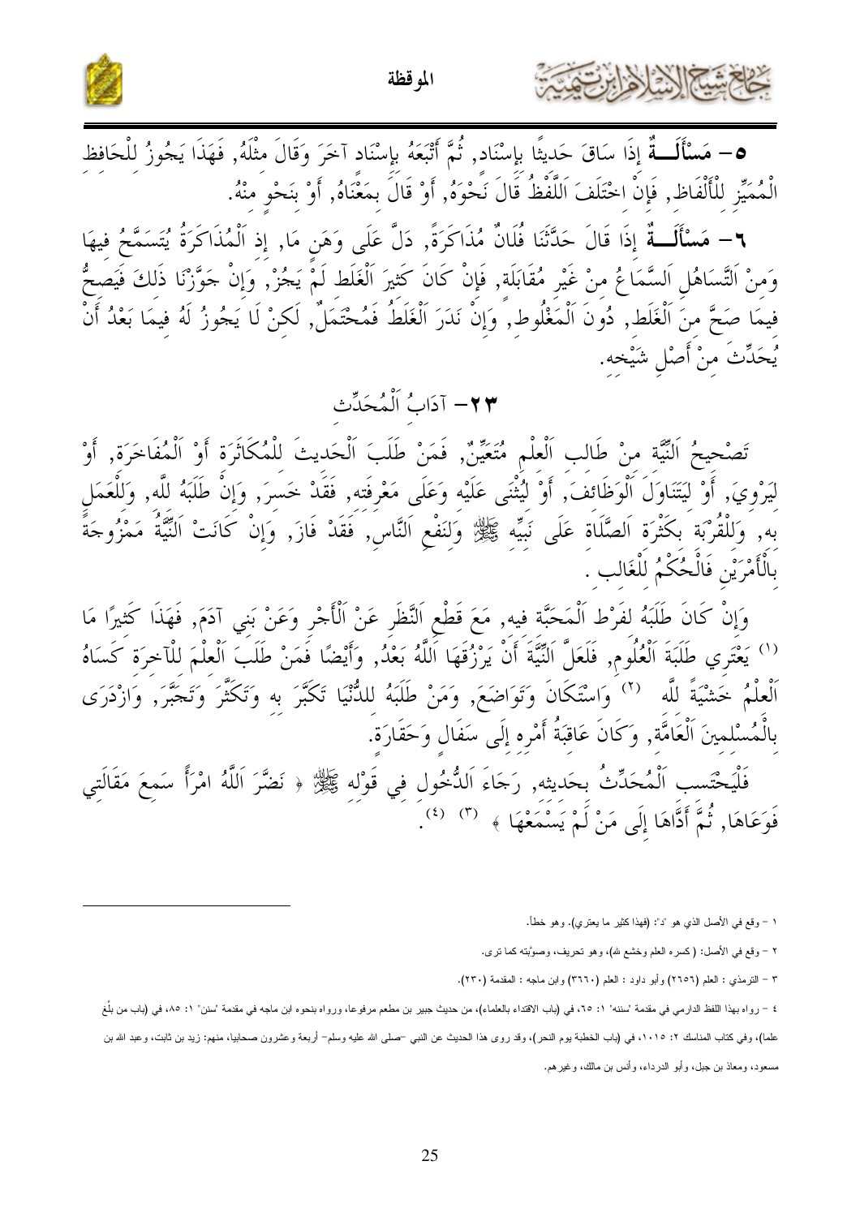٥- **مَسْأَلَــةٌ** إذَا سَاقَ حَدِيثًا بِإِسْنَاد, ثُمَّ أَتْبَعَهُ بِإِسْنَاد آخَرَ وَقَالَ مِثْلَهُ, فَهَذَا يَجُوزُ لِلْحَافِظِ الْمُمَيِّزِ لِلْأَلْفَاظِ, فَإِنْ اخْتَلَفَ اَللَّفْظُ قَالَ نَحْوَهُ, أَوْ قَالَ بِمَعْنَاهُ, أَوْ بِنَحْوٍ مِنْهُ.

٦- **مَسْأَلَــةٌ** إذَا قَالَ حَدَّثَنَا فُلَانٌ مُذَاكَرَةً, دَلَّ عَلَى وَهَنٍ مَا, إذ اَلْمُذَاكَرَةُ يُتَسَمَّحُ فِيهَا وَمِنْ اَلتَّسَاهُلِ اَلسَّمَاعُ مِنْ غَيْرِ مُقَابَلَة, فَإِنْ كَانَ كَثِيرَ اَلْغَلَط لَمْ يَجُزْ, وَإِنْ جَوَّزْنَا ذَلكَ فَيَصِحُّ فِيمَا صَحَّ مِنَ اَلْغَلَط, دُونَ اَلْمَغْلُوطِ, وَإِنْ نَدَرَ اَلْغَلَطُ فَمُحْتَمَلٌ, لَكِنْ لَا يَجُوزُ لَهُ فِيمَا بَعْدُ أَنْ يُحَدِّثَ مِنْ أَصْلِ شَيْخِهِ.

## ٢٣- آدَابُ اَلْمُحَدِّثِ

تَصْحِيحُ اَلنِّيَّةِ مِنْ طَالِبِ اَلْعِلْمِ مُتَعَيِّنٌ, فَمَنْ طَلَبَ اَلْحَدِيثَ لِلْمُكَاثَرَةِ أَوْ اَلْمُفَاخَرَةِ, أَوْ لِيَرْوِيَ, أَوْ لِيَتَنَاوَلَ اَلْوَظَائِفَ, أَوْ لِيُثْنَى عَلَيْهِ وَعَلَى مَعْرِفَتِهِ, فَقَدْ خَسِرَ, وَإِنْ طَلَبَهُ لِلَّهِ, وَلِلْعَمَلِ بِهِ, وَلِلْقُرْبَةِ بِكَثْرَةِ اَلصَّلَاةِ عَلَى نَبِيِّهِ ﷺ وَلِنَفْعِ اَلنَّاسِ, فَقَدْ فَازَ, وَإِنْ كَانَتْ اَلنِّيَّةُ مَمْزُوجَةً بِالْأَمْرَيْنِ فَالْحُكْمُ لِلْغَالِبِ.

وَإِنْ كَانَ طَلَبُهُ لِفَرْطِ اَلْمَحَبَّةِ فِيهِ, مَعَ قَطْعِ اَلنَّظَرِ عَنْ اَلْأَجْرِ وَعَنْ بَنِي آدَمَ, فَهَذَا كَثِيرًا مَا [1] يَعْتَرِي طَلَبَةَ اَلْعُلُومِ, فَلَعَلَّ اَلنِّيَّةَ أَنْ يَرْزُقَهَا اَللَّهُ بَعْدُ, وَأَيْضًا فَمَنْ طَلَبَ اَلْعِلْمَ لِلْآخِرَةِ كَسَاهُ اَلْعِلْمُ خَشْيَةً لِلَّهِ [2] وَاسْتَكَانَ وَتَوَاضَعَ, وَمَنْ طَلَبَهُ لِلدُّنْيَا تَكَبَّرَ بِهِ وَتَكَثَّرَ وَتَجَبَّرَ, وَازْدَرَى بِالْمُسْلِمِينَ اَلْعَامَّةِ, وَكَانَ عَاقِبَةُ أَمْرِهِ إِلَى سَفَالٍ وَحَقَارَةٍ.

فَلْيَحْتَسِبِ اَلْمُحَدِّثُ بِحَدِيثِهِ, رَجَاءَ اَلدُّخُولِ فِي قَوْلِهِ ﷺ ﴿ نَضَّرَ اَللَّهُ امْرَأً سَمِعَ مَقَالَتِي فَوَعَاهَا, ثُمَّ أَدَّاهَا إِلَى مَنْ لَمْ يَسْمَعْهَا ﴾ [3] [4].

---

١ - وقع في الأصل الذي هو "د": (فهذا كثير ما يعتري). وهو خطأ.

٢ - وقع في الأصل: ( كسره العلم وخشع لله)، وهو تحريف، وصوبته كما ترى.

٣ - الترمذي : العلم (٢٦٥٦) وأبو داود : العلم (٣٦٦٠) وابن ماجه : المقدمة (٢٣٠).

٤ - رواه بهذا اللفظ الدارمي في مقدمة "سننه" ١: ٦٥، في (باب الاقتداء بالعلماء)، من حديث جبير بن مطعم مرفوعا، ورواه بنحوه ابن ماجه في مقدمة "سنن" ١: ٨٥، في (باب من بلَّغ علما)، وفي كتاب المناسك ٢: ١٠١٥، في (باب الخطبة يوم النحر)، وقد روى هذا الحديث عن النبي -صلى الله عليه وسلم- أربعة وعشرون صحابيا، منهم: زيد بن ثابت، وعبد الله بن مسعود، ومعاذ بن جبل، وأبو الدرداء، وأنس بن مالك، وغيرهم.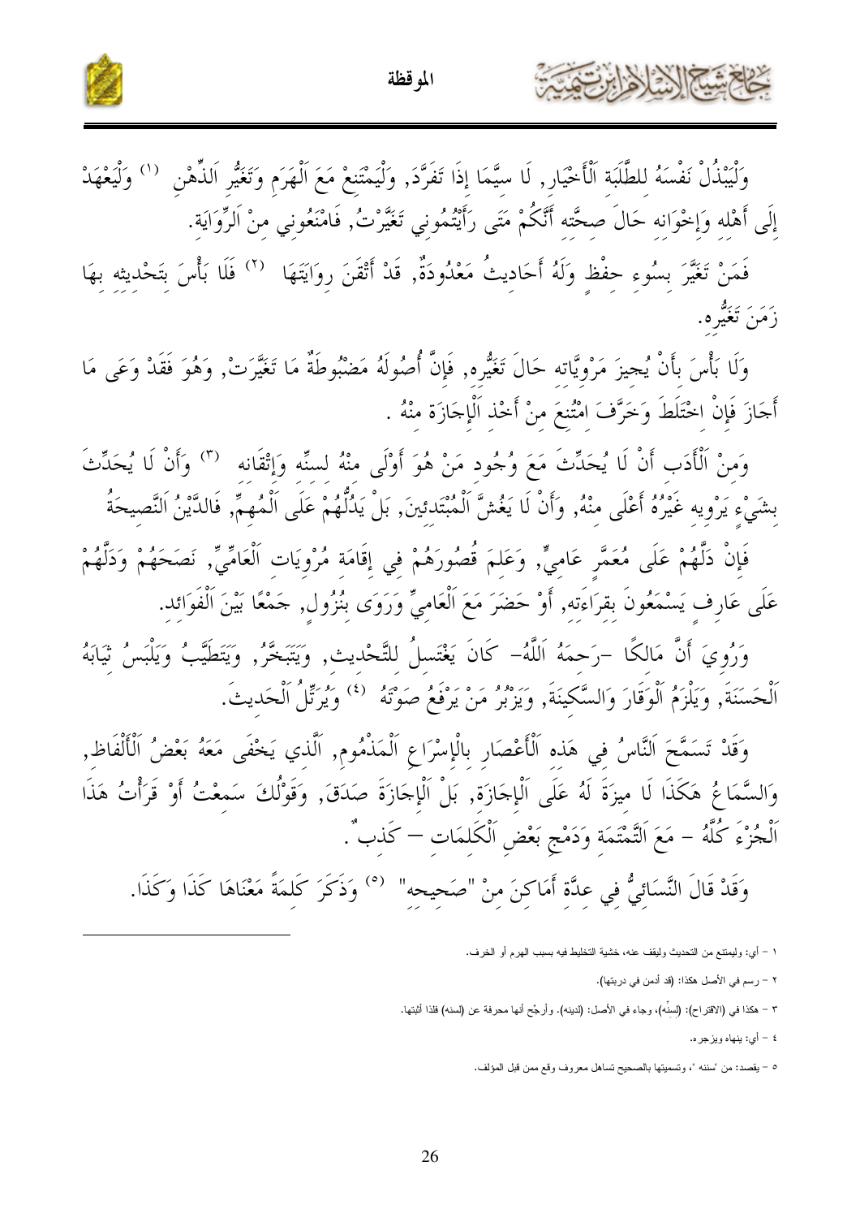وَلْيَبْذُلْ نَفْسَهُ للطَّلَبَة اَلْأَخْيَار, لَا سيَّمَا إذَا تَفَرَّدَ, وَلْيَمْتَنِعْ مَعَ اَلْهَرَم وَتَغَيُّر اَلذِّهْنِ [1] وَلْيَعْهَدْ إِلَى أَهْله وَإِخْوَانه حَالَ صحَّته أَنَّكُمْ مَتَى رَأَيْتُمُونِي تَغَيَّرْتُ, فَامْنَعُونِي منْ اَلرِّوَايَة.

فَمَنْ تَغَيَّرَ بسُوء حفْظ وَلَهُ أَحَاديثُ مَعْدُودَةٌ, قَدْ أَتْقَنَ روَايَتَهَا [2] فَلَا بَأْسَ بتَحْديثه بهَا زَمَنَ تَغَيُّره.

وَلَا بَأْسَ بأَنْ يُجيزَ مَرْوِيَّاته حَالَ تَغَيُّره, فَإِنَّ أُصُولَهُ مَضْبُوطَةٌ مَا تَغَيَّرَتْ, وَهُوَ فَقَدْ وَعَى مَا أَجَازَ فَإِنْ اخْتَلَطَ وَخَرَّفَ امْتُنعَ منْ أَخْذ اَلْإِجَازَة منْهُ .

وَمنْ اَلْأَدَب أَنْ لَا يُحَدِّثَ مَعَ وُجُود مَنْ هُوَ أَوْلَى منْهُ لسنِّه وَإِتْقَانه [3] وَأَنْ لَا يُحَدِّثَ بشَيْءٍ يَرْوِيه غَيْرُهُ أَعْلَى منْهُ, وَأَنْ لَا يَغُشَّ اَلْمُبْتَدئِينَ, بَلْ يَدُلُّهُمْ عَلَى اَلْمُهِمِّ, فَالدِّيْنُ اَلنَّصِيحَةُ

فَإِنْ دَلَّهُمْ عَلَى مُعَمَّرٍ عَامِيٍّ, وَعَلِمَ قُصُورَهُمْ في إقَامَة مُرْوِيَات اَلْعَامِّيِّ, نَصَحَهُمْ وَدَلَّهُمْ عَلَى عَارِفٍ يَسْمَعُونَ بقرَاءَته, أَوْ حَضَرَ مَعَ اَلْعَامِيِّ وَرَوَى بنُزُولٍ, جَمْعًا بَيْنَ اَلْفَوَائد.

وَرُوِيَ أَنَّ مَالكًا -رَحمَهُ اَللَّهُ- كَانَ يَغْتَسلُ للتَّحْديث, وَيَتَبَخَّرُ, وَيَتَطَيَّبُ وَيَلْبَسُ ثِيَابَهُ اَلْحَسَنَةَ, وَيَلْزَمُ اَلْوَقَارَ وَالسَّكِينَةَ, وَيَزْبُرُ مَنْ يَرْفَعُ صَوْتَهُ [4] وَيُرَتِّلُ اَلْحَديثَ.

وَقَدْ تَسَمَّحَ اَلنَّاسُ في هَذه اَلْأَعْصَار بالْإِسْرَاعِ اَلْمَذْمُوم, اَلَّذي يَخْفَى مَعَهُ بَعْضُ اَلْأَلْفَاظ, وَالسَّمَاعُ هَكَذَا لَا ميزَةَ لَهُ عَلَى اَلْإِجَازَة, بَلْ اَلْإِجَازَةُ صَدَقَ, وَقَوْلُكَ سَمعْتُ أَوْ قَرَأْتُ هَذَا اَلْجُزْءَ كُلَّهُ – مَعَ اَلتَّمْتَمَة وَدَمْجِ بَعْضِ اَلْكَلِمَات — كَذبٌ .

وَقَدْ قَالَ اَلنَّسَائِيُّ في عدَّة أَمَاكنَ منْ "صَحيحه" [5] وَذَكَرَ كَلمَةً مَعْنَاهَا كَذَا وَكَذَا.

---

١ – أي: وليمتنع من التحديث وليقف عنه، خشية التخليط فيه بسبب الهرم أو الخرف.

٢ – رسم في الأصل هكذا: (قد أدمن في دربتها).

٣ – هكذا في (الاقتراح): (لسِنِّه)، وجاء في الأصل: (لدينه). وأرجِّح أنها محرفة عن (لسنه) فلذا أثبتها.

٤ – أي: ينهاه ويزجره.

٥ – يقصد: من "سننه "، وتسميتها بالصحيح تساهل معروف وقع ممن قبل المؤلف.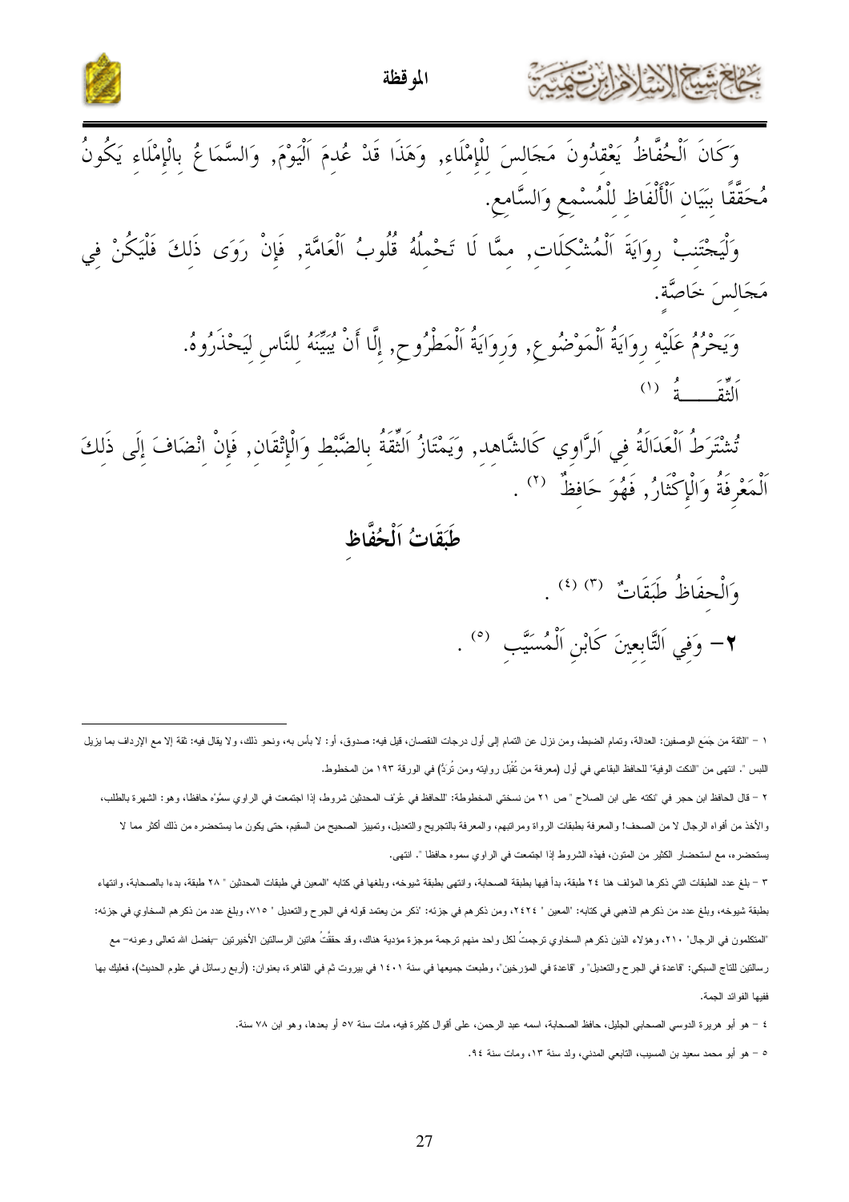وَكَانَ اَلْحُفَّاظُ يَعْقِدُونَ مَجَالِسَ لِلْإِمْلَاءِ, وَهَذَا قَدْ عُدِمَ اَلْيَوْمَ, وَالسَّمَاعُ بِالْإِمْلَاءِ يَكُونُ مُحَقَّقًا بِبَيَانِ اَلْأَلْفَاظِ لِلْمُسْمِعِ وَالسَّامِعِ.

وَلْيَجْتَنِبْ رِوَايَةَ اَلْمُشْكِلَاتِ, مِمَّا لَا تَحْمِلُهُ قُلُوبُ اَلْعَامَّةِ, فَإِنْ رَوَى ذَلِكَ فَلْيَكُنْ فِي مَجَالِسَ خَاصَّةٍ.

وَيَحْرُمُ عَلَيْهِ رِوَايَةُ اَلْمَوْضُوعِ, وَرِوَايَةُ اَلْمَطْرُوحِ, إِلَّا أَنْ يُبَيِّنَهُ لِلنَّاسِ لِيَحْذَرُوهُ.

اَلثِّقَـــــةُ [1]

تُشْتَرَطُ اَلْعَدَالَةُ فِي اَلرَّاوِي كَالشَّاهِدِ, وَيَمْتَازُ اَلثِّقَةُ بِالضَّبْطِ وَالْإِتْقَانِ, فَإِنْ اِنْضَافَ إِلَى ذَلِكَ اَلْمَعْرِفَةُ وَالْإِكْثَارُ, فَهُوَ حَافِظٌ [2] .

## طَبَقَاتُ اَلْحُفَّاظِ

وَالْحِفَاظُ طَبَقَاتٌ [3] [4] .

**٢**– وَفِي اَلتَّابِعِينَ كَابْنِ اَلْمُسَيَّبِ [5] .

---

١ – "الثقة من جَمَع الوصفين: العدالة، وتمام الضبط، ومن نزل عن التمام إلى أول درجات النقصان، قيل فيه: صدوق، أو: لا بأس به، ونحو ذلك، ولا يقال فيه: ثقة إلا مع الإرداف بما يزيل اللبس ". انتهى من "النكت الوفية" للحافظ البقاعي في أول (معرفة من تُقْبَل روايته ومن تُرَدُّ) في الورقة ١٩٣ من المخطوط.

٢ – قال الحافظ ابن حجر في "نكته على ابن الصلاح " ص ٢١ من نسختي المخطوطة: "للحافظ في عُرْف المحدثين شروط، إذا اجتمعت في الراوي سمَّوْه حافظا، وهو: الشهرة بالطلب، والأخذ من أفواه الرجال لا من الصحف! والمعرفة بطبقات الرواة ومراتبهم، والمعرفة بالتجريح والتعديل، وتمييز الصحيح من السقيم، حتى يكون ما يستحضره من ذلك أكثر مما لا يستحضره، مع استحضار الكثير من المتون، فهذه الشروط إذا اجتمعت في الراوي سموه حافظا ". انتهى.

٣ – بلغ عدد الطبقات التي ذكرها المؤلف هنا ٢٤ طبقة، بدأ فيها بطبقة الصحابة، وانتهى بطبقة شيوخه، وبلغها في كتابه "المعين في طبقات المحدثين " ٢٨ طبقة، بدءا بالصحابة، وانتهاء بطبقة شيوخه، وبلغ عدد من ذكرهم الذهبي في كتابه: "المعين " ٢٤٢٤، ومن ذكرهم في جزئه: 'ذكر من يعتمد قوله في الجرح والتعديل " ٧١٥، وبلغ عدد من ذكرهم السخاوي في جزئه: "المتكلمون في الرجال" ٢١٠، وهؤلاء الذين ذكرهم السخاوي ترجمتُ لكل واحد منهم ترجمة موجزة مؤدية هناك، وقد حققْتُ هاتين الرسالتين الأخيرتين –بفضل الله تعالى وعونه– مع رسالتين للتاج السبكي: "قاعدة في الجرح والتعديل" و "قاعدة في المؤرخين"، وطبعت جميعها في سنة ١٤٠١ في بيروت ثم في القاهرة، بعنوان: (أربع رسائل في علوم الحديث)، فعليك بها ففيها الفوائد الجمة.

٤ – هو أبو هريرة الدوسي الصحابي الجليل، حافظ الصحابة، اسمه عبد الرحمن، على أقوال كثيرة فيه، مات سنة ٥٧ أو بعدها، وهو ابن ٧٨ سنة.

٥ – هو أبو محمد سعيد بن المسيب، التابعي المدني، ولد سنة ١٣، ومات سنة ٩٤.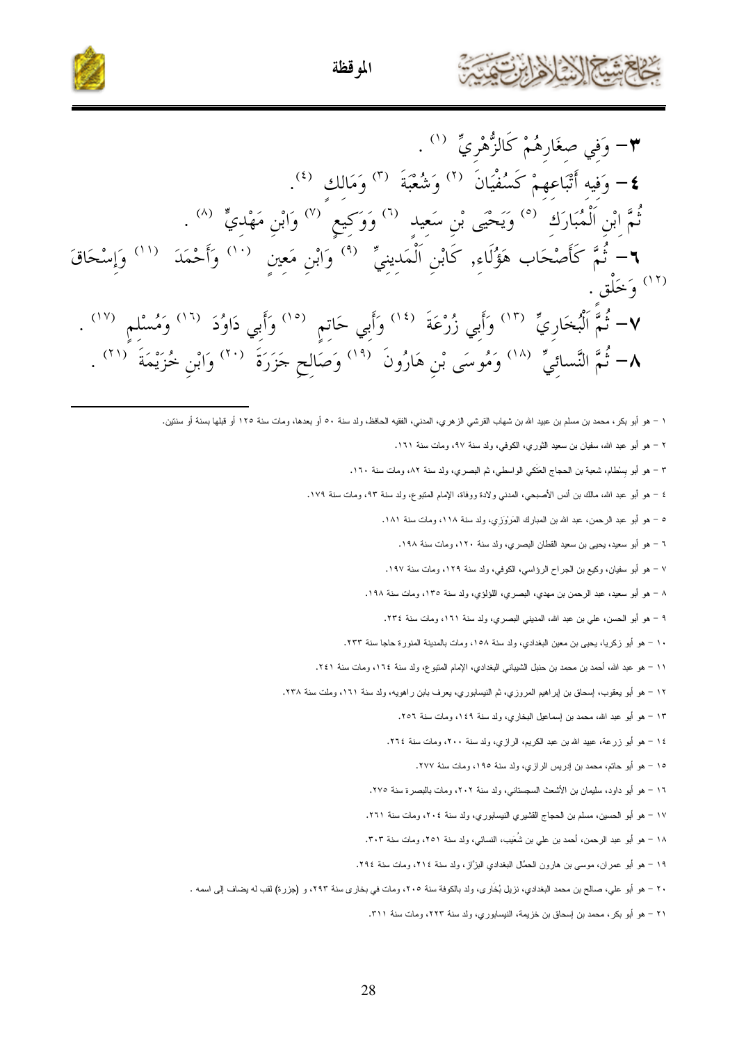٣- وَفِي صِغَارِهُمْ كَالزُّهْرِيِّ [١] .

٤- وَفِيه أَتْبَاعِهِمْ كَسُفْيَانَ [٢] وَشُعْبَةَ [٣] وَمَالِك [٤].

ثُمَّ ابْنِ الْمُبَارَكِ [٥] وَيَحْيَى بْنِ سَعِيدٍ [٦] وَوَكِيعٍ [٧] وَابْنِ مَهْدِيٍّ [٨] .

٦- ثُمَّ كَأَصْحَاب هَؤُلَاءِ, كَابْنِ الْمَدِينِيِّ [٩] وَابْنِ مَعِينٍ [١٠] وَأَحْمَدَ [١١] وَإِسْحَاقَ [١٢] وَخَلْق .

٧- ثُمَّ الْبُخَارِيِّ [١٣] وَأَبِي زُرْعَةَ [١٤] وَأَبِي حَاتِمٍ [١٥] وَأَبِي دَاوُدَ [١٦] وَمُسْلِمٍ [١٧] .

٨- ثُمَّ النَّسائِيِّ [١٨] وَمُوسَى بْنِ هَارُونَ [١٩] وَصَالِحِ جَزَرَةَ [٢٠] وَابْنِ خُزَيْمَةَ [٢١] .

---

١ - هو أبو بكر، محمد بن مسلم بن عبيد الله بن شهاب القرشي الزهري، المدني، الفقيه الحافظ، ولد سنة ٥٠ أو بعدها، ومات سنة ١٢٥ أو قبلها بسنة أو سنتين.

٢ - هو أبو عبد الله، سفيان بن سعيد الثوري، الكوفي، ولد سنة ٩٧، ومات سنة ١٦١.

٣ - هو أبو بِسْطام، شعبة بن الحجاج العَتَكي الواسطي، ثم البصري، ولد سنة ٨٢، ومات سنة ١٦٠.

٤ - هو أبو عبد الله، مالك بن أنس الأصبحي، المدني ولادة ووفاة، الإمام المتبوع، ولد سنة ٩٣، ومات سنة ١٧٩.

٥ - هو أبو عبد الرحمن، عبد الله بن المبارك المَرْوَزي، ولد سنة ١١٨، ومات سنة ١٨١.

٦ - هو أبو سعيد، يحيى بن سعيد القطان البصري، ولد سنة ١٢٠، ومات سنة ١٩٨.

٧ - هو أبو سفيان، وكيع بن الجراح الرؤاسي، الكوفي، ولد سنة ١٢٩، ومات سنة ١٩٧.

٨ - هو أبو سعيد، عبد الرحمن بن مهدي، البصري، اللؤلؤي، ولد سنة ١٣٥، ومات سنة ١٩٨.

٩ - هو أبو الحسن، علي بن عبد الله، المديني البصري، ولد سنة ١٦١، ومات سنة ٢٣٤.

١٠ - هو أبو زكريا، يحيى بن معين البغدادي، ولد سنة ١٥٨، ومات بالمدينة المنورة حاجا سنة ٢٣٣.

١١ - هو عبد الله، أحمد بن محمد بن حنبل الشيباني البغدادي، الإمام المتبوع، ولد سنة ١٦٤، ومات سنة ٢٤١.

١٢ - هو أبو يعقوب، إسحاق بن إبراهيم المروزي، ثم النيسابوري، يعرف بابن راهويه، ولد سنة ١٦١، وملت سنة ٢٣٨.

١٣ - هو أبو عبد الله، محمد بن إسماعيل البخاري، ولد سنة ١٤٩، ومات سنة ٢٥٦.

١٤ - هو أبو زرعة، عبيد الله بن عبد الكريم، الرازي، ولد سنة ٢٠٠، ومات سنة ٢٦٤.

١٥ - هو أبو حاتم، محمد بن إدريس الرازي، ولد سنة ١٩٥، ومات سنة ٢٧٧.

١٦ - هو أبو داود، سليمان بن الأشعث السجستاني، ولد سنة ٢٠٢، ومات بالبصرة سنة ٢٧٥.

١٧ - هو أبو الحسين، مسلم بن الحجاج القشيري النيسابوري، ولد سنة ٢٠٤، ومات سنة ٢٦١.

١٨ - هو أبو عبد الرحمن، أحمد بن علي بن شُعَيب، النسائي، ولد سنة ٢٥١، ومات سنة ٣٠٣.

١٩ - هو أبو عمران، موسى بن هارون الحمّال البغدادي البزّاز، ولد سنة ٢١٤، ومات سنة ٢٩٤.

٢٠ - هو أبو علي، صالح بن محمد البغدادي، نزيل بُخَارى، ولد بالكوفة سنة ٢٠٥، ومات في بخارى سنة ٢٩٣، و (جزرة) لقب له يضاف إلى اسمه .

٢١ - هو أبو بكر، محمد بن إسحاق بن خزيمة، النيسابوري، ولد سنة ٢٢٣، ومات سنة ٣١١.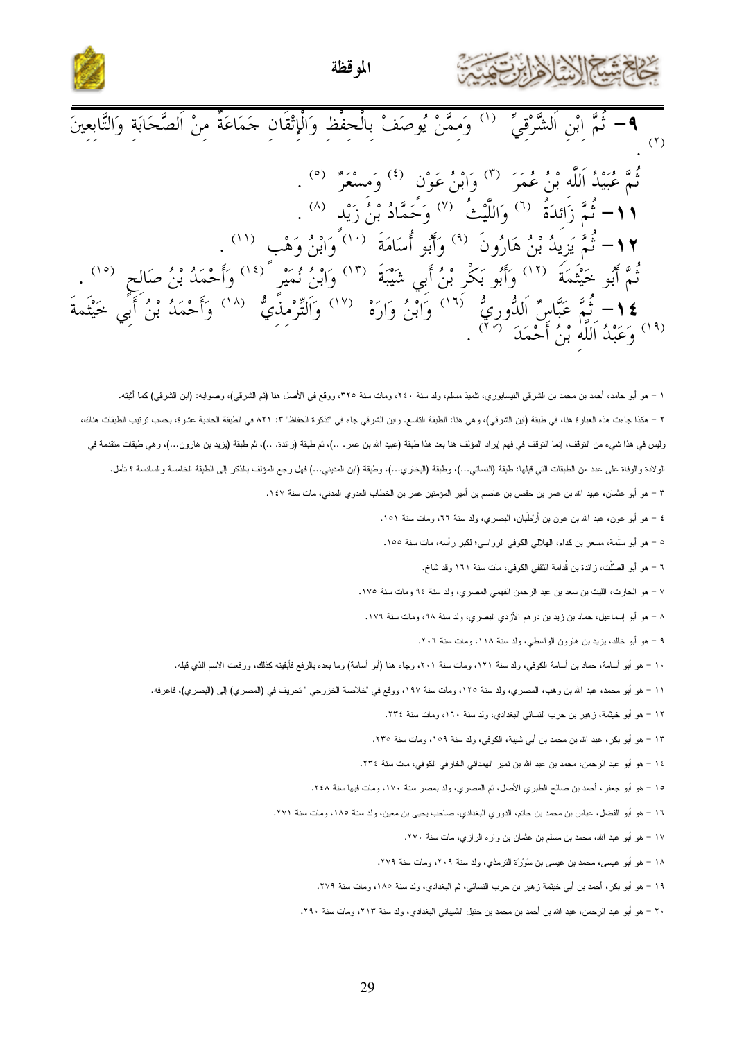**٩**– ثُمَّ ابْنِ الشَّرْقِيِّ [(١)] وَمِمَّنْ يُوصَفُ بِالْحِفْظِ وَالْإِتْقَانِ جَمَاعَةٌ مِنْ الصَّحَابَةِ وَالتَّابِعِينَ [(٢)] .

ثُمَّ عُبَيْدُ اللَّهِ بْنُ عُمَرَ [(٣)] وَابْنُ عَوْنٍ [(٤)] وَمِسْعَرٌ [(٥)] .

**١١**– ثُمَّ زَائِدَةُ [(٦)] وَاللَّيْثُ [(٧)] وَحَمَّادُ بْنُ زَيْدٍ [(٨)] .

**١٢**– ثُمَّ يَزِيدُ بْنُ هَارُونَ [(٩)] وَأَبُو أُسَامَةَ [(١٠)] وَابْنُ وَهْبٍ [(١١)] .

ثُمَّ أَبُو خَيْثَمَةَ [(١٢)] وَأَبُو بَكْرِ بْنُ أَبِي شَيْبَةَ [(١٣)] وَابْنُ نُمَيْرٍ [(١٤)] وَأَحْمَدُ بْنُ صَالِحٍ [(١٥)] .

**١٤**– ثُمَّ عَبَّاسٌ الدُّورِيُّ [(١٦)] وَابْنُ وَارَهْ [(١٧)] وَالتِّرْمِذِيُّ [(١٨)] وَأَحْمَدُ بْنُ أَبِي خَيْثَمَةَ [(١٩)] وَعَبْدُ اللَّهِ بْنُ أَحْمَدَ [(٢٠)] .

---

١ – هو أبو حامد، أحمد بن محمد بن الشرقي النيسابوري، تلميذ مسلم، ولد سنة ٢٤٠، ومات سنة ٣٢٥، ووقع في الأصل هنا (ثم الشرقي)، وصوابه: (ابن الشرقي) كما أثبته.

٢ – هكذا جاءت هذه العبارة هنا، في طبقة (ابن الشرقي)، وهي هنا: الطبقة التاسع. وابن الشرقي جاء في "تذكرة الحفاظ" ٣: ٨٢١ في الطبقة الحادية عشرة، بحسب ترتيب الطبقات هناك، وليس في هذا شيء من التوقف، إنما التوقف في فهم إيراد المؤلف هنا بعد هذا طبقة (عبيد الله بن عمر . ..)، ثم طبقة (زائدة. ..)، ثم طبقة (يزيد بن هارون...)، وهي طبقات متقدمة في الولادة والوفاة على عدد من الطبقات التي قبلها: طبقة (النسائي...)، وطبقة (البخاري...)، وطبقة (ابن المديني...) فهل رجع المؤلف بالذكر إلى الطبقة الخامسة والسادسة ؟ تأمل.

٣ – هو أبو عثمان، عبيد الله بن عمر بن حفص بن عاصم بن أمير المؤمنين عمر بن الخطاب العدوي المدني، مات سنة ١٤٧.

٤ – هو أبو عون، عبد الله بن عون بن أرْطَبان، البصري، ولد سنة ٦٦، ومات سنة ١٥١.

٥ – هو أبو سلَمة، مسعر بن كدام، الهلالي الكوفي الرواسي؛ لكبر رأسه، مات سنة ١٥٥.

٦ – هو أبو الصلْت، زائدة بن قُدامة الثقفي الكوفي، مات سنة ١٦١ وقد شاخ.

٧ – هو الحارث، الليث بن سعد بن عبد الرحمن الفهمي المصري، ولد سنة ٩٤ ومات سنة ١٧٥.

٨ – هو أبو إسماعيل، حماد بن زيد بن درهم الأزدي البصري، ولد سنة ٩٨، ومات سنة ١٧٩.

٩ – هو أبو خالد، يزيد بن هارون الواسطي، ولد سنة ١١٨، ومات سنة ٢٠٦.

١٠ – هو أبو أسامة، حماد بن أسامة الكوفي، ولد سنة ١٢١، ومات سنة ٢٠١، وجاء هنا (أبو أسامة) وما بعده بالرفع فأبقيته كذلك، ورفعت الاسم الذي قبله.

١١ – هو أبو محمد، عبد الله بن وهب، المصري، ولد سنة ١٢٥، ومات سنة ١٩٧، ووقع في "خلاصة الخزرجي " تحريف في (المصري) إلى (البصري)، فاعرفه.

١٢ – هو أبو خيثمة، زهير بن حرب النسائي البغدادي، ولد سنة ١٦٠، ومات سنة ٢٣٤.

١٣ – هو أبو بكر، عبد الله بن محمد بن أبي شيبة، الكوفي، ولد سنة ١٥٩، ومات سنة ٢٣٥.

١٤ – هو أبو عبد الرحمن، محمد بن عبد الله بن نمير الهمداني الخارفي الكوفي، مات سنة ٢٣٤.

١٥ – هو أبو جعفر، أحمد بن صالح الطبري الأصل، ثم المصري، ولد بمصر سنة ١٧٠، ومات فيها سنة ٢٤٨.

١٦ – هو أبو الفضل، عباس بن محمد بن حاتم، الدوري البغدادي، صاحب يحيى بن معين، ولد سنة ١٨٥، ومات سنة ٢٧١.

١٧ – هو أبو عبد الله، محمد بن مسلم بن عثمان بن واره الرازي، مات سنة ٢٧٠.

١٨ – هو أبو عيسى، محمد بن عيسى بن سَوْرَة الترمذي، ولد سنة ٢٠٩، ومات سنة ٢٧٩.

١٩ – هو أبو بكر، أحمد بن أبي خيثمة زهير بن حرب النسائي، ثم البغدادي، ولد سنة ١٨٥، ومات سنة ٢٧٩.

٢٠ – هو أبو عبد الرحمن، عبد الله بن أحمد بن محمد بن حنبل الشيباني البغدادي، ولد سنة ٢١٣، ومات سنة ٢٩٠.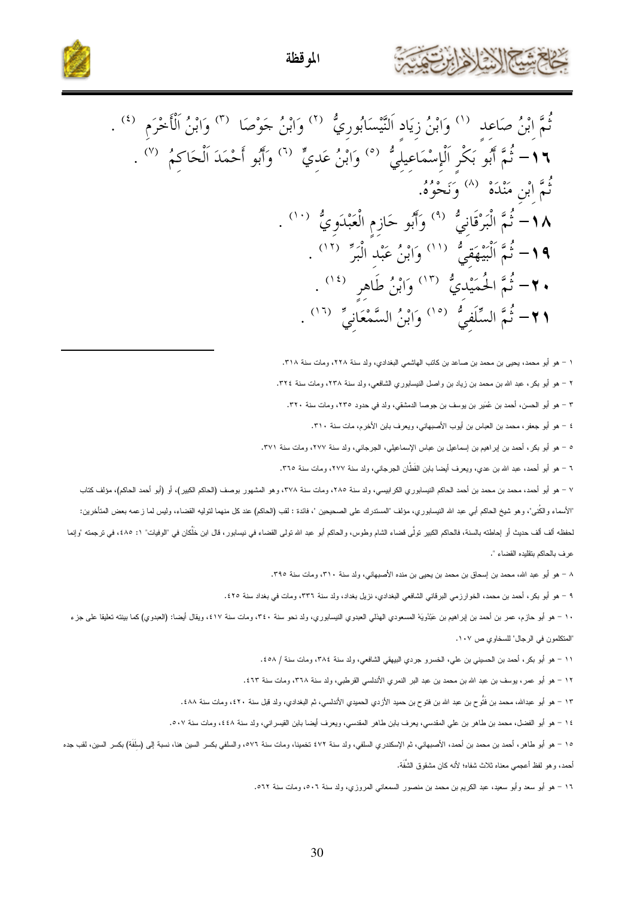ثُمَّ ابْنُ صَاعِد [1] وَابْنُ زِيَاد اَلنَّيْسَابُورِيُّ [2] وَابْنُ جَوْصَا [3] وَابْنُ اَلْأَخْرَمِ [4] .

**١٦**– ثُمَّ أَبُو بَكْرٍ اَلْإِسْمَاعِيلِيُّ [5] وَابْنُ عَدِيٍّ [6] وَأَبُو أَحْمَدَ اَلْحَاكِمُ [7] .

ثُمَّ ابْنِ مَنْدَهْ [8] وَنَحْوُهُ.

**١٨**– ثُمَّ الْبَرْقَانِيُّ [9] وَأَبُو حَازِمٍ الْعَبْدَوِيُّ [10] .

**١٩**– ثُمَّ اَلْبَيْهَقِيُّ [11] وَابْنُ عَبْدِ الْبَرِّ [12] .

**٢٠**– ثُمَّ الحُمَيْدِيُّ [13] وَابْنُ طَاهِرٍ [14] .

**٢١**– ثُمَّ السِّلَفِيُّ [15] وَابْنُ السَّمْعَانِيِّ [16] .

---

١ – هو أبو محمد، يحيى بن محمد بن صاعد بن كاتب الهاشمي البغدادي، ولد سنة ٢٢٨، ومات سنة ٣١٨.

٢ – هو أبو بكر، عبد الله بن محمد بن زياد بن واصل النيسابوري الشافعي، ولد سنة ٢٣٨، ومات سنة ٣٢٤.

٣ – هو أبو الحسن، أحمد بن عُمَير بن يوسف بن جوصا الدمشقي، ولد في حدود ٢٣٥، ومات سنة ٣٢٠.

٤ – هو أبو جعفر، محمد بن العباس بن أيوب الأصبهاني، ويعرف بابن الأخرم، مات سنة ٣١٠.

٥ – هو أبو بكر، أحمد بن إبراهيم بن إسماعيل بن عباس الإسماعيلي، الجرجاني، ولد سنة ٢٧٧، ومات سنة ٣٧١.

٦ – هو أبو أحمد، عبد الله بن عدي، ويعرف أيضا بابن القَطَّان الجرجاني، ولد سنة ٢٧٧، ومات سنة ٣٦٥.

٧ – هو أبو أحمد، محمد بن محمد بن أحمد الحاكم النيسابوري الكرابيسي، ولد سنة ٢٨٥، ومات سنة ٣٧٨، وهو المشهور بوصف (الحاكم الكبير)، أو (أبو أحمد الحاكم)، مؤلف كتاب "الأسماء والكُنى"، وهو شيخ الحاكم أبي عبد الله النيسابوري، مؤلف "المستدرك على الصحيحين"، فائدة : لقب (الحاكم) عند كل منهما لتوليه القضاء، وليس لما زعمه بعض المتأخرين: لحفظه ألف ألف حديث أو إحاطته بالسنة، فالحاكم الكبير تولَّى قضاء الشام وطوس، والحاكم أبو عبد الله تولى القضاء في نيسابور، قال ابن خَلِّكان في "الوفيات" ١: ٤٨٥، في ترجمته "وإنما عرف بالحاكم بتقليده القضاء".

٨ – هو أبو عبد الله، محمد بن إسحاق بن محمد بن يحيى بن منده الأصبهاني، ولد سنة ٣١٠، ومات سنة ٣٩٥.

٩ – هو أبو بكر، أحمد بن محمد، الخوارزمي البرقاني الشافعي البغدادي، نزيل بغداد، ولد سنة ٣٣٦، ومات في بغداد سنة ٤٢٥.

١٠ – هو أبو حازم، عمر بن أحمد بن إبراهيم بن عَبْدُويَهْ المسعودي الهذلي العبدوي النيسابوري، ولد نحو سنة ٣٤٠، ومات سنة ٤١٧، ويقال أيضا: (العبدوي) كما بينته تعليقا على جزء "المتكلمون في الرجال" للسخاوي ص ١٠٧.

١١ – هو أبو بكر، أحمد بن الحسين بن علي، الخسرو جردي البيهقي الشافعي، ولد سنة ٣٨٤، ومات سنة / ٤٥٨.

١٢ – هو أبو عمر، يوسف بن عبد الله بن محمد بن عبد البر النمري الأندلسي القرطبي، ولد سنة ٣٦٨، ومات سنة ٤٦٣.

١٣ – هو أبو عبدالله، محمد بن فُتُّوح بن عبد الله بن فتوح بن حميد الأزدي الحميدي الأندلسي، ثم البغدادي، ولد قبل سنة ٤٢٠، ومات سنة ٤٨٨.

١٤ – هو أبو الفضل، محمد بن طاهر بن علي المقدسي، يعرف بابن طاهر المقدسي، ويعرف أيضا بابن القيسراني، ولد سنة ٤٤٨، ومات سنة ٥٠٧.

١٥ – هو أبو طاهر، أحمد بن محمد بن أحمد، الأصبهاني، ثم الإسكندري السلفي، ولد سنة ٤٧٢ تخمينا، ومات سنة ٥٧٦، والسلفي بكسر السين هنا، نسبة إلى (سِلَفَة) بكسر السين، لقب جده أحمد، وهو لفظ أعجمي معناه ثلاث شفاه؛ لأنه كان مشقوق الشَّفَة.

١٦ – هو أبو سعد وأبو سعيد، عبد الكريم بن محمد بن منصور السمعاني المروزي، ولد سنة ٥٠٦، ومات سنة ٥٦٢.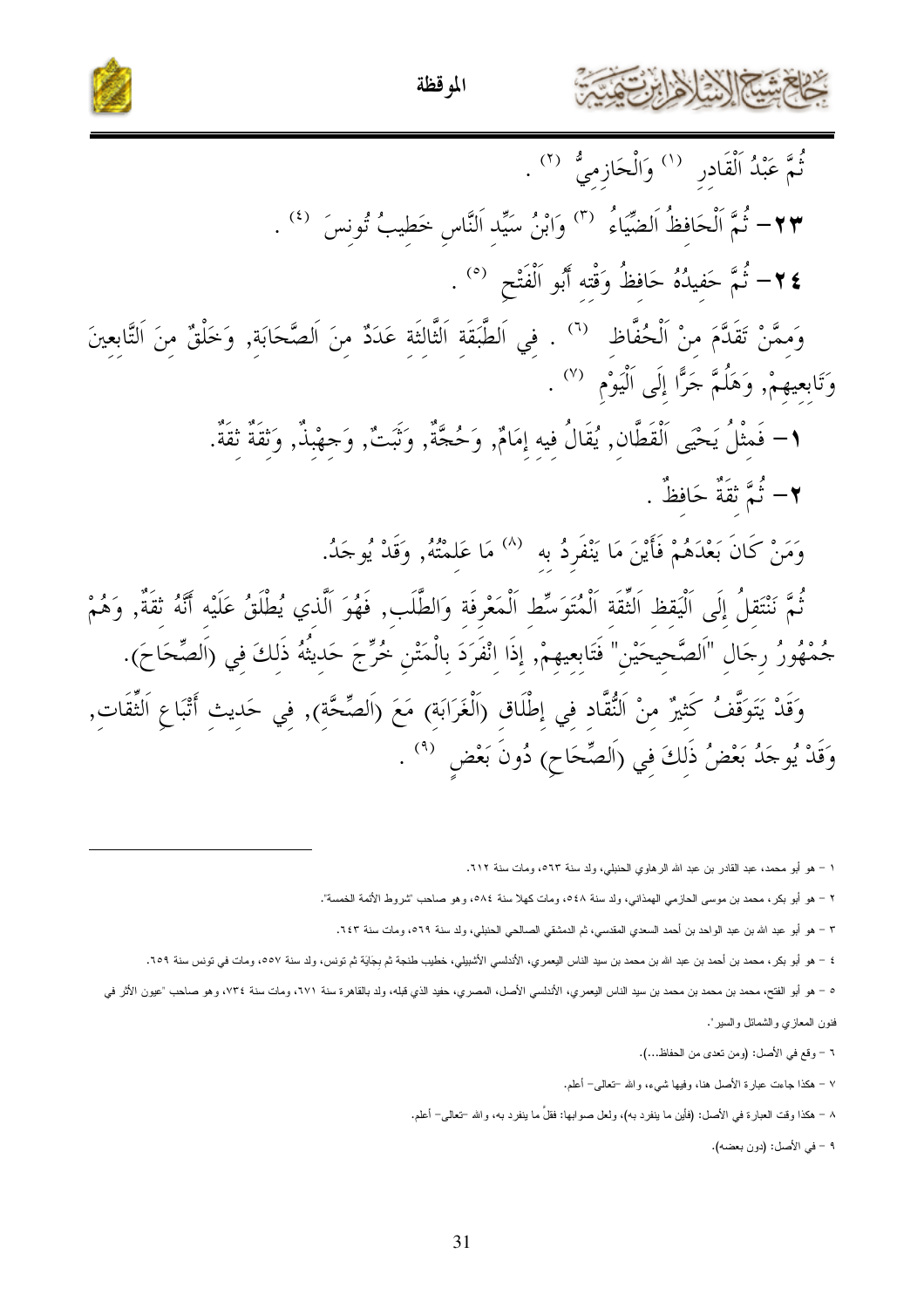ثُمَّ عَبْدُ اَلْقَادِرِ [1] وَالْحَازِمِيُّ [2] .

**٢٣**- ثُمَّ اَلْحَافِظُ اَلضِّيَاءُ [3] وَابْنُ سَيِّدِ اَلنَّاسِ خَطِيبُ تُونسَ [4] .

**٢٤**- ثُمَّ حَفِيدُهُ حَافِظُ وَقْتِهِ أَبُو اَلْفَتْحِ [5] .

وَمِمَّنْ تَقَدَّمَ مِنْ اَلْحُفَّاظِ [6] . فِي اَلطَّبَقَةِ اَلثَّالِثَةِ عَدَدٌ مِنَ اَلصَّحَابَةِ, وَخَلْقٌ مِنَ اَلتَّابِعِينَ وَتَابِعِيهِمْ, وَهَلُمَّ جَرًّا إِلَى اَلْيَوْمِ [7] .

**١**- فَمِثْلُ يَحْيَى اَلْقَطَّانِ, يُقَالُ فِيهِ إِمَامٌ, وَحُجَّةٌ, وَثَبَتٌ, وَجِهْبِذٌ, وَثِقَةٌ ثِقَةٌ.

**٢**- ثُمَّ ثِقَةٌ حَافِظٌ .

وَمَنْ كَانَ بَعْدَهُمْ فَأَيْنَ مَا يَنْفَرِدُ بِهِ [8] مَا عَلِمْتُهُ, وَقَدْ يُوجَدُ.

ثُمَّ نَنْتَقِلُ إِلَى اَلْيَقِظِ اَلثِّقَةِ اَلْمُتَوَسِّطِ اَلْمَعْرِفَةِ وَالطَّلَبِ, فَهُوَ اَلَّذِي يُطْلَقُ عَلَيْهِ أَنَّهُ ثِقَةٌ, وَهُمْ جُمْهُورُ رِجَالِ "اَلصَّحِيحَيْنِ" فَتَابِعِيهِمْ, إِذَا انْفَرَدَ بِالْمَتْنِ خُرِّجَ حَدِيثُهُ ذَلِكَ فِي (اَلصِّحَاحِ).

وَقَدْ يَتَوَقَّفُ كَثِيرٌ مِنْ اَلنُّقَّادِ فِي إِطْلَاقِ (اَلْغَرَابَةِ) مَعَ (اَلصِّحَّةِ), فِي حَدِيثِ أَتْبَاعِ اَلثِّقَاتِ, وَقَدْ يُوجَدُ بَعْضُ ذَلِكَ فِي (اَلصِّحَاحِ) دُونَ بَعْضٍ [9] .

---

١ – هو أبو محمد، عبد القادر بن عبد الله الرهاوي الحنبلي، ولد سنة ٥٦٣، ومات سنة ٦١٢.

٢ – هو أبو بكر، محمد بن موسى الحازمي الهمذاني، ولد سنة ٥٤٨، ومات كهلا سنة ٥٨٤، وهو صاحب "شروط الأئمة الخمسة".

٣ – هو أبو عبد الله بن عبد الواحد بن أحمد السعدي المقدسي، ثم الدمشقي الصالحي الحنبلي، ولد سنة ٥٦٩، ومات سنة ٦٤٣.

٤ – هو أبو بكر، محمد بن أحمد بن عبد الله بن محمد بن سيد الناس اليعمري، الأندلسي الأشبيلي، خطيب طنجة ثم بجاية ثم تونس، ولد سنة ٥٥٧، ومات في تونس سنة ٦٥٩.

٥ – هو أبو الفتح، محمد بن محمد بن محمد بن سيد الناس اليعمري، الأندلسي الأصل، المصري، حفيد الذي قبله، ولد بالقاهرة سنة ٦٧١، ومات سنة ٧٣٤، وهو صاحب "عيون الأثر في فنون المغازي والشمائل والسير".

٦ – وقع في الأصل: (ومن تعدى من الحفاظ...).

٧ – هكذا جاءت عبارة الأصل هنا، وفيها شيء، والله –تعالى– أعلم.

٨ – هكذا وقت العبارة في الأصل: (فأين ما ينفرد به)، ولعل صوابها: فقلَّ ما ينفرد به، والله –تعالى– أعلم.

٩ – في الأصل: (دون بعضه).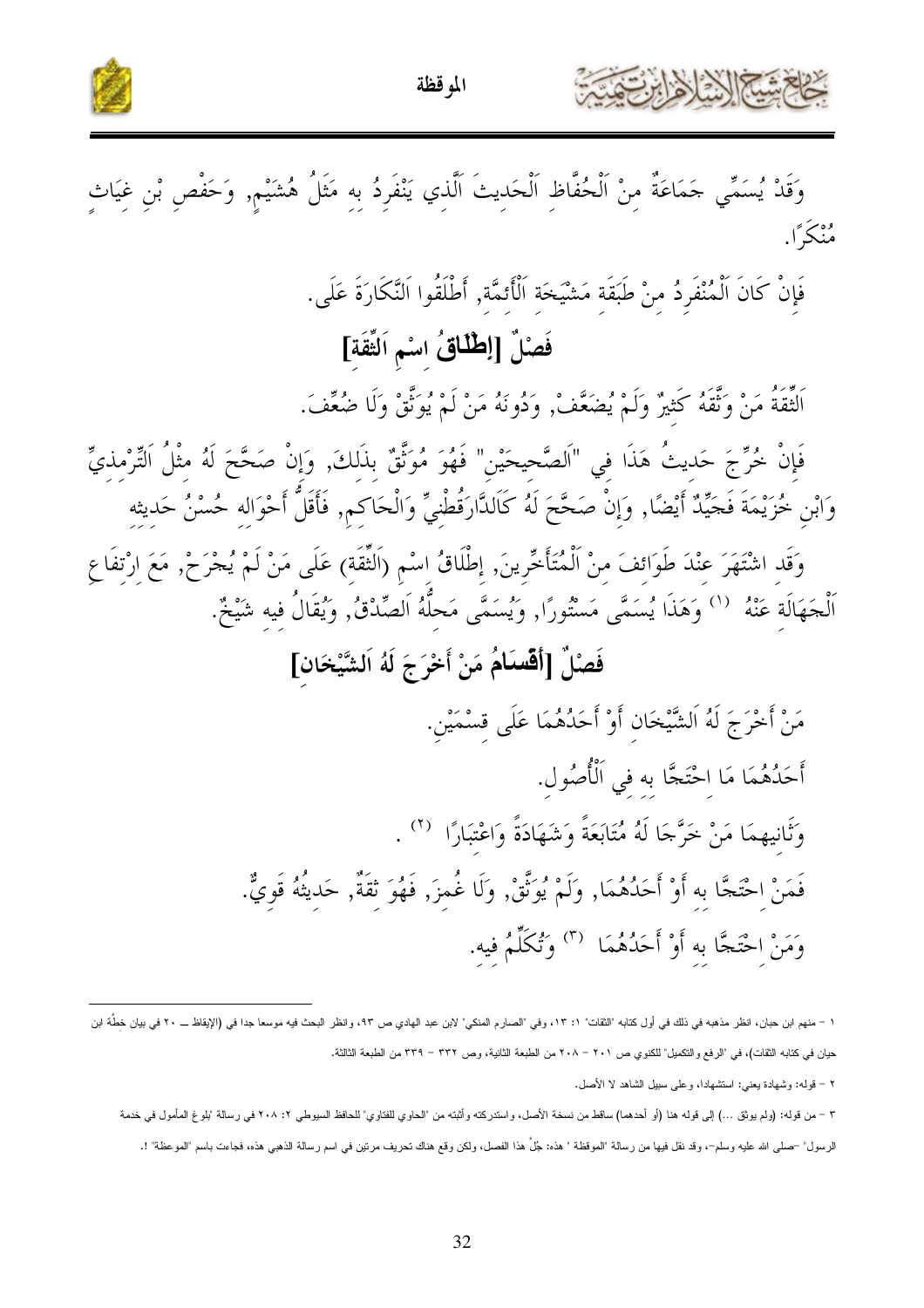وَقَدْ يُسَمِّي جَمَاعَةٌ مِنْ اَلْحُفَّاظِ اَلْحَدِيثَ اَلَّذِي يَنْفَرِدُ بِهِ مَثَلُ هُشَيْمٍ, وَحَفْصِ بْنِ غِيَاثٍ مُنْكَرًا.

فَإِنْ كَانَ اَلْمُنْفَرِدُ مِنْ طَبَقَةِ مَشْيَخَةِ اَلْأَئِمَّةِ, أَطْلَقُوا اَلنَّكَارَةَ عَلَى.

## فَصْلٌ [إِطْلَاقُ اِسْمِ اَلثِّقَةِ]

اَلثِّقَةُ مَنْ وَثَّقَهُ كَثِيرٌ وَلَمْ يُضَعَّفْ, وَدُونَهُ مَنْ لَمْ يُوَثَّقْ وَلَا ضُعِّفَ.

فَإِنْ خُرِّجَ حَدِيثُ هَذَا فِي "اَلصَّحِيحَيْنِ" فَهُوَ مُوَثَّقٌ بِذَلِكَ, وَإِنْ صَحَّحَ لَهُ مِثْلُ اَلتِّرْمِذِيِّ وَابْنِ خُزَيْمَةَ فَجَيِّدٌ أَيْضًا, وَإِنْ صَحَّحَ لَهُ كَالدَّارَقُطْنِيِّ وَالْحَاكِمِ, فَأَقَلُّ أَحْوَالِهِ حُسْنُ حَدِيثِهِ

وَقَد اشْتَهَرَ عِنْدَ طَوَائِفَ مِنْ اَلْمُتَأَخِّرِينَ, إِطْلَاقُ اِسْمِ (اَلثِّقَةِ) عَلَى مَنْ لَمْ يُجْرَحْ, مَعَ اِرْتِفَاعِ اَلْجَهَالَةِ عَنْهُ [1] وَهَذَا يُسَمَّى مَسْتُورًا, وَيُسَمَّى مَحِلُّهُ اَلصِّدْقُ, وَيُقَالُ فِيهِ شَيْخٌ.

## فَصْلٌ [أَقْسَامُ مَنْ أَخْرَجَ لَهُ اَلشَّيْخَانِ]

مَنْ أَخْرَجَ لَهُ اَلشَّيْخَانِ أَوْ أَحَدُهُمَا عَلَى قِسْمَيْنِ.

أَحَدُهُمَا مَا اِحْتَجَّا بِهِ فِي اَلْأُصُولِ.

وَثَانِيهِمَا مَنْ خَرَّجَا لَهُ مُتَابَعَةً وَشَهَادَةً وَاعْتِبَارًا [2] .

فَمَنْ اِحْتَجَّا بِهِ أَوْ أَحَدُهُمَا, وَلَمْ يُوَثَّقْ, وَلَا غُمِزَ, فَهُوَ ثِقَةٌ, حَدِيثُهُ قَوِيٌّ.

وَمَنْ اِحْتَجَّا بِهِ أَوْ أَحَدُهُمَا [3] وَتُكُلِّمَ فِيهِ.

---

١ – منهم ابن حبان، انظر مذهبه في ذلك في أول كتابه "الثقات" ١: ١٣، وفي "الصارم المنكي" لابن عبد الهادي ص ٩٣، وانظر البحث فيه موسعا جدا في (الإيقاظ ــ ٢٠ في بيان خطأة ابن حيان في كتابه الثقات)، في "الرفع والتكميل" للكنوي ص ٢٠١ – ٢٠٨ من الطبعة الثانية، وص ٣٣٢ – ٣٣٩ من الطبعة الثالثة.

٢ – قوله: وشهادة يعني: استشهادا، وعلى سبيل الشاهد لا الأصل.

٣ – من قوله: (ولم يوثق ...) إلى قوله هنا (أو أحدهما) ساقط من نسخة الأصل، واستدركته وأثبته من "الحاوي للفتاوي" للحافظ السيوطي ٢: ٢٠٨ في رسالة 'بلوغ المأمول في خدمة الرسول" –صلى الله عليه وسلم–، وقد نقل فيها من رسالة "الموقظة " هذه: جُلَّ هذا الفصل، ولكن وقع هناك تحريف مرتين في اسم رسالة الذهبي هذه، فجاءت باسم "الموعظة" !.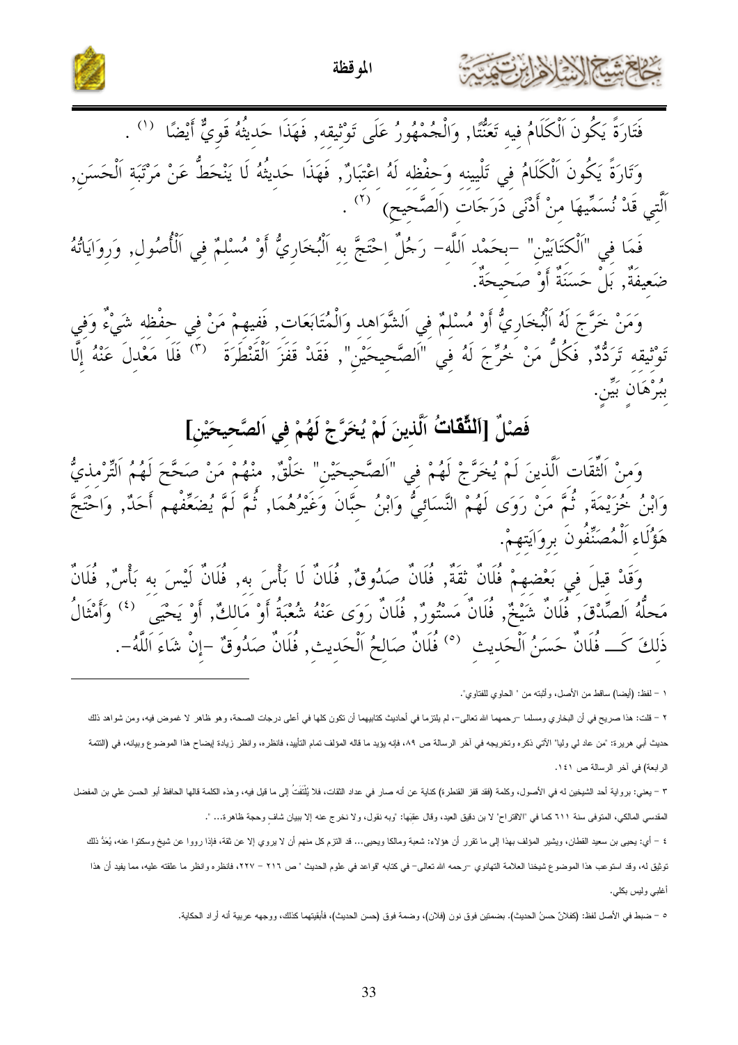فَتَارَةً يَكُونَ اَلْكَلَامُ فِيهِ تَعَنُّتًا, وَالْجُمْهُورُ عَلَى تَوْثِيقِه, فَهَذَا حَدِيثُهُ قَوِيٌّ أَيْضًا [1] .

وَتَارَةً يَكُونَ اَلْكَلَامُ فِي تَلْيِينه وَحِفْظِه لَهُ اعْتِبَارٌ, فَهَذَا حَدِيثُهُ لَا يَنْحَطُّ عَنْ مَرْتَبَةِ اَلْحَسَنِ, اَلَّتِي قَدْ نُسَمِّيهَا مِنْ أَدْنَى دَرَجَاتِ (اَلصَّحِيحِ) [2] .

فَمَا فِي "اَلْكِتَابَيْنِ" -بِحَمْدِ اَللَّهِ- رَجُلٌ اِحْتَجَّ بِهِ اَلْبُخَارِيُّ أَوْ مُسْلِمٌ فِي اَلْأُصُولِ, وَرِوَايَاتُهُ ضَعِيفَةٌ, بَلْ حَسَنَةٌ أَوْ صَحِيحَةٌ.

وَمَنْ خَرَّجَ لَهُ اَلْبُخَارِيُّ أَوْ مُسْلِمٌ فِي اَلشَّوَاهِد وَالْمُتَابَعَات, فَفِيهِمْ مَنْ فِي حِفْظِه شَيْءٌ وَفِي تَوْثِيقِه تَرَدُّدٌ, فَكُلُّ مَنْ خُرِّجَ لَهُ فِي "اَلصَّحِيحَيْنِ", فَقَدْ قَفَزَ اَلْقَنْطَرَةَ [3] فَلَا مَعْدِلَ عَنْهُ إِلَّا بِبُرْهَانٍ بَيِّنٍ.

## فَصْلٌ [اَلثِّقَاتُ اَلَّذِينَ لَمْ يُخَرَّجْ لَهُمْ فِي اَلصَّحِيحَيْنِ]

وَمِنْ اَلثِّقَات اَلَّذِينَ لَمْ يُخَرَّجْ لَهُمْ فِي "اَلصَّحِيحَيْنِ" خَلْقٌ, مِنْهُمْ مَنْ صَحَّحَ لَهُمُ اَلتِّرْمِذِيُّ وَابْنُ خُزَيْمَةَ, ثُمَّ مَنْ رَوَى لَهُمْ اَلنَّسَائِيُّ وَابْنُ حِبَّانَ وَغَيْرُهُمَا, ثُمَّ لَمْ يُضَعِّفْهم أَحَدٌ, وَاحْتَجَّ هَؤُلَاءِ اَلْمُصَنِّفُونَ بِرِوَايَتِهِمْ.

وَقَدْ قِيلَ فِي بَعْضِهِمْ فُلَانٌ ثِقَةٌ, فُلَانٌ صَدُوقٌ, فُلَانٌ لَا بَأْسَ بِه, فُلَانٌ لَيْسَ بِه بَأْسٌ, فُلَانٌ مَحِلُّهُ اَلصِّدْقَ, فُلَانٌ شَيْخٌ, فُلَانٌ مَسْتُورٌ, فُلَانٌ رَوَى عَنْهُ شُعْبَةُ أَوْ مَالِكٌ, أَوْ يَحْيَى [4] وَأَمْثَالُ ذَلِكَ كَـــ فُلَانٌ حَسَنُ اَلْحَدِيث [5] فُلَانٌ صَالِحُ اَلْحَدِيث, فُلَانٌ صَدُوقٌ -إِنْ شَاءَ اَللَّهُ-.

---

١ – لفظ: (أيضا) ساقط من الأصل، وأثبته من " الحاوي للفتاوي".

٢ – قلت: هذا صريح في أن البخاري ومسلما –رحمهما الله تعالى-، لم يلتزما في أحاديث كتابيهما أن تكون كلها في أعلى درجات الصحة، وهو ظاهر لا غموض فيه، ومن شواهد ذلك حديث أبي هريرة: "من عاد لي وليا" الآتي ذكره وتخريجه في آخر الرسالة ص ٨٩، فإنه يؤيد ما قاله المؤلف تمام التأييد، فانظره، وانظر زيادة إيضاح هذا الموضوع وبيانه، في (التتمة الرابعة) في آخر الرسالة ص ١٤١.

٣ – يعني: برواية أحد الشيخين له في الأصول، وكلمة (فقد قفز القنطرة) كناية عن أنه صار في عداد الثقات، فلا يُلْتَفَتُ إلى ما قيل فيه، وهذه الكلمة قالها الحافظ أبو الحسن علي بن المفضل المقدسي المالكي، المتوفى سنة ٦١١ كما في "الاقتراح" لا بن دقيق العيد، وقال عقبها: "وبه نقول، ولا نخرج عنه إلا ببيان شاف وحجة ظاهرة... ".

٤ – أي: يحيى بن سعيد القطان، ويشير المؤلف بهذا إلى ما تقرر أن هؤلاء: شعبة ومالكا ويحيى... قد التزم كل منهم أن لا يروي إلا عن ثقة، فإذا رووا عن شيخ وسكتوا عنه، يُعَدُّ ذلك توثيق له، وقد استوعب هذا الموضوع شيخنا العلامة التهانوي –رحمه الله تعالى- في كتابه "قواعد في علوم الحديث " ص ٢١٦ – ٢٢٧، فانظره وانظر ما علقته عليه، مما يفيد أن هذا أغلبي وليس بكلي.

٥ – ضبط في الأصل لفظ: (كفلانٌ حسنُ الحديث). بضمتين فوق نون (فلان)، وضمة فوق (حسن الحديث)، فأبقيتهما كذلك، ووجهه عربية أنه أراد الحكاية.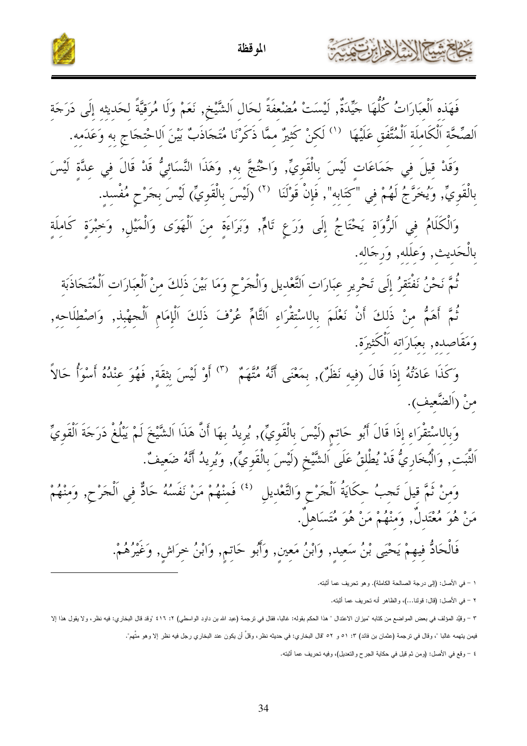فَهَذِه اَلْعِبَارَاتُ كُلُّهَا جَيِّدَةٌ, لَيْسَتْ مُضْعِفَةً لِحَالِ اَلشَّيْخِ, نَعَمْ وَلَا مُرَقِّيَةً لِحَدِيثِهِ إِلَى دَرَجَةِ اَلصِّحَّةِ اَلْكَامِلَةِ اَلْمُتَّفَقِ عَلَيْهَا [1] لَكِنْ كَثِيرٌ مِمَّا ذَكَرْنَا مُتَجَاذَبٌ بَيْنَ اَلِاحْتِجَاجِ بِهِ وَعَدَمِهِ.

وَقَدْ قِيلَ فِي جَمَاعَاتٍ لَيْسَ بِالْقَوِيِّ, وَاحْتُجَّ بِهِ, وَهَذَا النَّسَائِيُّ قَدْ قَالَ فِي عِدَّةٍ لَيْسَ بِالْقَوِيِّ, وَيُخَرِّجُ لَهُمْ فِي "كِتَابِهِ", فَإِنْ قَوْلَنَا [2] (لَيْسَ بِالْقَوِيِّ) لَيْسَ بِجَرْحٍ مُفْسِدٍ.

وَالْكَلَامُ فِي اَلرُّوَاةِ يَحْتَاجُ إِلَى وَرَعٍ تَامٍّ, وَبَرَاءَةٍ مِنَ اَلْهَوَى وَالْمَيْلِ, وَخِبْرَةٍ كَامِلَةٍ بِالْحَدِيثِ, وَعِلَلِهِ, وَرِجَالِهِ.

ثُمَّ نَحْنُ نَفْتَقِرُ إِلَى تَحْرِيرِ عِبَارَاتِ اَلتَّعْدِيلِ وَالْجَرْحِ وَمَا بَيْنَ ذَلِكَ مِنْ اَلْعِبَارَاتِ اَلْمُتَجَاذَبَةِ

ثُمَّ أَهَمُّ مِنْ ذَلِكَ أَنْ نَعْلَمَ بِالِاسْتِقْرَاءِ اَلتَّامِّ عُرْفَ ذَلِكَ اَلْإِمَامِ اَلْجِهْبِذِ, وَاصْطِلَاحِهِ, وَمَقَاصِدِهِ, بِعِبَارَاتِهِ اَلْكَثِيرَةِ.

وَكَذَا عَادَتُهُ إِذَا قَالَ (فِيهِ نَظَرٌ), بِمَعْنَى أَنَّهُ مُتَّهَمٌ [3] أَوْ لَيْسَ بِثِقَةٍ, فَهُوَ عِنْدَهُ أَسْوَأُ حَالاً مِنْ (اَلضَّعِيفِ).

وَبِالِاسْتِقْرَاءِ إِذَا قَالَ أَبُو حَاتِمٍ (لَيْسَ بِالْقَوِيِّ), يُرِيدُ بِهَا أَنَّ هَذَا اَلشَّيْخَ لَمْ يَبْلُغْ دَرَجَةَ اَلْقَوِيِّ اَلثَّبْتِ, وَالْبُخَارِيُّ قَدْ يُطْلِقُ عَلَى اَلشَّيْخِ (لَيْسَ بِالْقَوِيِّ), وَيُرِيدُ أَنَّهُ ضَعِيفٌ.

وَمِنْ ثَمَّ قِيلَ تَجِبُ حِكَايَةُ اَلْجَرْحِ وَالتَّعْدِيلِ [4] فَمِنْهُمْ مَنْ نَفَسُهُ حَادٌّ فِي اَلْجَرْحِ, وَمِنْهُمْ مَنْ هُوَ مُعْتَدِلٌ, وَمِنْهُمْ مَنْ هُوَ مُتَسَاهِلٌ.

فَالْحَادُّ فِيهِمْ يَحْيَى بْنُ سَعِيدٍ, وَابْنُ مَعِينٍ, وَأَبُو حَاتِمٍ, وَابْنُ خِرَاشٍ, وَغَيْرُهُمْ.

---

١ – في الأصل: (إلى درجة الصالحة الكاملة). وهو تحريف عما أثبته.

٢ – في الأصل: (قال: قولنا...)، والظاهر أنه تحريف عما أثبته.

٣ – وقيّد المؤلف في بعض المواضع من كتابه "ميزان الاعتدال " هذا الحكم بقوله: غالبا، فقال في ترجمة (عبد الله بن داود الواسطي) ٢: ٤١٦ "وقد قال البخاري: فيه نظر، ولا يقول هذا إلا فيمن يتهمه غالبا "، وقال في ترجمة (عثمان بن فائد) ٣: ٥١ و ٥٢ "قال البخاري: في حديثه نظر، وقلّ أن يكون عند البخاري رجل فيه نظر إلا وهو متّهم".

٤ – وقع في الأصل: (ومن ثم قيل في حكاية الجرح والتعديل)، وفيه تحريف عما أثبته.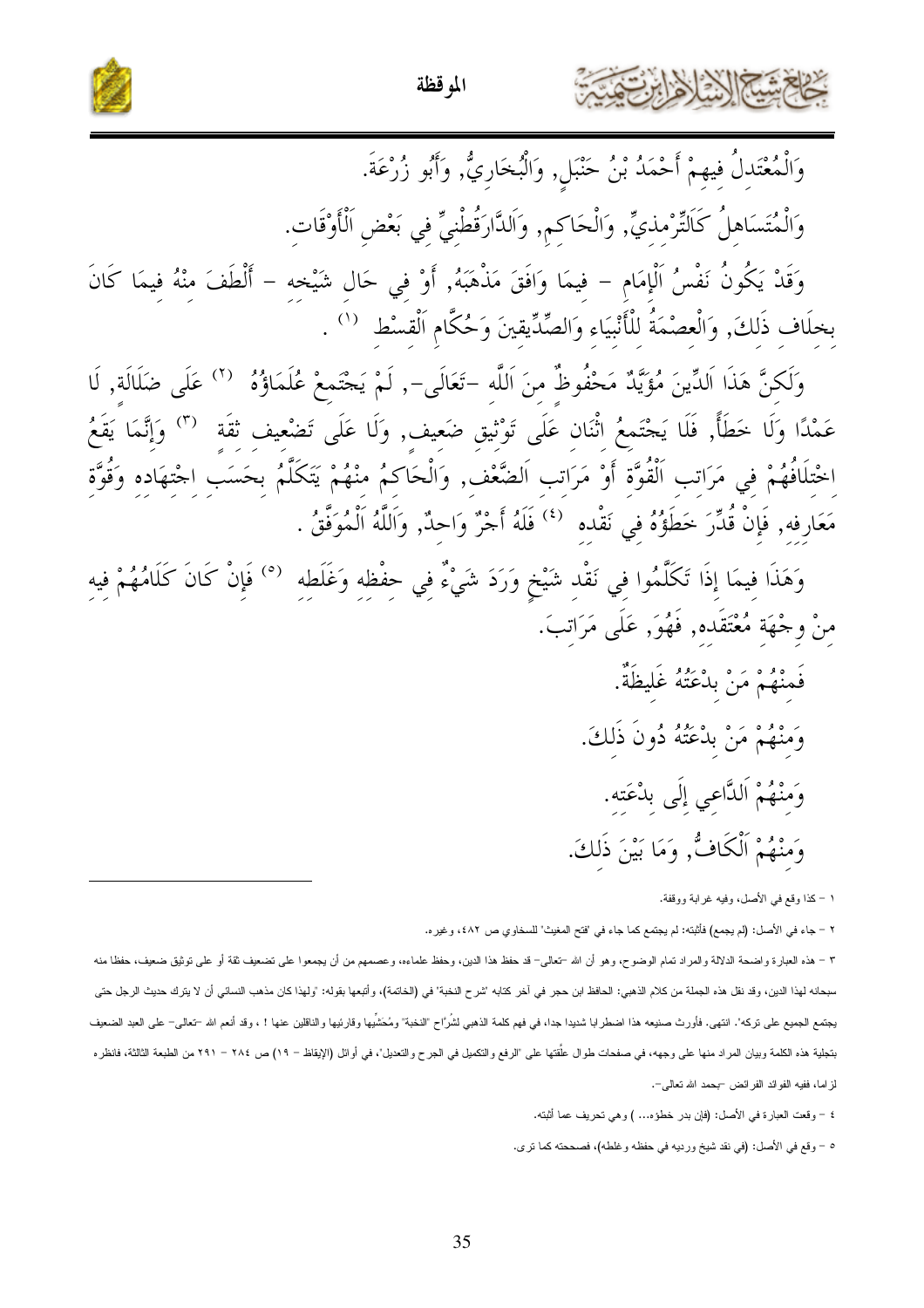وَالْمُعْتَدِلُ فِيهِمْ أَحْمَدُ بْنُ حَنْبَلٍ, وَالْبُخَارِيُّ, وَأَبُو زُرْعَةَ.

وَالْمُتَسَاهِلُ كَالتِّرْمِذِيِّ, وَالْحَاكِمِ, وَالدَّارَقُطْنِيِّ فِي بَعْضِ الْأَوْقَاتِ.

وَقَدْ يَكُونُ نَفْسُ الْإِمَامِ – فِيمَا وَافَقَ مَذْهَبَهُ, أَوْ فِي حَالِ شَيْخِهِ – أَلْطَفَ مِنْهُ فِيمَا كَانَ بِخِلَافِ ذَلِكَ, وَالْعِصْمَةُ لِلْأَنْبِيَاءِ وَالصِّدِّيقِينَ وَحُكَّامِ الْقِسْطِ [1] .

وَلَكِنَّ هَذَا الدِّينَ مُؤَيَّدٌ مَحْفُوظٌ مِنَ اللَّهِ -تَعَالَى-, لَمْ يَجْتَمِعْ عُلَمَاؤُهُ [2] عَلَى ضَلَالَةٍ, لَا عَمْدًا وَلَا خَطَأً, فَلَا يَجْتَمِعُ اثْنَانِ عَلَى تَوْثِيقِ ضَعِيفٍ, وَلَا عَلَى تَضْعِيفِ ثِقَةٍ [3] وَإِنَّمَا يَقَعُ اخْتِلَافُهُمْ فِي مَرَاتِبِ الْقُوَّةِ أَوْ مَرَاتِبِ الضَّعْفِ, وَالْحَاكِمُ مِنْهُمْ يَتَكَلَّمُ بِحَسَبِ اجْتِهَادِهِ وَقُوَّةِ مَعَارِفِهِ, فَإِنْ قُدِّرَ خَطَؤُهُ فِي نَقْدِهِ [4] فَلَهُ أَجْرٌ وَاحِدٌ, وَاللَّهُ الْمُوَفِّقُ .

وَهَذَا فِيمَا إِذَا تَكَلَّمُوا فِي نَقْدِ شَيْخٍ وَرَدَ شَيْءٌ فِي حِفْظِهِ وَغَلَطِهِ [5] فَإِنْ كَانَ كَلَامُهُمْ فِيهِ مِنْ جِهَةِ مُعْتَقَدِهِ, فَهُوَ عَلَى مَرَاتِبَ.

فَمِنْهُمْ مَنْ بِدْعَتُهُ غَلِيظَةٌ.

وَمِنْهُمْ مَنْ بِدْعَتُهُ دُونَ ذَلِكَ.

وَمِنْهُمْ الدَّاعِي إِلَى بِدْعَتِهِ.

وَمِنْهُمْ الْكَافُّ, وَمَا بَيْنَ ذَلِكَ.

---

١ – كذا وقع في الأصل، وفيه غرابة ووقفة.

٢ – جاء في الأصل: (لم يجمع) فأثبته: لم يجتمع كما جاء في "فتح المغيث" للسخاوي ص ٤٨٢، وغيره.

٣ – هذه العبارة واضحة الدلالة والمراد تمام الوضوح، وهو أن الله -تعالى- قد حفظ هذا الدين، وحفظ علماءه، وعصمهم من أن يجمعوا على تضعيف ثقة أو على توثيق ضعيف، حفظا منه سبحانه لهذا الدين، وقد نقل هذه الجملة من كلام الذهبي: الحافظ ابن حجر في آخر كتابه "شرح النخبة" في (الخاتمة)، وأتبعها بقوله: "ولهذا كان مذهب النسائي أن لا يترك حديث الرجل حتى يجتمع الجميع على تركه". انتهى. فأورث صنيعه هذا اضطرابا شديدا جدا، في فهم كلمة الذهبي لشُرّاح "النخبة" ومُحَشِّيها وقارئيها والناقلين عنها ! ، وقد أنعم الله -تعالى- على العبد الضعيف بتجلية هذه الكلمة وبيان المراد منها على وجهه، في صفحات طوال علّقتها على "الرفع والتكميل في الجرح والتعديل"، في أوائل (الإيقاظ – ١٩) ص ٢٨٤ – ٢٩١ من الطبعة الثالثة، فانظره لزاما، ففيه الفوائد الفرائض -بحمد الله تعالى-.

٤ – وقعت العبارة في الأصل: (فإن بدر خطؤه... ) وهي تحريف عما أثبته.

٥ – وقع في الأصل: (في نقد شيخ ورديه في حفظه وغلطه)، فصححته كما ترى.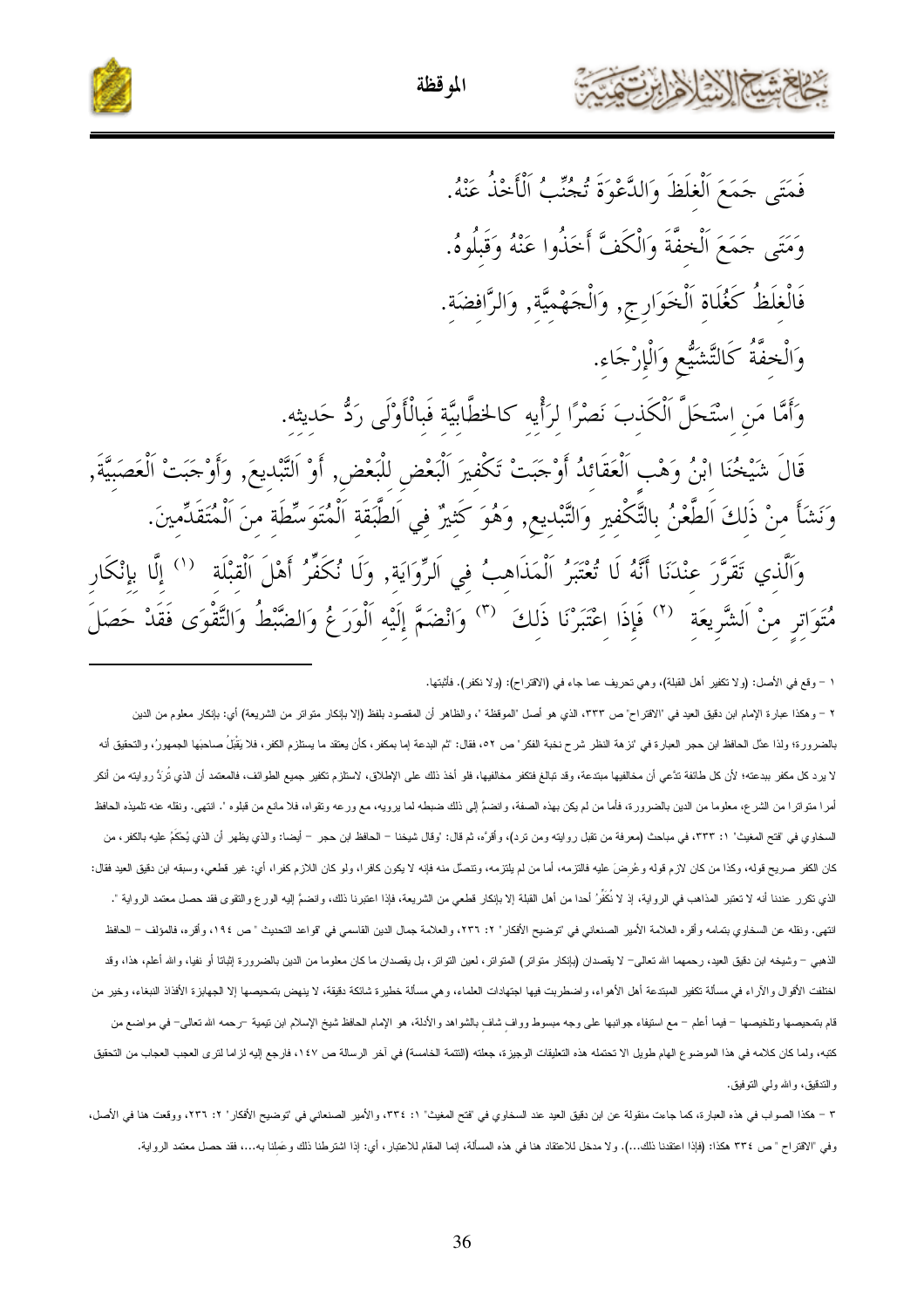فَمَتَى جَمَعَ ٱلْغَلَظَ وَالدَّعْوَةَ تُجُنِّبُ ٱلْأَخْذُ عَنْهُ.

وَمَتَى جَمَعَ ٱلْخِفَّةَ وَالْكَفَّ أَخَذُوا عَنْهُ وَقَبِلُوهُ.

فَالْغَلَظُ كَغُلَاةِ ٱلْخَوَارِجِ, وَالْجَهْمِيَّةِ, وَالرَّافِضَةِ.

وَالْخِفَّةُ كَالتَّشَيُّعِ وَالْإِرْجَاءِ.

وَأَمَّا مَنِ اسْتَحَلَّ ٱلْكَذِبَ نَصْرًا لِرَأْيِهِ كَالخَطَّابِيَّةِ فَبِالْأَوْلَى رَدُّ حَدِيثِهِ.

قَالَ شَيْخُنَا ابْنُ وَهْبٍ ٱلْعَقَائِدُ أَوْجَبَتْ تَكْفِيرَ ٱلْبَعْضِ لِلْبَعْضِ, أَوْ ٱلتَّبْدِيعَ, وَأَوْجَبَتْ ٱلْعَصَبِيَّةَ, وَنَشَأَ مِنْ ذَلِكَ اَلطَّعْنُ بِالتَّكْفِيرِ وَالتَّبْدِيعِ, وَهُوَ كَثِيرٌ فِي اَلطَّبَقَةِ ٱلْمُتَوَسِّطَةِ مِنَ ٱلْمُتَقَدِّمِينَ.

وَالَّذِي تَقَرَّرَ عِنْدَنَا أَنَّهُ لَا تُعْتَبَرُ ٱلْمَذَاهِبُ فِي اَلرِّوَايَةِ, وَلَا نُكَفِّرُ أَهْلَ ٱلْقِبْلَةِ [1] إِلَّا بِإِنْكَارِ مُتَوَاتِرٍ مِنْ اَلشَّرِيعَةِ [2] فَإِذَا اعْتَبَرْنَا ذَلِكَ [3] وَانْضَمَّ إِلَيْهِ ٱلْوَرَعُ وَالضَّبْطُ وَالتَّقْوَى فَقَدْ حَصَلَ

---

١ – وقع في الأصل: (ولا تكفير أهل القبلة)، وهي تحريف عما جاء في (الاقتراح): (ولا نكفر). فأثبتها.

٢ – وهكذا عبارة الإمام ابن دقيق العيد في "الاقتراح" ص ٣٣٣، الذي هو أصل "الموقظة"، والظاهر أن المقصود بلفظ (إلا بإنكار متواتر من الشريعة) أي: بإنكار معلوم من الدين بالضرورة؛ ولذا عدّل الحافظ ابن حجر العبارة في "نزهة النظر شرح نخبة الفكر" ص ٥٢، فقال: "ثم البدعة إما بمكفر، كأن يعتقد ما يستلزم الكفر، فلا يَقْبَلُ صاحبَها الجمهورُ، والتحقيق أنه لا يرد كل مكفر ببدعته؛ لأن كل طائفة تدّعي أن مخالفيها مبتدعة، وقد تبالغ فتكفر مخالفيها، فلو أخذ ذلك على الإطلاق، لاستلزم تكفير جميع الطوائف، فالمعتمد أن الذي تُرَدُّ روايته من أنكر أمرا متواترا من الشرع، معلوما من الدين بالضرورة، فأما من لم يكن بهذه الصفة، وانضمّ إلى ذلك ضبطه لما يرويه، مع ورعه وتقواه، فلا مانع من قبوله ". انتهى. ونقله عنه تلميذه الحافظ السخاوي في "فتح المغيث" ١: ٣٣٣، في مباحث (معرفة من تقبل روايته ومن ترد)، وأقرّه، ثم قال: "وقال شيخنا – الحافظ ابن حجر – أيضا: والذي يظهر أن الذي يُحكَمُ عليه بالكفر، من كان الكفر صريح قوله، وكذا من كان لازم قوله وعُرِضَ عليه فالتزمه، أما من لم يلتزمه، وتنصّل منه فإنه لا يكون كافرا، ولو كان اللازم كفرا، أي: غير قطعي، وسبقه ابن دقيق العيد فقال: الذي تكرر عندنا أنه لا تعتبر المذاهب في الرواية، إذ لا نُكَفِّرُ أحدا من أهل القبلة إلا بإنكار قطعي من الشريعة، فإذا اعتبرنا ذلك، وانضمَّ إليه الورع والتقوى فقد حصل معتمد الرواية ". انتهى. ونقله عن السخاوي بتمامه وأقره العلامة الأمير الصنعاني في "توضيح الأفكار" ٢: ٢٣٦، والعلامة جمال الدين القاسمي في "قواعد التحديث " ص ١٩٤، وأقره، فالمؤلف – الحافظ الذهبي – وشيخه ابن دقيق العيد، رحمهما الله تعالى – لا يقصدان (بإنكار متواتر) المتواتر، لعين التواتر، بل يقصدان ما كان معلوما من الدين بالضرورة إثباتا أو نفيا، والله أعلم، هذا، وقد اختلفت الأقوال والآراء في مسألة تكفير المبتدعة أهل الأهواء، واضطربت فيها اجتهادات العلماء، وهي مسألة خطيرة شائكة دقيقة، لا ينهض بتمحيصها إلا الجهابزة الأفذاذ النبغاء، وخير من قام بتمحيصها وتلخيصها – فيما أعلم – مع استيفاء جوانبها على وجه مبسوط ووافٍ شافٍ بالشواهد والأدلة، هو الإمام الحافظ شيخ الإسلام ابن تيمية –رحمه الله تعالى– في مواضع من كتبه، ولما كان كلامه في هذا الموضوع الهام طويل الا تحتمله هذه التعليقات الوجيزة، جعلته (التتمة الخامسة) في آخر الرسالة ص ١٤٧، فارجع إليه لزاما لترى العجب العجاب من التحقيق والتدقيق، والله ولي التوفيق.

٣ – هكذا الصواب في هذه العبارة، كما جاءت منقولة عن ابن دقيق العيد عند السخاوي في "فتح المغيث" ١: ٣٣٤، والأمير الصنعاني في "توضيح الأفكار" ٢: ٢٣٦، ووقعت هنا في الأصل، وفي "الاقتراح " ص ٣٣٤ هكذا: (فإذا اعتقدنا ذلك...). ولا مدخل للاعتقاد هنا في هذه المسألة، إنما المقام للاعتبار، أي: إذا اشترطنا ذلك وعَمِلنا به...، فقد حصل معتمد الرواية.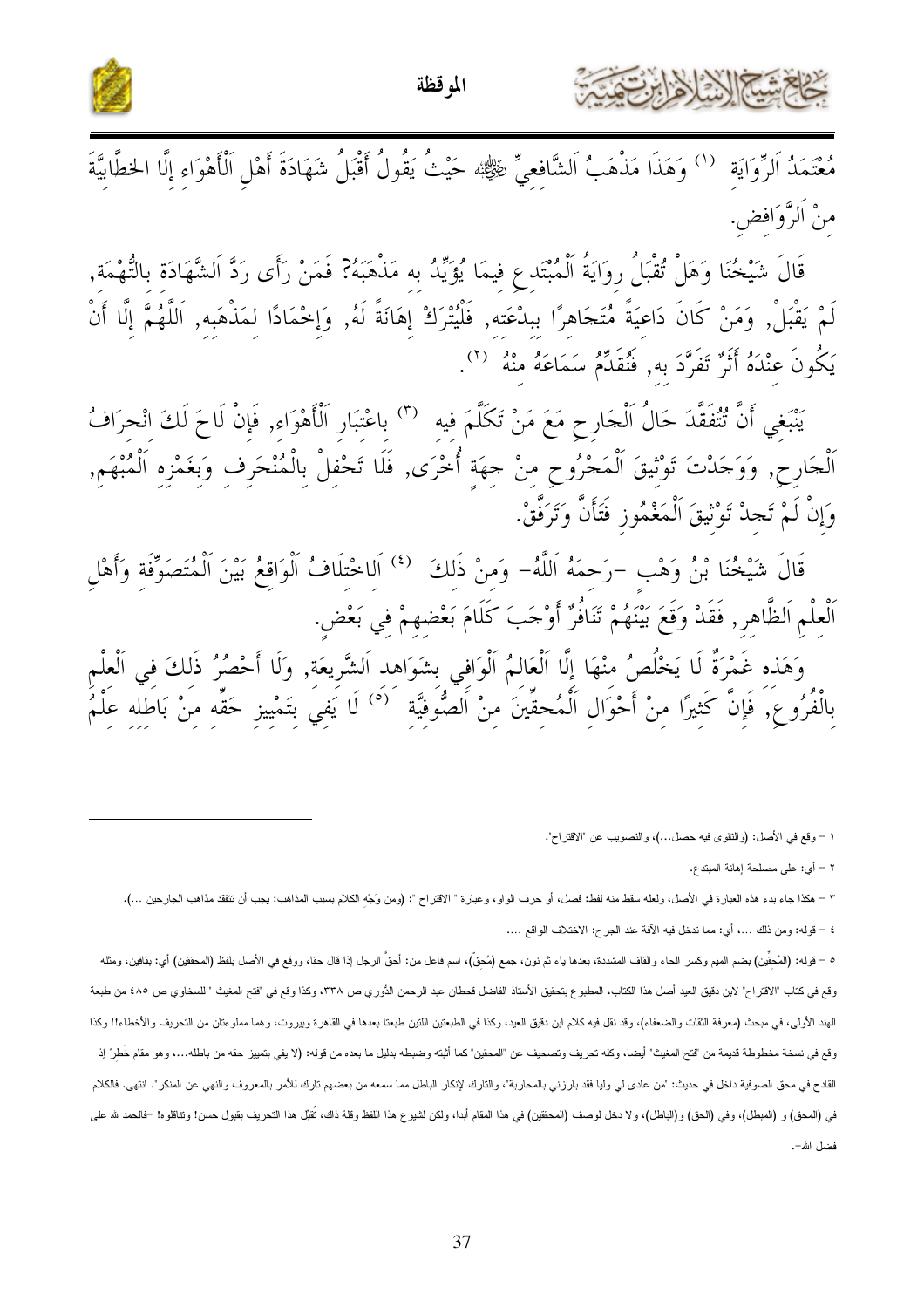مُعْتَمَدُ اَلرِّوَايَةِ (١) وَهَذَا مَذْهَبُ اَلشَّافِعِيِّ ﷺ حَيْثُ يَقُولُ أَقْبَلُ شَهَادَةَ أَهْلِ اَلْأَهْوَاءِ إِلَّا الخطَّابِيَّةَ مِنْ اَلرَّوَافِضِ.

قَالَ شَيْخُنَا وَهَلْ تُقْبَلُ رِوَايَةُ اَلْمُبْتَدِعِ فِيمَا يُؤَيِّدُ بِهِ مَذْهَبَهُ؟ فَمَنْ رَأَى رَدَّ اَلشَّهَادَةِ بِالتُّهْمَةِ, لَمْ يَقْبَلْ, وَمَنْ كَانَ دَاعِيَةً مُتَجَاهِرًا بِبِدْعَتِهِ, فَلْيُتْرَكْ إِهَانَةً لَهُ, وَإِخْمَادًا لِمَذْهَبِهِ, اَللَّهُمَّ إِلَّا أَنْ يَكُونَ عِنْدَهُ أَثَرٌ تَفَرَّدَ بِهِ, فَنُقَدِّمُ سَمَاعَهُ مِنْهُ (٢).

يَنْبَغِي أَنَّ تُتُفَقَّدَ حَالُ اَلْجَارِحِ مَعَ مَنْ تَكَلَّمَ فِيهِ (٣) بِاعْتِبَارِ اَلْأَهْوَاءِ, فَإِنْ لَاحَ لَكَ انْحِرَافُ اَلْجَارِحِ, وَوَجَدْتَ تَوْثِيقَ اَلْمَجْرُوحِ مِنْ جِهَةٍ أُخْرَى, فَلَا تَحْفِلْ بِالْمُنْحَرِفِ وَبِغَمْزِهِ اَلْمُبْهَمِ, وَإِنْ لَمْ تَجِدْ تَوْثِيقَ اَلْمَغْمُوزِ فَتَأَنَّ وَتَرَفَّقْ.

قَالَ شَيْخُنَا ابْنُ وَهْبٍ -رَحِمَهُ اَللَّهُ- وَمِنْ ذَلِكَ (٤) اَلاخْتِلَافُ اَلْوَاقِعُ بَيْنَ اَلْمُتَصَوِّفَةِ وَأَهْلِ اَلْعِلْمِ اَلظَّاهِرِ, فَقَدْ وَقَعَ بَيْنَهُمْ تَنَافُرٌ أَوْجَبَ كَلَامَ بَعْضِهِمْ فِي بَعْضٍ.

وَهَذِهِ غَمْرَةٌ لَا يَخْلُصُ مِنْهَا إِلَّا اَلْعَالِمُ اَلْوَافِي بِشَوَاهِدِ اَلشَّرِيعَةِ, وَلَا أَحْصُرُ ذَلِكَ فِي اَلْعِلْمِ بِالْفُرُوعِ, فَإِنَّ كَثِيرًا مِنْ أَحْوَالِ اَلْمُحِقِّينَ مِنْ اَلصُّوفِيَّةِ (٥) لَا يَفِي بِتَمْيِيزِ حَقِّهِ مِنْ بَاطِلِهِ عِلْمُ

---

١ – وقع في الأصل: (والتقوى فيه حصل...)، والتصويب عن "الاقتراح".

٢ – أي: على مصلحة إهانة المبتدع.

٣ – هكذا جاء بدء هذه العبارة في الأصل، ولعله سقط منه لفظ: فصل، أو حرف الواو، وعبارة " الاقتراح ": (ومن وَجْه الكلام بسبب المذاهب: يجب أن تتفقد مذاهب الجارحين ...).

٤ – قوله: ومن ذلك ...، أي: مما تدخل فيه الآفة عند الجرح: الاختلاف الواقع ....

٥ – قوله: (المُحِقِّين) بضم الميم وكسر الحاء والقاف المشددة، بعدها ياء ثم نون، جمع (مُحِقّ)، اسم فاعل من: أحقَّ الرجل إذا قال حقا، ووقع في الأصل بلفظ (المحققين) أي: بقافين، ومثله وقع في كتاب "الاقتراح" لابن دقيق العيد أصل هذا الكتاب، المطبوع بتحقيق الأستاذ الفاضل قحطان عبد الرحمن الدُّوري ص ٣٣٨، وكذا وقع في 'فتح المغيث ' للسخاوي ص ٤٨٥ من طبعة الهند الأولى، في مبحث (معرفة الثقات والضعفاء)، وقد نقل فيه كلام ابن دقيق العيد، وكذا في الطبعتين اللتين طبعتا بعدها في القاهرة وبيروت، وهما مملوءتان من التحريف والأخطاء!! وكذا وقع في نسخة مخطوطة قديمة من 'فتح المغيث' أيضا، وكله تحريف وتصحيف عن "المحقين" كما أثبته وضبطه بدليل ما بعده من قوله: (لا يفي بتمييز حقه من باطله...)، وهو مقام خَطِرٌ إذ القادح في محق الصوفية داخل في حديث: 'من عادى لي وليا فقد بارزني بالمحاربة'، والتارك لإنكار الباطل مما سمعه من بعضهم تارك للأمر بالمعروف والنهي عن المنكر". انتهى. فالكلام في (المحق) و (المبطل)، وفي (الحق) و(الباطل)، ولا دخل لوصف (المحققين) في هذا المقام أبدا، ولكن لشيوع هذا اللفظ وقلة ذاك، تُقُبِّل هذا التحريف بقبول حسن! وتناقلوه! –فالحمد لله على فضل الله–.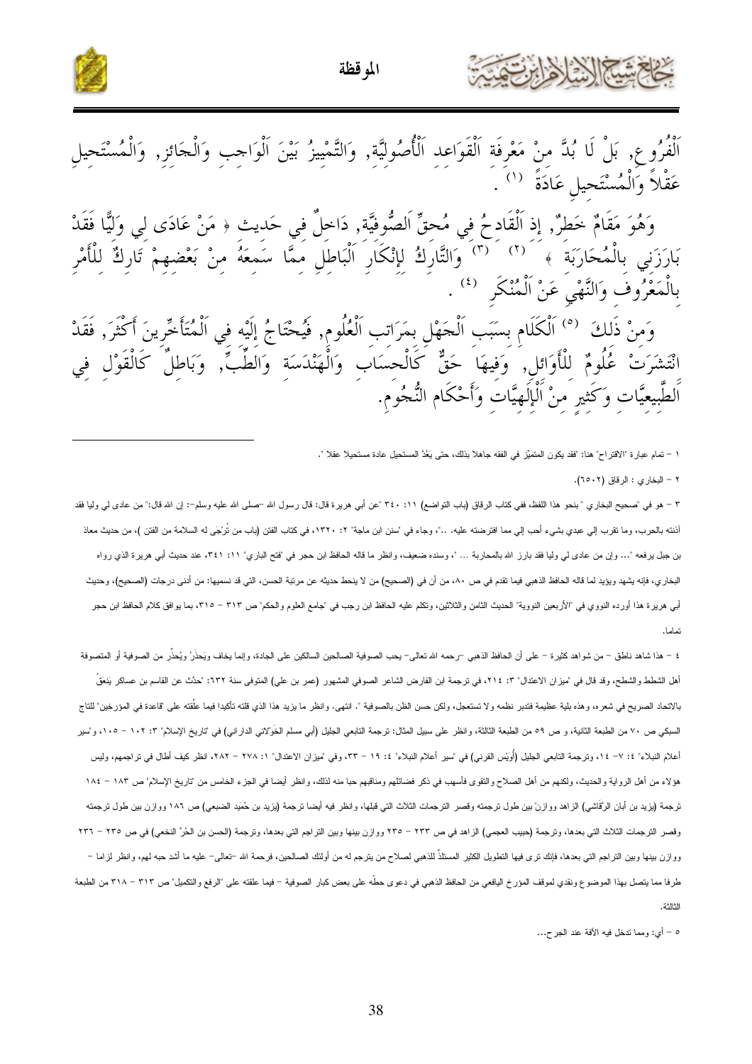اَلْفُرُوعِ, بَلْ لَا بُدَّ مِنْ مَعْرِفَةِ اَلْقَوَاعِدِ اَلْأُصُولِيَّةِ, وَالتَّمْيِيزُ بَيْنَ اَلْوَاجِبِ وَالْجَائِزِ, وَالْمُسْتَحِيلِ عَقْلاً وَالْمُسْتَحِيلِ عَادَةً [1] .

وَهُوَ مَقَامٌ خَطِرٌ, إِذ اَلْقَادِحُ فِي مُحِقِّ اَلصُّوفِيَّةِ, دَاخِلٌ فِي حَدِيث ﴿ مَنْ عَادَى لِي وَلِيًّا فَقَدْ بَارَزَنِي بِالْمُحَارَبَةِ ﴾ [2] [3] وَالتَّارِكُ لِإِنْكَارِ اَلْبَاطِلِ مِمَّا سَمِعَهُ مِنْ بَعْضِهِمْ تَارِكٌ لِلْأَمْرِ بِالْمَعْرُوفِ وَالنَّهْيِ عَنْ اَلْمُنْكَرِ [4] .

وَمِنْ ذَلِكَ [5] اَلْكَلَام بِسَبَبِ اَلْجَهْلِ بِمَرَاتِبِ اَلْعُلُومِ, فَيُحْتَاجُ إِلَيْهِ فِي اَلْمُتَأَخِّرِينَ أَكْثَرَ, فَقَدْ اِنْتَشَرَتْ عُلُومٌ لِلْأَوَائِلِ, وَفِيهَا حَقٌّ كَالْحِسَابِ وَالْهَنْدَسَةِ وَالطِّبِّ, وَبَاطِلٌ كَالْقَوْلِ فِي اَلطَّبِيعِيَّاتِ وَكَثِيرٍ مِنْ اَلْإِلَهِيَّاتِ وَأَحْكَامِ النُّجُومِ.

---

١ – تمام عبارة "الاقتراح" هنا: "فقد يكون المتميِّز في الفقه جاهلا بذلك، حتى يَعُدَّ المستحيل عادة مستحيلا عقلا ".

٢ – البخاري : الرقاق (٦٥٠٢).

٣ – هو في "صحيح البخاري " بنحو هذا اللفظ، ففي كتاب الرقاق (باب التواضع) ١١: ٣٤٠ "عن أبي هريرة قال: قال رسول الله –صلى الله عليه وسلم–: إن الله قال:" من عادى لي وليا فقد آذنته بالحرب، وما تقرب إلي عبدي بشيء أحب إلي مما افترضته عليه. ..". وجاء في "سنن ابن ماجة" ٢: ١٣٢٠، في كتاب الفتن (باب من تُرْجَى له السلامة من الفتن )، من حديث معاذ بن جبل يرفعه "... وإن من عادى لي وليا فقد بارز الله بالمحاربة ... "، وسنده ضعيف، وانظر ما قاله الحافظ ابن حجر في "فتح الباري" ١١: ٣٤١، عند حديث أبي هريرة الذي رواه البخاري، فإنه يشهد ويؤيد لما قاله الحافظ الذهبي فيما تقدم في ص ٨٠، من أن في (الصحيح) من لا ينحط حديثه عن مرتبة الحسن، التي قد نسميها: من أدنى درجات (الصحيح)، وحديث أبي هريرة هذا أورده النووي في "الأربعين النووية" الحديث الثامن والثلاثين، وتكلم عليه الحافظ ابن رجب في "جامع العلوم والحكم" ص ٣١٣ – ٣١٥، بما يوافق كلام الحافظ ابن حجر تماما.

٤ – هذا شاهد ناطق – من شواهد كثيرة – على أن الحافظ الذهبي –رحمه الله تعالى– يحب الصوفية الصالحين السالكين على الجادة، وإنما يخاف ويَحذَرُ ويُحذِّر من الصوفية أو المتصوفة أهل الشطط والشطح، وقد قال في "ميزان الاعتدال" ٣: ٢١٤، في ترجمة ابن الفارض الشاعر الصوفي المشهور (عمر بن علي) المتوفى سنة ٦٣٢: "حدَّث عن القاسم بن عساكر يَنعَقُ بالاتحاد الصريح في شعره، وهذه بلية عظيمة فتدبر نظمه ولا تستعجل، ولكن حسن الظن بالصوفية ". انتهى. وانظر ما يزيد هذا الذي قلته تأكيدا فيما علَّقته على "قاعدة في المؤرخين" للتاج السبكي ص ٧٠ من الطبعة الثانية، و ص ٥٩ من الطبعة الثالثة، وانظر على سبيل المثال: ترجمة التابعي الجليل (أبي مسلم الخَوْلاني الداراني) في "تاريخ الإسلام" ٣: ١٠٢ – ١٠٥، و"سير أعلام النبلاء" ٤: ٧– ١٤، وترجمة التابعي الجليل (أُوَيْس القرني) في "سير أعلام النبلاء" ٤: ١٩ – ٣٣، وفي "ميزان الاعتدال" ١: ٢٧٨ – ٢٨٢، انظر كيف أطال في تراجمهم، وليس هؤلاء من أهل الرواية والحديث، ولكنهم من أهل الصلاح والتقوى فأسهب في ذكر فضائلهم ومناقبهم حبا منه لذلك، وانظر أيضا في الجزء الخامس من "تاريخ الإسلام" ص ١٨٣ – ١٨٤ ترجمة (يزيد بن أبان الرَّقَاشي) الزاهد ووازنْ بين طول ترجمته وقصر الترجمات الثلاث التي قبلها، وانظر فيه أيضا ترجمة (يزيد بن حُمَيد الضبعي) ص ١٨٦ ووازن بين طول ترجمته وقصر الترجمات الثلاث التي بعدها، وترجمة (حبيب العجمي) الزاهد في ص ٢٣٣ – ٢٣٥ ووازن بينها وبين التراجم التي بعدها، وترجمة (الحسن بن الحُرّ النخعي) في ص ٢٣٥ – ٢٣٦ ووازن بينها وبين التراجم التي بعدها، فإنك ترى فيها التطويل الكثير المستلذَّ للذهبي لصلاح من يترجم له من أولئك الصالحين، فرحمة الله –تعالى– عليه ما أشد حبه لهم، وانظر لزاما – طرفا مما يتصل بهذا الموضوع ونقدي لموقف المؤرخ اليافعي من الحافظ الذهبي في دعوى حطِّه على بعض كبار الصوفية – فيما علقته على "الرفع والتكميل" ص ٣١٣ – ٣١٨ من الطبعة الثالثة.

٥ – أي: ومما تدخل فيه الآفة عند الجرح...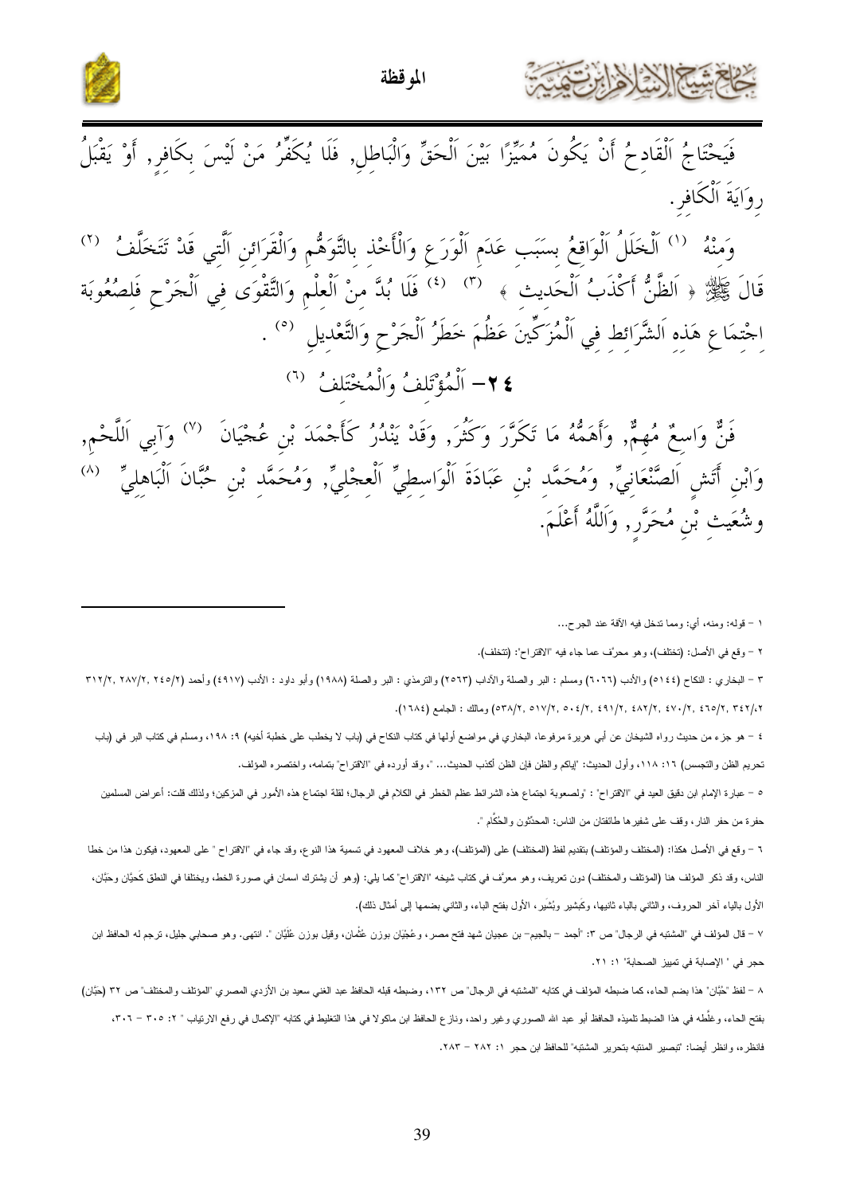فَيَحْتَاجُ اَلْقَادِحُ أَنْ يَكُونَ مُمَيِّزًا بَيْنَ اَلْحَقِّ وَالْبَاطِلِ, فَلَا يُكَفِّرُ مَنْ لَيْسَ بِكَافِرٍ, أَوْ يَقْبَلُ رِوَايَةَ اَلْكَافِرِ.

وَمِنْهُ [1] اَلْخَلَلُ اَلْوَاقِعُ بِسَبَبِ عَدَمِ اَلْوَرَعِ وَالْأَخْذِ بِالتَّوَهُّمِ وَالْقَرَائِنِ اَلَّتِي قَدْ تَتَخَلَّفُ [2] قَالَ ﷺ ﴿ اَلظَّنُّ أَكْذَبُ اَلْحَدِيثِ ﴾ [3] [4] فَلَا بُدَّ مِنْ اَلْعِلْمِ وَالتَّقْوَى فِي اَلْجَرْحِ فَلِصُعُوبَةِ اِجْتِمَاعِ هَذِهِ اَلشَّرَائِطِ فِي اَلْمُزَكِّينَ عَظُمَ خَطَرُ اَلْجَرْحِ وَالتَّعْدِيلِ [5] .

## ٢٤- اَلْمُؤْتَلِفُ وَالْمُخْتَلِفُ [6]

فَنٌّ وَاسِعٌ مُهِمٌّ, وَأَهَمُّهُ مَا تَكَرَّرَ وَكَثُرَ, وَقَدْ يَنْدُرُ كَأَحْمَدَ بْنِ عُجْيَانَ [7] وَآبِي اَللَّحْمِ, وَابْنِ أَتَشٍ اَلصَّنْعَانِيِّ, وَمُحَمَّدِ بْنِ عَبَادَةَ اَلْوَاسِطِيِّ اَلْعِجْلِيِّ, وَمُحَمَّدِ بْنِ حُبَّانَ اَلْبَاهِلِيِّ [8] وشُعَيث بْنِ مُحَرَّرٍ, وَاَللَّهُ أَعْلَمَ.

---

١ – قوله: ومنه، أي: ومما تدخل فيه الآفة عند الجرح...

٢ – وقع في الأصل: (تختلف)، وهو محرّف عما جاء فيه "الاقتراح": (تتخلف).

٣ – البخاري : النكاح (٥١٤٤) والأدب (٦٠٦٦) ومسلم : البر والصلة والآداب (٢٥٦٣) والترمذي : البر والصلة (١٩٨٨) وأبو داود : الأدب (٤٩١٧) وأحمد (٢/٢٤٥, ٢/٢٨٧, ٢/٣١٢, ٢/٣٤٢, ٢/٤٦٥, ٢/٤٧٠, ٢/٤٨٢, ٢/٤٩١, ٢/٥٠٤, ٢/٥١٧, ٢/٥٣٨) ومالك : الجامع (١٦٨٤).

٤ – هو جزء من حديث رواه الشيخان عن أبي هريرة مرفوعا، البخاري في مواضع أولها في كتاب النكاح في (باب لا يخطب على خطبة أخيه) ٩: ١٩٨، ومسلم في كتاب البر في (باب تحريم الظن والتجسس) ١٦: ١١٨، وأول الحديث: "إياكم والظن فإن الظن أكذب الحديث... "، وقد أورده في "الاقتراح" بتمامه، واختصره المؤلف.

٥ – عبارة الإمام ابن دقيق العيد في "الاقتراح" : "ولصعوبة اجتماع هذه الشرائط عظم الخطر في الكلام في الرجال؛ لقلة اجتماع هذه الأمور في المزكين؛ ولذلك قلت: أعراض المسلمين حفرة من حفر النار، وقف على شفيرها طائفتان من الناس: المحدثون والحكّام ".

٦ – وقع في الأصل هكذا: (المختلف والمؤتلف) بتقديم لفظ (المختلف) على (المؤتلف)، وهو خلاف المعهود في تسمية هذا النوع، وقد جاء في "الاقتراح " على المعهود، فيكون هذا من خطأ الناس، وقد ذكر المؤلف هنا (المؤتلف والمختلف) دون تعريف، وهو معرّف في كتاب شيخه "الاقتراح" كما يلي: (وهو أن يشترك اسمان في صورة الخط، ويختلفا في النطق كَحَيَّان وحَبَّان، الأول بالياء آخر الحروف، والثاني بالباء ثانيها، وكَبشير وبُشَير، الأول بفتح الباء، والثاني بضمها إلى أمثال ذلك).

٧ – قال المؤلف في "المشتبه في الرجال" ص ٣: "أجمد – بالجيم– بن عجيان شهد فتح مصر، وعُجَيان بوزن عُثمان، وقيل بوزن عُلَيَّان ". انتهى. وهو صحابي جليل، ترجم له الحافظ ابن حجر في " الإصابة في تمييز الصحابة" ١: ٢١.

٨ – لفظ "حُبّان" هذا بضم الحاء، كما ضبطه المؤلف في كتابه "المشتبه في الرجال" ص ١٣٢، وضبطه قبله الحافظ عبد الغني سعيد بن الأزدي المصري "المؤتلف والمختلف" ص ٣٢ (حَبّان) بفتح الحاء، وغلّطه في هذا الضبط تلميذه الحافظ أبو عبد الله الصوري وغير واحد، ونازع الحافظ ابن ماكولا في هذا التغليط في كتابه "الإكمال في رفع الارتياب " ٢: ٣٠٥ – ٣٠٦، فانظره، وانظر أيضا: "تبصير المنتبه بتحرير المشتبه" للحافظ ابن حجر ١: ٢٨٢ – ٢٨٣.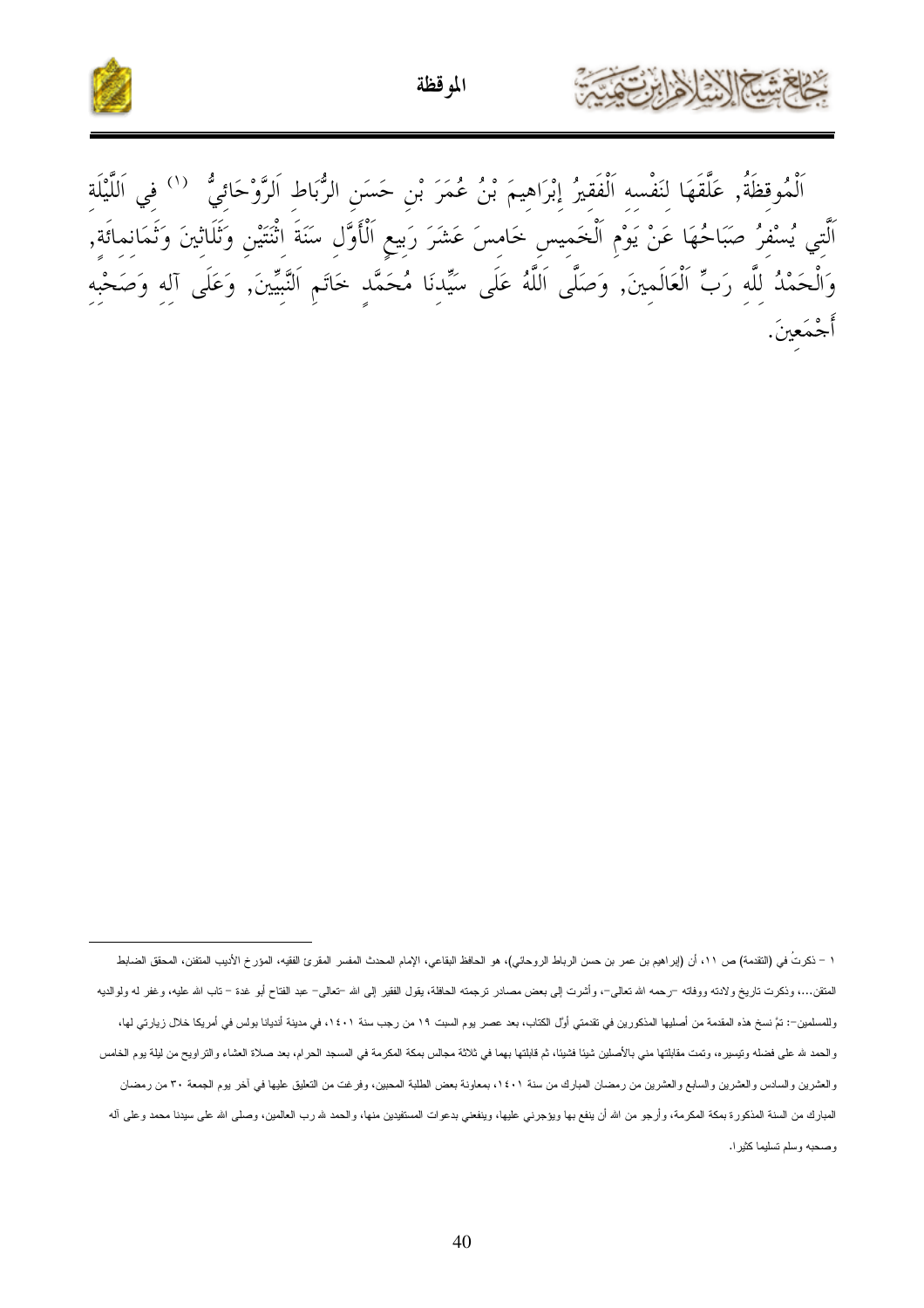اَلْمُوقِظَةُ, عَلَّقَهَا لِنَفْسِهِ اَلْفَقِيرُ إِبْرَاهِيمَ بْنُ عُمَرَ بْنِ حَسَنِ الرُّبَاطِ اَلرَّوْحَائِيُّ [1] فِي اَللَّيْلَةِ اَلَّتِي يُسْفِرُ صَبَاحُهَا عَنْ يَوْمِ اَلْخَمِيسِ خَامِسَ عَشَرَ رَبِيعٍ اَلْأَوَّلِ سَنَةَ اِثْنَتَيْنِ وَثَلَاثِينَ وَثَمَانِمِائَةٍ, وَالْحَمْدُ لِلَّهِ رَبِّ اَلْعَالَمِينَ, وَصَلَّى اَللَّهُ عَلَى سَيِّدِنَا مُحَمَّدٍ خَاتَمِ اَلنَّبِيِّينَ, وَعَلَى آلِهِ وَصَحْبِهِ أَجْمَعِينَ.

---

١ - ذكرتُ في (التقدمة) ص ١١، أن (إبراهيم بن عمر بن حسن الرباط الروحائي)، هو الحافظ البقاعي، الإمام المحدث المفسر المقرئ الفقيه، المؤرخ الأديب المتفنن، المحقق الضابط المتقن...، وذكرت تاريخ ولادته ووفاته -رحمه الله تعالى-، وأشرت إلى بعض مصادر ترجمته الحافلة، يقول الفقير إلى الله -تعالى- عبد الفتاح أبو غدة - تاب الله عليه، وغفر له ولوالديه وللمسلمين-: تمَّ نسخ هذه المقدمة من أصليها المذكورين في تقدمتي أوّل الكتاب، بعد عصر يوم السبت ١٩ من رجب سنة ١٤٠١، في مدينة أنديانا بولس في أمريكا خلال زيارتي لها، والحمد لله على فضله وتيسيره، وتمت مقابلتها مني بالأصلين شيئا فشيئا، ثم قابلتها بهما في ثلاثة مجالس بمكة المكرمة في المسجد الحرام، بعد صلاة العشاء والتراويح من ليلة يوم الخامس والعشرين والسادس والعشرين والسابع والعشرين من رمضان المبارك من سنة ١٤٠١، بمعاونة بعض الطلبة المحبين، وفرغت من التعليق عليها في آخر يوم الجمعة ٣٠ من رمضان المبارك من السنة المذكورة بمكة المكرمة، وأرجو من الله أن ينفع بها ويؤجرني عليها، وينفعني بدعوات المستفيدين منها، والحمد لله رب العالمين، وصلى الله على سيدنا محمد وعلى آله وصحبه وسلم تسليما كثيرا.